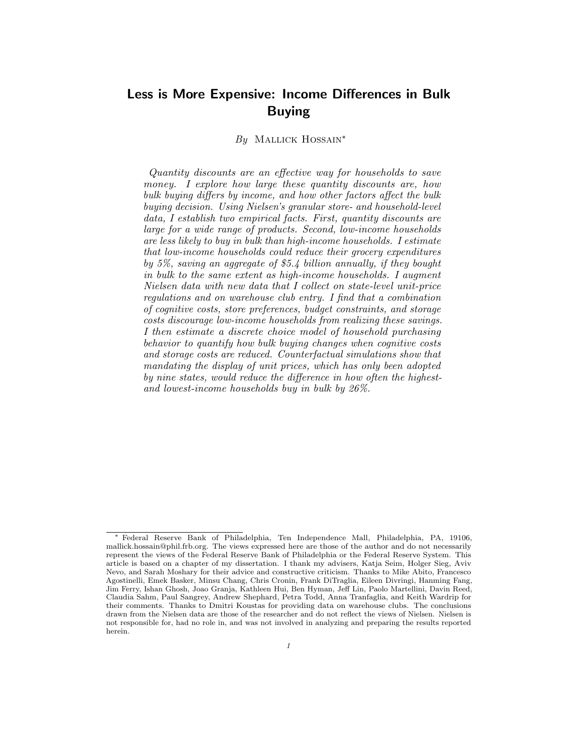# Less is More Expensive: Income Differences in Bulk Buying

*By* Mallick Hossain*

*Quantity discounts are an effective way for households to save money. I explore how large these quantity discounts are, how bulk buying differs by income, and how other factors affect the bulk buying decision. Using Nielsen's granular store- and household-level data, I establish two empirical facts. First, quantity discounts are large for a wide range of products. Second, low-income households are less likely to buy in bulk than high-income households. I estimate that low-income households could reduce their grocery expenditures by 5%, saving an aggregate of $5.4 billion annually, if they bought in bulk to the same extent as high-income households. I augment Nielsen data with new data that I collect on state-level unit-price regulations and on warehouse club entry. I find that a combination of cognitive costs, store preferences, budget constraints, and storage costs discourage low-income households from realizing these savings. I then estimate a discrete choice model of household purchasing behavior to quantify how bulk buying changes when cognitive costs and storage costs are reduced. Counterfactual simulations show that mandating the display of unit prices, which has only been adopted by nine states, would reduce the difference in how often the highest- and lowest-income households buy in bulk by 26%.*

---

\* Federal Reserve Bank of Philadelphia, Ten Independence Mall, Philadelphia, PA, 19106, mallick.hossain@phil.frb.org. The views expressed here are those of the author and do not necessarily represent the views of the Federal Reserve Bank of Philadelphia or the Federal Reserve System. This article is based on a chapter of my dissertation. I thank my advisers, Katja Seim, Holger Sieg, Aviv Nevo, and Sarah Moshary for their advice and constructive criticism. Thanks to Mike Abito, Francesco Agostinelli, Emek Basker, Minsu Chang, Chris Cronin, Frank DiTraglia, Eileen Divringi, Hanming Fang, Jim Ferry, Ishan Ghosh, Joao Granja, Kathleen Hui, Ben Hyman, Jeff Lin, Paolo Martellini, Davin Reed, Claudia Sahm, Paul Sangrey, Andrew Shephard, Petra Todd, Anna Tranfaglia, and Keith Wardrip for their comments. Thanks to Dmitri Koustas for providing data on warehouse clubs. The conclusions drawn from the Nielsen data are those of the researcher and do not reflect the views of Nielsen. Nielsen is not responsible for, had no role in, and was not involved in analyzing and preparing the results reported herein.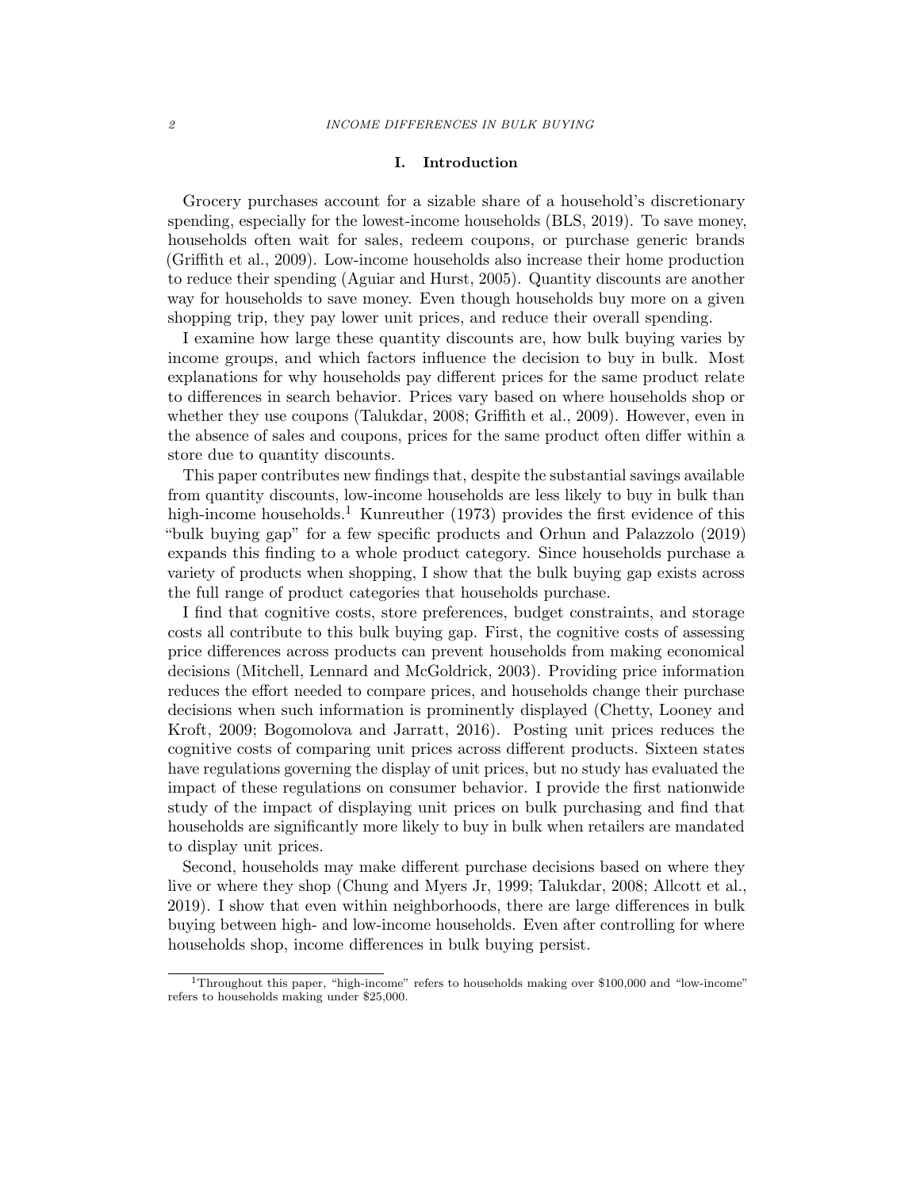## I. Introduction

Grocery purchases account for a sizable share of a household's discretionary spending, especially for the lowest-income households (BLS, 2019). To save money, households often wait for sales, redeem coupons, or purchase generic brands (Griffith et al., 2009). Low-income households also increase their home production to reduce their spending (Aguiar and Hurst, 2005). Quantity discounts are another way for households to save money. Even though households buy more on a given shopping trip, they pay lower unit prices, and reduce their overall spending.

I examine how large these quantity discounts are, how bulk buying varies by income groups, and which factors influence the decision to buy in bulk. Most explanations for why households pay different prices for the same product relate to differences in search behavior. Prices vary based on where households shop or whether they use coupons (Talukdar, 2008; Griffith et al., 2009). However, even in the absence of sales and coupons, prices for the same product often differ within a store due to quantity discounts.

This paper contributes new findings that, despite the substantial savings available from quantity discounts, low-income households are less likely to buy in bulk than high-income households.[1] Kunreuther (1973) provides the first evidence of this "bulk buying gap" for a few specific products and Orhun and Palazzolo (2019) expands this finding to a whole product category. Since households purchase a variety of products when shopping, I show that the bulk buying gap exists across the full range of product categories that households purchase.

I find that cognitive costs, store preferences, budget constraints, and storage costs all contribute to this bulk buying gap. First, the cognitive costs of assessing price differences across products can prevent households from making economical decisions (Mitchell, Lennard and McGoldrick, 2003). Providing price information reduces the effort needed to compare prices, and households change their purchase decisions when such information is prominently displayed (Chetty, Looney and Kroft, 2009; Bogomolova and Jarratt, 2016). Posting unit prices reduces the cognitive costs of comparing unit prices across different products. Sixteen states have regulations governing the display of unit prices, but no study has evaluated the impact of these regulations on consumer behavior. I provide the first nationwide study of the impact of displaying unit prices on bulk purchasing and find that households are significantly more likely to buy in bulk when retailers are mandated to display unit prices.

Second, households may make different purchase decisions based on where they live or where they shop (Chung and Myers Jr, 1999; Talukdar, 2008; Allcott et al., 2019). I show that even within neighborhoods, there are large differences in bulk buying between high- and low-income households. Even after controlling for where households shop, income differences in bulk buying persist.

[1] Throughout this paper, "high-income" refers to households making over $100,000 and "low-income" refers to households making under $25,000.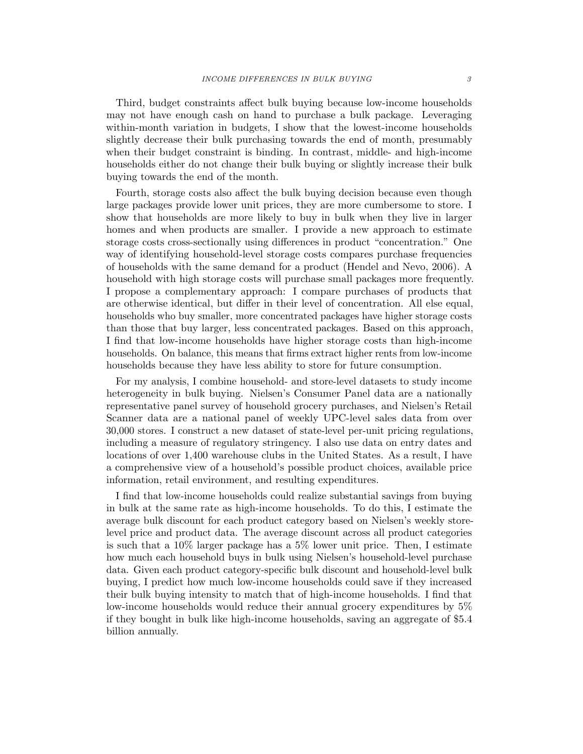Third, budget constraints affect bulk buying because low-income households may not have enough cash on hand to purchase a bulk package. Leveraging within-month variation in budgets, I show that the lowest-income households slightly decrease their bulk purchasing towards the end of month, presumably when their budget constraint is binding. In contrast, middle- and high-income households either do not change their bulk buying or slightly increase their bulk buying towards the end of the month.

Fourth, storage costs also affect the bulk buying decision because even though large packages provide lower unit prices, they are more cumbersome to store. I show that households are more likely to buy in bulk when they live in larger homes and when products are smaller. I provide a new approach to estimate storage costs cross-sectionally using differences in product "concentration." One way of identifying household-level storage costs compares purchase frequencies of households with the same demand for a product (Hendel and Nevo, 2006). A household with high storage costs will purchase small packages more frequently. I propose a complementary approach: I compare purchases of products that are otherwise identical, but differ in their level of concentration. All else equal, households who buy smaller, more concentrated packages have higher storage costs than those that buy larger, less concentrated packages. Based on this approach, I find that low-income households have higher storage costs than high-income households. On balance, this means that firms extract higher rents from low-income households because they have less ability to store for future consumption.

For my analysis, I combine household- and store-level datasets to study income heterogeneity in bulk buying. Nielsen's Consumer Panel data are a nationally representative panel survey of household grocery purchases, and Nielsen's Retail Scanner data are a national panel of weekly UPC-level sales data from over 30,000 stores. I construct a new dataset of state-level per-unit pricing regulations, including a measure of regulatory stringency. I also use data on entry dates and locations of over 1,400 warehouse clubs in the United States. As a result, I have a comprehensive view of a household's possible product choices, available price information, retail environment, and resulting expenditures.

I find that low-income households could realize substantial savings from buying in bulk at the same rate as high-income households. To do this, I estimate the average bulk discount for each product category based on Nielsen's weekly store-level price and product data. The average discount across all product categories is such that a 10% larger package has a 5% lower unit price. Then, I estimate how much each household buys in bulk using Nielsen's household-level purchase data. Given each product category-specific bulk discount and household-level bulk buying, I predict how much low-income households could save if they increased their bulk buying intensity to match that of high-income households. I find that low-income households would reduce their annual grocery expenditures by 5% if they bought in bulk like high-income households, saving an aggregate of $5.4 billion annually.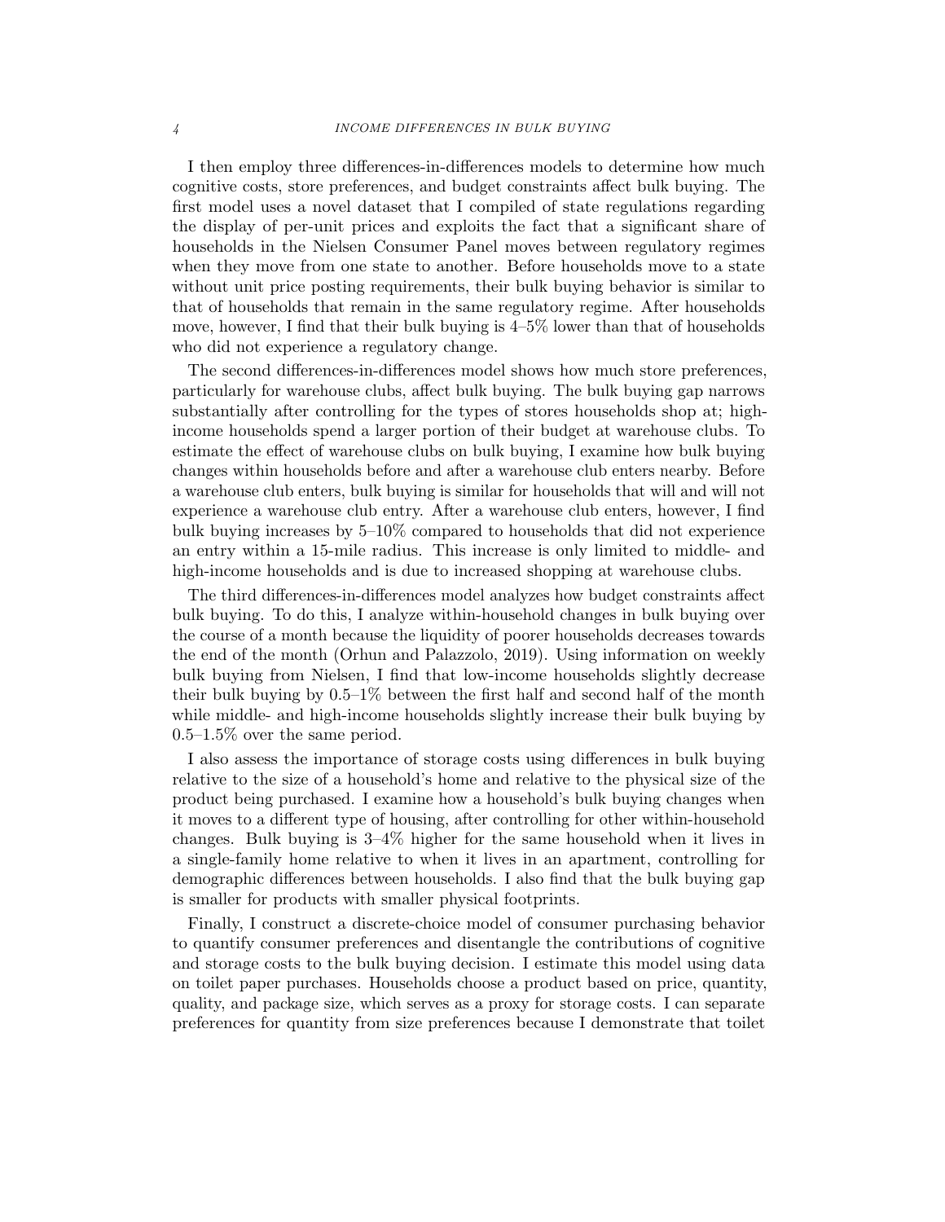I then employ three differences-in-differences models to determine how much cognitive costs, store preferences, and budget constraints affect bulk buying. The first model uses a novel dataset that I compiled of state regulations regarding the display of per-unit prices and exploits the fact that a significant share of households in the Nielsen Consumer Panel moves between regulatory regimes when they move from one state to another. Before households move to a state without unit price posting requirements, their bulk buying behavior is similar to that of households that remain in the same regulatory regime. After households move, however, I find that their bulk buying is 4–5% lower than that of households who did not experience a regulatory change.

The second differences-in-differences model shows how much store preferences, particularly for warehouse clubs, affect bulk buying. The bulk buying gap narrows substantially after controlling for the types of stores households shop at; high-income households spend a larger portion of their budget at warehouse clubs. To estimate the effect of warehouse clubs on bulk buying, I examine how bulk buying changes within households before and after a warehouse club enters nearby. Before a warehouse club enters, bulk buying is similar for households that will and will not experience a warehouse club entry. After a warehouse club enters, however, I find bulk buying increases by 5–10% compared to households that did not experience an entry within a 15-mile radius. This increase is only limited to middle- and high-income households and is due to increased shopping at warehouse clubs.

The third differences-in-differences model analyzes how budget constraints affect bulk buying. To do this, I analyze within-household changes in bulk buying over the course of a month because the liquidity of poorer households decreases towards the end of the month (Orhun and Palazzolo, 2019). Using information on weekly bulk buying from Nielsen, I find that low-income households slightly decrease their bulk buying by 0.5–1% between the first half and second half of the month while middle- and high-income households slightly increase their bulk buying by 0.5–1.5% over the same period.

I also assess the importance of storage costs using differences in bulk buying relative to the size of a household's home and relative to the physical size of the product being purchased. I examine how a household's bulk buying changes when it moves to a different type of housing, after controlling for other within-household changes. Bulk buying is 3–4% higher for the same household when it lives in a single-family home relative to when it lives in an apartment, controlling for demographic differences between households. I also find that the bulk buying gap is smaller for products with smaller physical footprints.

Finally, I construct a discrete-choice model of consumer purchasing behavior to quantify consumer preferences and disentangle the contributions of cognitive and storage costs to the bulk buying decision. I estimate this model using data on toilet paper purchases. Households choose a product based on price, quantity, quality, and package size, which serves as a proxy for storage costs. I can separate preferences for quantity from size preferences because I demonstrate that toilet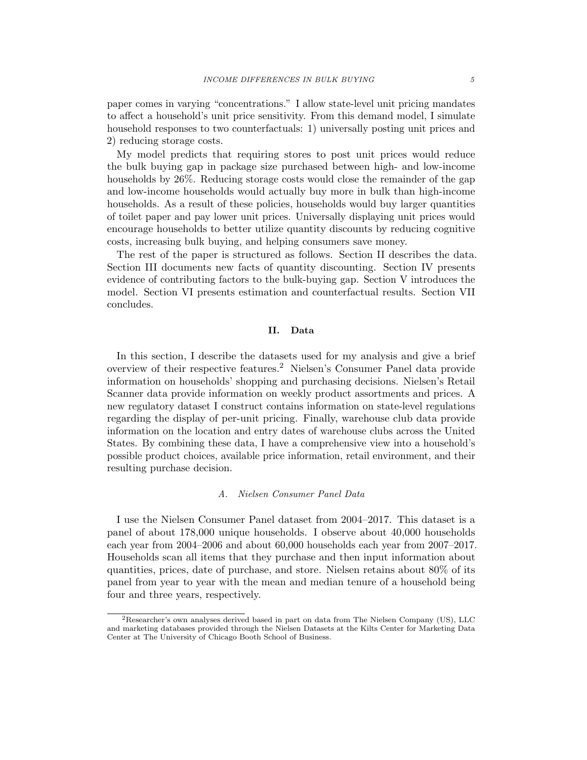paper comes in varying "concentrations." I allow state-level unit pricing mandates to affect a household's unit price sensitivity. From this demand model, I simulate household responses to two counterfactuals: 1) universally posting unit prices and 2) reducing storage costs.

My model predicts that requiring stores to post unit prices would reduce the bulk buying gap in package size purchased between high- and low-income households by 26%. Reducing storage costs would close the remainder of the gap and low-income households would actually buy more in bulk than high-income households. As a result of these policies, households would buy larger quantities of toilet paper and pay lower unit prices. Universally displaying unit prices would encourage households to better utilize quantity discounts by reducing cognitive costs, increasing bulk buying, and helping consumers save money.

The rest of the paper is structured as follows. Section II describes the data. Section III documents new facts of quantity discounting. Section IV presents evidence of contributing factors to the bulk-buying gap. Section V introduces the model. Section VI presents estimation and counterfactual results. Section VII concludes.

## II. Data

In this section, I describe the datasets used for my analysis and give a brief overview of their respective features.[2] Nielsen's Consumer Panel data provide information on households' shopping and purchasing decisions. Nielsen's Retail Scanner data provide information on weekly product assortments and prices. A new regulatory dataset I construct contains information on state-level regulations regarding the display of per-unit pricing. Finally, warehouse club data provide information on the location and entry dates of warehouse clubs across the United States. By combining these data, I have a comprehensive view into a household's possible product choices, available price information, retail environment, and their resulting purchase decision.

### *A. Nielsen Consumer Panel Data*

I use the Nielsen Consumer Panel dataset from 2004–2017. This dataset is a panel of about 178,000 unique households. I observe about 40,000 households each year from 2004–2006 and about 60,000 households each year from 2007–2017. Households scan all items that they purchase and then input information about quantities, prices, date of purchase, and store. Nielsen retains about 80% of its panel from year to year with the mean and median tenure of a household being four and three years, respectively.

[2] Researcher's own analyses derived based in part on data from The Nielsen Company (US), LLC and marketing databases provided through the Nielsen Datasets at the Kilts Center for Marketing Data Center at The University of Chicago Booth School of Business.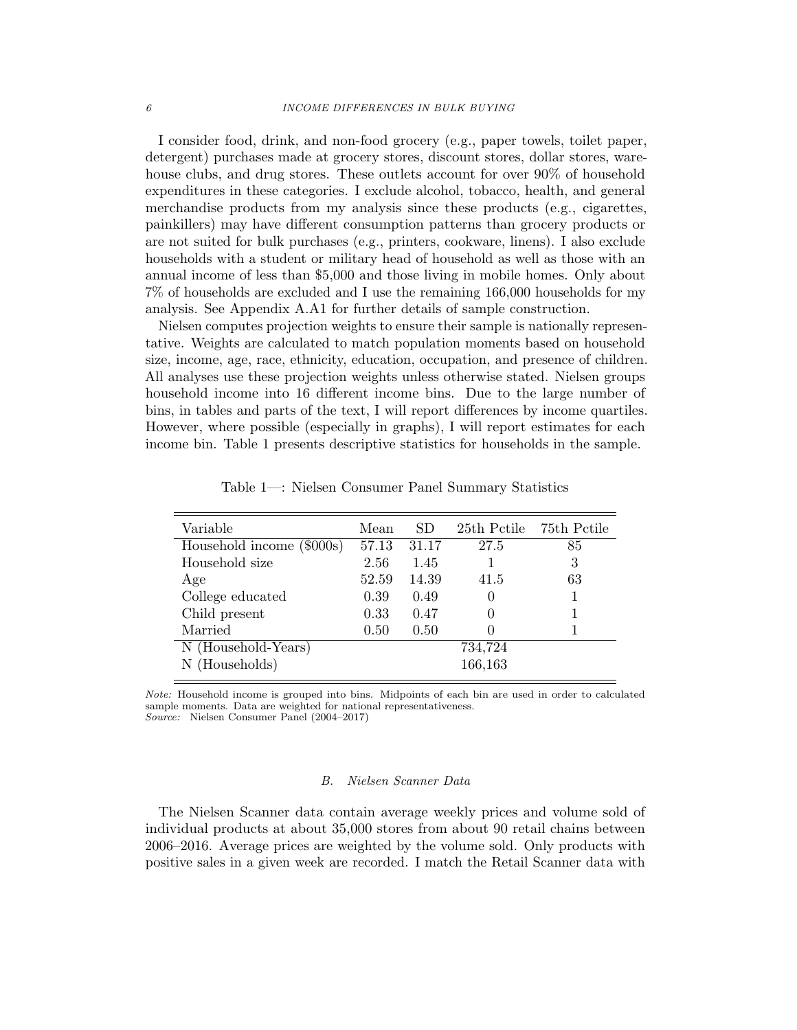I consider food, drink, and non-food grocery (e.g., paper towels, toilet paper, detergent) purchases made at grocery stores, discount stores, dollar stores, warehouse clubs, and drug stores. These outlets account for over 90% of household expenditures in these categories. I exclude alcohol, tobacco, health, and general merchandise products from my analysis since these products (e.g., cigarettes, painkillers) may have different consumption patterns than grocery products or are not suited for bulk purchases (e.g., printers, cookware, linens). I also exclude households with a student or military head of household as well as those with an annual income of less than $5,000 and those living in mobile homes. Only about 7% of households are excluded and I use the remaining 166,000 households for my analysis. See Appendix A.A1 for further details of sample construction.

Nielsen computes projection weights to ensure their sample is nationally representative. Weights are calculated to match population moments based on household size, income, age, race, ethnicity, education, occupation, and presence of children. All analyses use these projection weights unless otherwise stated. Nielsen groups household income into 16 different income bins. Due to the large number of bins, in tables and parts of the text, I will report differences by income quartiles. However, where possible (especially in graphs), I will report estimates for each income bin. Table 1 presents descriptive statistics for households in the sample.

Table 1—: Nielsen Consumer Panel Summary Statistics

| Variable | Mean | SD | 25th Pctile | 75th Pctile |
|---|---|---|---|---|
| Household income ($000s) | 57.13 | 31.17 | 27.5 | 85 |
| Household size | 2.56 | 1.45 | 1 | 3 |
| Age | 52.59 | 14.39 | 41.5 | 63 |
| College educated | 0.39 | 0.49 | 0 | 1 |
| Child present | 0.33 | 0.47 | 0 | 1 |
| Married | 0.50 | 0.50 | 0 | 1 |
| N (Household-Years) | | | 734,724 | |
| N (Households) | | | 166,163 | |

*Note:* Household income is grouped into bins. Midpoints of each bin are used in order to calculated sample moments. Data are weighted for national representativeness.
*Source:* Nielsen Consumer Panel (2004–2017)

### B. *Nielsen Scanner Data*

The Nielsen Scanner data contain average weekly prices and volume sold of individual products at about 35,000 stores from about 90 retail chains between 2006–2016. Average prices are weighted by the volume sold. Only products with positive sales in a given week are recorded. I match the Retail Scanner data with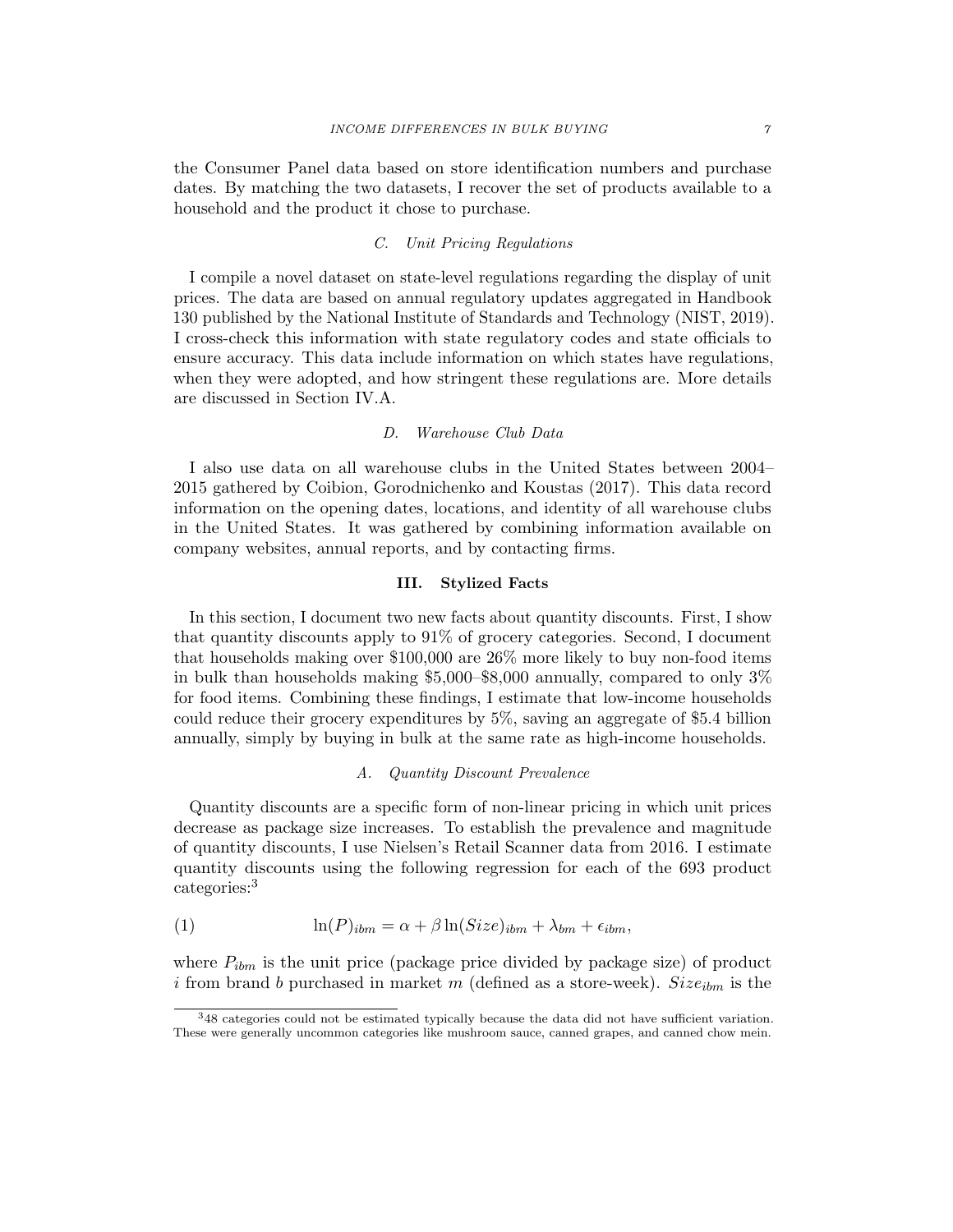the Consumer Panel data based on store identification numbers and purchase dates. By matching the two datasets, I recover the set of products available to a household and the product it chose to purchase.

### C. Unit Pricing Regulations

I compile a novel dataset on state-level regulations regarding the display of unit prices. The data are based on annual regulatory updates aggregated in Handbook 130 published by the National Institute of Standards and Technology (NIST, 2019). I cross-check this information with state regulatory codes and state officials to ensure accuracy. This data include information on which states have regulations, when they were adopted, and how stringent these regulations are. More details are discussed in Section IV.A.

### D. Warehouse Club Data

I also use data on all warehouse clubs in the United States between 2004–2015 gathered by Coibion, Gorodnichenko and Koustas (2017). This data record information on the opening dates, locations, and identity of all warehouse clubs in the United States. It was gathered by combining information available on company websites, annual reports, and by contacting firms.

## III. Stylized Facts

In this section, I document two new facts about quantity discounts. First, I show that quantity discounts apply to 91% of grocery categories. Second, I document that households making over \$100,000 are 26% more likely to buy non-food items in bulk than households making \$5,000–\$8,000 annually, compared to only 3% for food items. Combining these findings, I estimate that low-income households could reduce their grocery expenditures by 5%, saving an aggregate of \$5.4 billion annually, simply by buying in bulk at the same rate as high-income households.

### A. Quantity Discount Prevalence

Quantity discounts are a specific form of non-linear pricing in which unit prices decrease as package size increases. To establish the prevalence and magnitude of quantity discounts, I use Nielsen's Retail Scanner data from 2016. I estimate quantity discounts using the following regression for each of the 693 product categories:[3]

$$\ln(P)_{ibm} = \alpha + \beta \ln(Size)_{ibm} + \lambda_{bm} + \epsilon_{ibm}, \tag{1}$$

where $P_{ibm}$ is the unit price (package price divided by package size) of product $i$ from brand $b$ purchased in market $m$ (defined as a store-week). $Size_{ibm}$ is the

[3] 48 categories could not be estimated typically because the data did not have sufficient variation. These were generally uncommon categories like mushroom sauce, canned grapes, and canned chow mein.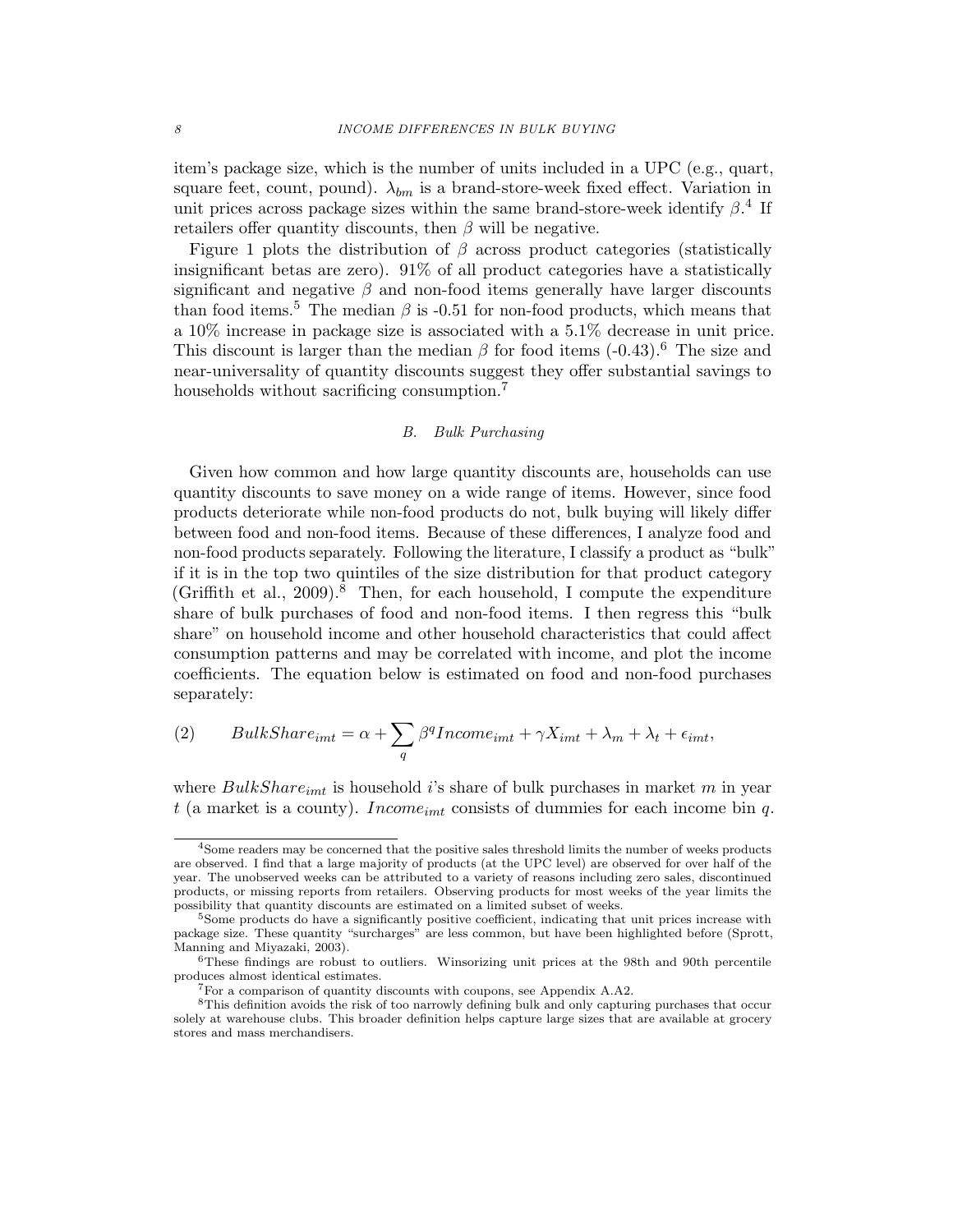item's package size, which is the number of units included in a UPC (e.g., quart, square feet, count, pound). $\lambda_{bm}$ is a brand-store-week fixed effect. Variation in unit prices across package sizes within the same brand-store-week identify $\beta$.[4] If retailers offer quantity discounts, then $\beta$ will be negative.

Figure 1 plots the distribution of $\beta$ across product categories (statistically insignificant betas are zero). 91% of all product categories have a statistically significant and negative $\beta$ and non-food items generally have larger discounts than food items.[5] The median $\beta$ is -0.51 for non-food products, which means that a 10% increase in package size is associated with a 5.1% decrease in unit price. This discount is larger than the median $\beta$ for food items (-0.43).[6] The size and near-universality of quantity discounts suggest they offer substantial savings to households without sacrificing consumption.[7]

### B. Bulk Purchasing

Given how common and how large quantity discounts are, households can use quantity discounts to save money on a wide range of items. However, since food products deteriorate while non-food products do not, bulk buying will likely differ between food and non-food items. Because of these differences, I analyze food and non-food products separately. Following the literature, I classify a product as "bulk" if it is in the top two quintiles of the size distribution for that product category (Griffith et al., 2009).[8] Then, for each household, I compute the expenditure share of bulk purchases of food and non-food items. I then regress this "bulk share" on household income and other household characteristics that could affect consumption patterns and may be correlated with income, and plot the income coefficients. The equation below is estimated on food and non-food purchases separately:

$$BulkShare_{imt} = \alpha + \sum_{q} \beta^q Income_{imt} + \gamma X_{imt} + \lambda_m + \lambda_t + \epsilon_{imt}, \tag{2}$$

where $BulkShare_{imt}$ is household $i$'s share of bulk purchases in market $m$ in year $t$ (a market is a county). $Income_{imt}$ consists of dummies for each income bin $q$.

---

[4] Some readers may be concerned that the positive sales threshold limits the number of weeks products are observed. I find that a large majority of products (at the UPC level) are observed for over half of the year. The unobserved weeks can be attributed to a variety of reasons including zero sales, discontinued products, or missing reports from retailers. Observing products for most weeks of the year limits the possibility that quantity discounts are estimated on a limited subset of weeks.

[5] Some products do have a significantly positive coefficient, indicating that unit prices increase with package size. These quantity "surcharges" are less common, but have been highlighted before (Sprott, Manning and Miyazaki, 2003).

[6] These findings are robust to outliers. Winsorizing unit prices at the 98th and 90th percentile produces almost identical estimates.

[7] For a comparison of quantity discounts with coupons, see Appendix A.A2.

[8] This definition avoids the risk of too narrowly defining bulk and only capturing purchases that occur solely at warehouse clubs. This broader definition helps capture large sizes that are available at grocery stores and mass merchandisers.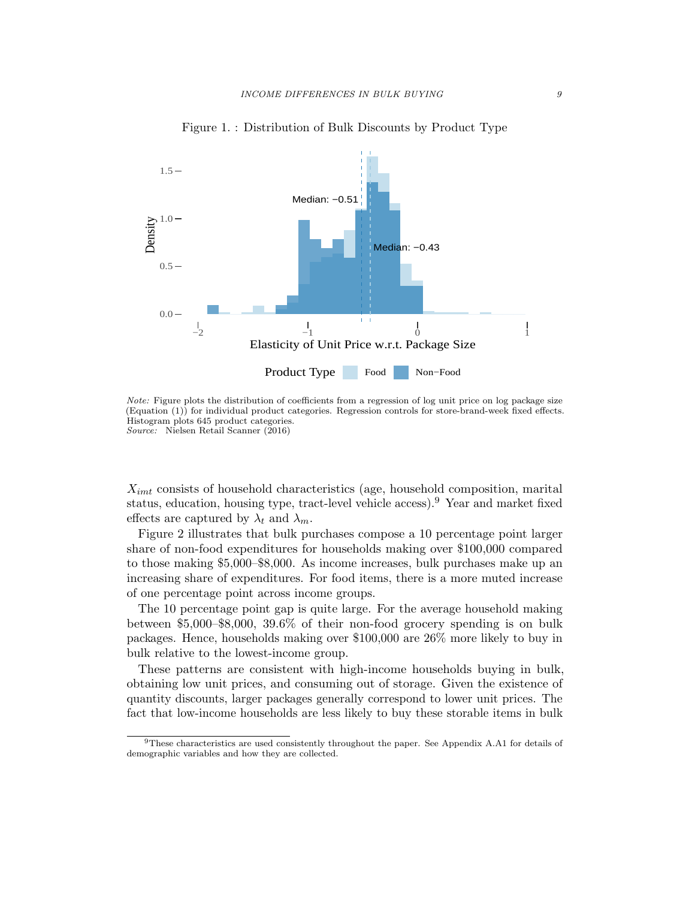Figure 1. : Distribution of Bulk Discounts by Product Type

*Note:* Figure plots the distribution of coefficients from a regression of log unit price on log package size (Equation (1)) for individual product categories. Regression controls for store-brand-week fixed effects. Histogram plots 645 product categories.
*Source:* Nielsen Retail Scanner (2016)

$X_{imt}$ consists of household characteristics (age, household composition, marital status, education, housing type, tract-level vehicle access).[9] Year and market fixed effects are captured by $\lambda_t$ and $\lambda_m$.

Figure 2 illustrates that bulk purchases compose a 10 percentage point larger share of non-food expenditures for households making over \$100,000 compared to those making \$5,000–\$8,000. As income increases, bulk purchases make up an increasing share of expenditures. For food items, there is a more muted increase of one percentage point across income groups.

The 10 percentage point gap is quite large. For the average household making between \$5,000–\$8,000, 39.6% of their non-food grocery spending is on bulk packages. Hence, households making over \$100,000 are 26% more likely to buy in bulk relative to the lowest-income group.

These patterns are consistent with high-income households buying in bulk, obtaining low unit prices, and consuming out of storage. Given the existence of quantity discounts, larger packages generally correspond to lower unit prices. The fact that low-income households are less likely to buy these storable items in bulk

[9] These characteristics are used consistently throughout the paper. See Appendix A.A1 for details of demographic variables and how they are collected.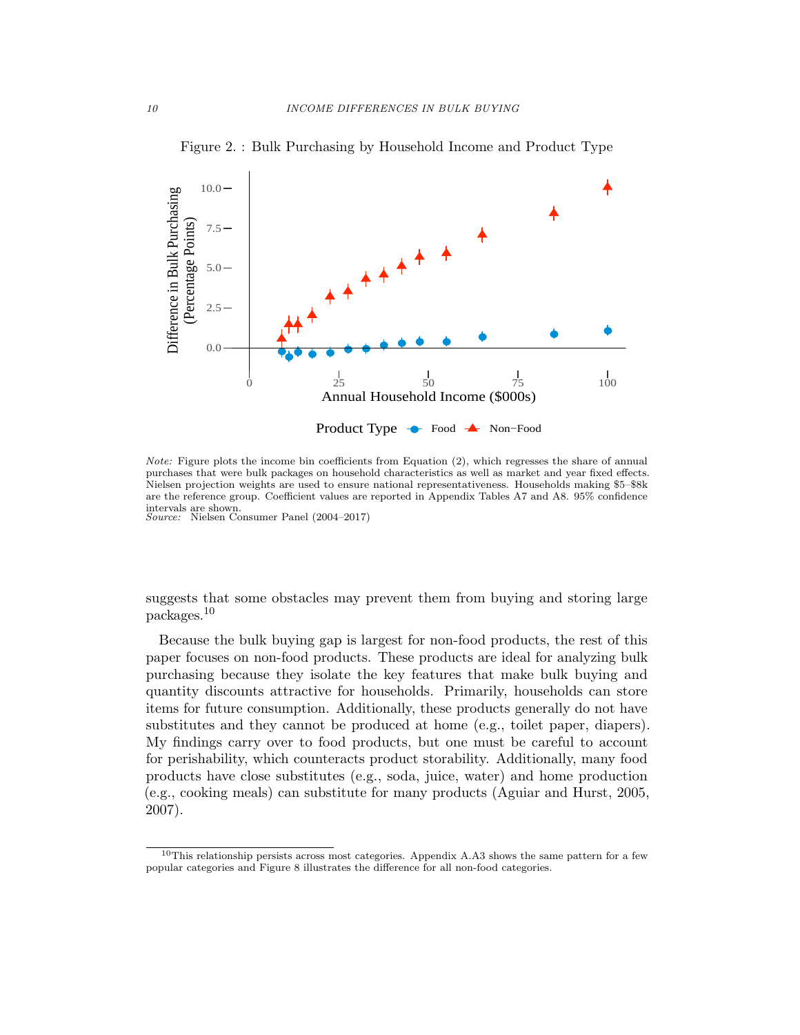Figure 2. : Bulk Purchasing by Household Income and Product Type

*Note:* Figure plots the income bin coefficients from Equation (2), which regresses the share of annual purchases that were bulk packages on household characteristics as well as market and year fixed effects. Nielsen projection weights are used to ensure national representativeness. Households making \$5–\$8k are the reference group. Coefficient values are reported in Appendix Tables A7 and A8. 95% confidence intervals are shown.
*Source:* Nielsen Consumer Panel (2004–2017)

suggests that some obstacles may prevent them from buying and storing large packages.[10]

Because the bulk buying gap is largest for non-food products, the rest of this paper focuses on non-food products. These products are ideal for analyzing bulk purchasing because they isolate the key features that make bulk buying and quantity discounts attractive for households. Primarily, households can store items for future consumption. Additionally, these products generally do not have substitutes and they cannot be produced at home (e.g., toilet paper, diapers). My findings carry over to food products, but one must be careful to account for perishability, which counteracts product storability. Additionally, many food products have close substitutes (e.g., soda, juice, water) and home production (e.g., cooking meals) can substitute for many products (Aguiar and Hurst, 2005, 2007).

[10] This relationship persists across most categories. Appendix A.A3 shows the same pattern for a few popular categories and Figure 8 illustrates the difference for all non-food categories.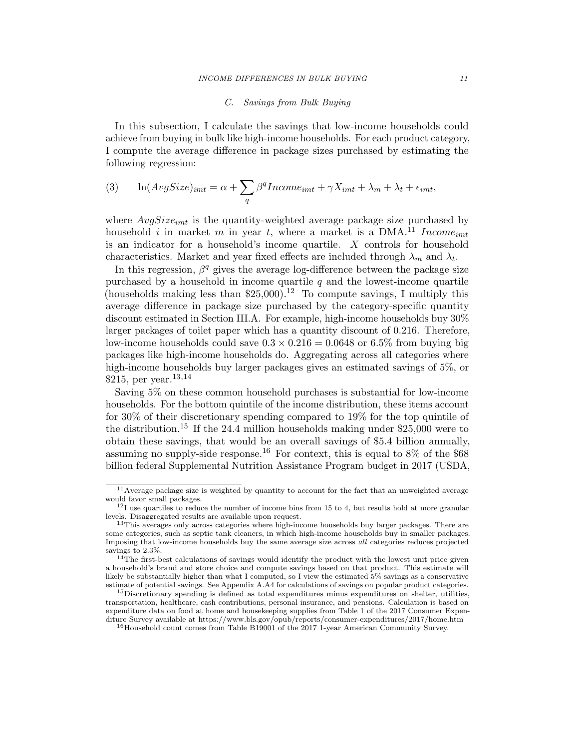### C. Savings from Bulk Buying

In this subsection, I calculate the savings that low-income households could achieve from buying in bulk like high-income households. For each product category, I compute the average difference in package sizes purchased by estimating the following regression:

$$\ln(AvgSize)_{imt} = \alpha + \sum_q \beta^q Income_{imt} + \gamma X_{imt} + \lambda_m + \lambda_t + \epsilon_{imt}, \tag{3}$$

where $AvgSize_{imt}$ is the quantity-weighted average package size purchased by household $i$ in market $m$ in year $t$, where a market is a DMA.[11] $Income_{imt}$ is an indicator for a household's income quartile. $X$ controls for household characteristics. Market and year fixed effects are included through $\lambda_m$ and $\lambda_t$.

In this regression, $\beta^q$ gives the average log-difference between the package size purchased by a household in income quartile $q$ and the lowest-income quartile (households making less than \$25,000).[12] To compute savings, I multiply this average difference in package size purchased by the category-specific quantity discount estimated in Section III.A. For example, high-income households buy 30% larger packages of toilet paper which has a quantity discount of 0.216. Therefore, low-income households could save $0.3 \times 0.216 = 0.0648$ or 6.5% from buying big packages like high-income households do. Aggregating across all categories where high-income households buy larger packages gives an estimated savings of 5%, or \$215, per year.[13,14]

Saving 5% on these common household purchases is substantial for low-income households. For the bottom quintile of the income distribution, these items account for 30% of their discretionary spending compared to 19% for the top quintile of the distribution.[15] If the 24.4 million households making under \$25,000 were to obtain these savings, that would be an overall savings of \$5.4 billion annually, assuming no supply-side response.[16] For context, this is equal to 8% of the \$68 billion federal Supplemental Nutrition Assistance Program budget in 2017 (USDA,

---

[11] Average package size is weighted by quantity to account for the fact that an unweighted average would favor small packages.

[12] I use quartiles to reduce the number of income bins from 15 to 4, but results hold at more granular levels. Disaggregated results are available upon request.

[13] This averages only across categories where high-income households buy larger packages. There are some categories, such as septic tank cleaners, in which high-income households buy in smaller packages. Imposing that low-income households buy the same average size across *all* categories reduces projected savings to 2.3%.

[14] The first-best calculations of savings would identify the product with the lowest unit price given a household's brand and store choice and compute savings based on that product. This estimate will likely be substantially higher than what I computed, so I view the estimated 5% savings as a conservative estimate of potential savings. See Appendix A.A4 for calculations of savings on popular product categories.

[15] Discretionary spending is defined as total expenditures minus expenditures on shelter, utilities, transportation, healthcare, cash contributions, personal insurance, and pensions. Calculation is based on expenditure data on food at home and housekeeping supplies from Table 1 of the 2017 Consumer Expenditure Survey available at https://www.bls.gov/opub/reports/consumer-expenditures/2017/home.htm

[16] Household count comes from Table B19001 of the 2017 1-year American Community Survey.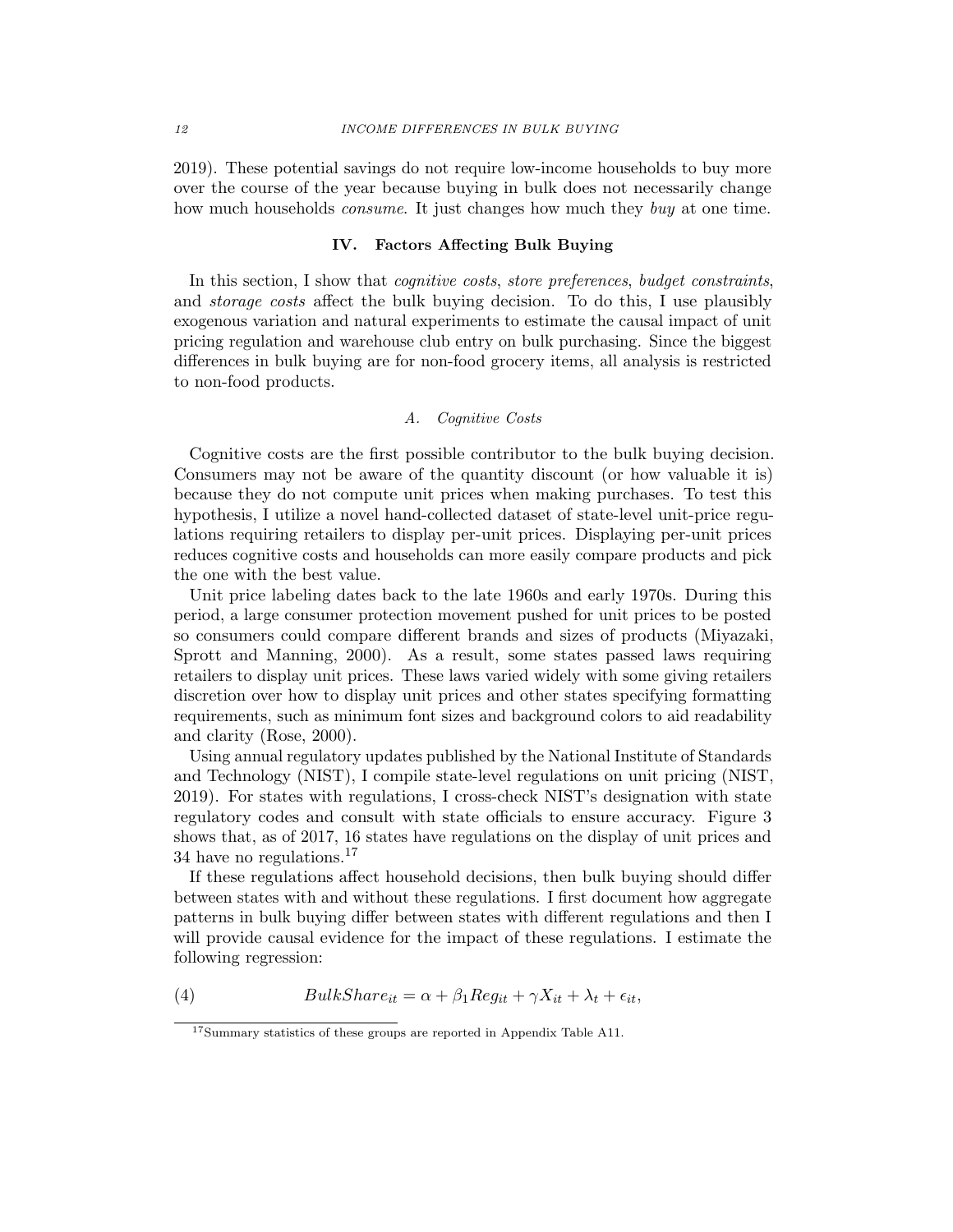2019). These potential savings do not require low-income households to buy more over the course of the year because buying in bulk does not necessarily change how much households *consume*. It just changes how much they *buy* at one time.

## IV. Factors Affecting Bulk Buying

In this section, I show that *cognitive costs*, *store preferences*, *budget constraints*, and *storage costs* affect the bulk buying decision. To do this, I use plausibly exogenous variation and natural experiments to estimate the causal impact of unit pricing regulation and warehouse club entry on bulk purchasing. Since the biggest differences in bulk buying are for non-food grocery items, all analysis is restricted to non-food products.

### A. Cognitive Costs

Cognitive costs are the first possible contributor to the bulk buying decision. Consumers may not be aware of the quantity discount (or how valuable it is) because they do not compute unit prices when making purchases. To test this hypothesis, I utilize a novel hand-collected dataset of state-level unit-price regulations requiring retailers to display per-unit prices. Displaying per-unit prices reduces cognitive costs and households can more easily compare products and pick the one with the best value.

Unit price labeling dates back to the late 1960s and early 1970s. During this period, a large consumer protection movement pushed for unit prices to be posted so consumers could compare different brands and sizes of products (Miyazaki, Sprott and Manning, 2000). As a result, some states passed laws requiring retailers to display unit prices. These laws varied widely with some giving retailers discretion over how to display unit prices and other states specifying formatting requirements, such as minimum font sizes and background colors to aid readability and clarity (Rose, 2000).

Using annual regulatory updates published by the National Institute of Standards and Technology (NIST), I compile state-level regulations on unit pricing (NIST, 2019). For states with regulations, I cross-check NIST's designation with state regulatory codes and consult with state officials to ensure accuracy. Figure 3 shows that, as of 2017, 16 states have regulations on the display of unit prices and 34 have no regulations.[17]

If these regulations affect household decisions, then bulk buying should differ between states with and without these regulations. I first document how aggregate patterns in bulk buying differ between states with different regulations and then I will provide causal evidence for the impact of these regulations. I estimate the following regression:

$$BulkShare_{it} = \alpha + \beta_1 Reg_{it} + \gamma X_{it} + \lambda_t + \epsilon_{it}, \tag{4}$$

[17] Summary statistics of these groups are reported in Appendix Table A11.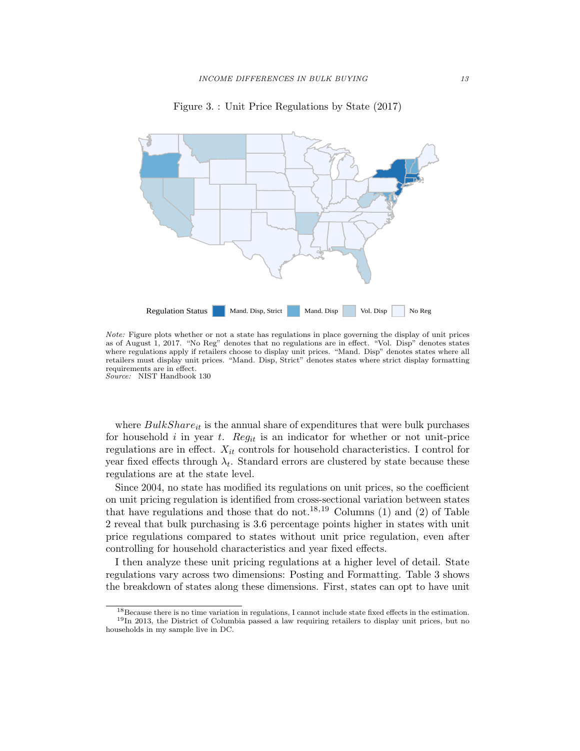Figure 3. : Unit Price Regulations by State (2017)

Regulation Status: Mand. Disp, Strict | Mand. Disp | Vol. Disp | No Reg

*Note:* Figure plots whether or not a state has regulations in place governing the display of unit prices as of August 1, 2017. "No Reg" denotes that no regulations are in effect. "Vol. Disp" denotes states where regulations apply if retailers choose to display unit prices. "Mand. Disp" denotes states where all retailers must display unit prices. "Mand. Disp, Strict" denotes states where strict display formatting requirements are in effect.
*Source:* NIST Handbook 130

where $BulkShare_{it}$ is the annual share of expenditures that were bulk purchases for household $i$ in year $t$. $Reg_{it}$ is an indicator for whether or not unit-price regulations are in effect. $X_{it}$ controls for household characteristics. I control for year fixed effects through $\lambda_t$. Standard errors are clustered by state because these regulations are at the state level.

Since 2004, no state has modified its regulations on unit prices, so the coefficient on unit pricing regulation is identified from cross-sectional variation between states that have regulations and those that do not.[18,19] Columns (1) and (2) of Table 2 reveal that bulk purchasing is 3.6 percentage points higher in states with unit price regulations compared to states without unit price regulation, even after controlling for household characteristics and year fixed effects.

I then analyze these unit pricing regulations at a higher level of detail. State regulations vary across two dimensions: Posting and Formatting. Table 3 shows the breakdown of states along these dimensions. First, states can opt to have unit

[18] Because there is no time variation in regulations, I cannot include state fixed effects in the estimation.

[19] In 2013, the District of Columbia passed a law requiring retailers to display unit prices, but no households in my sample live in DC.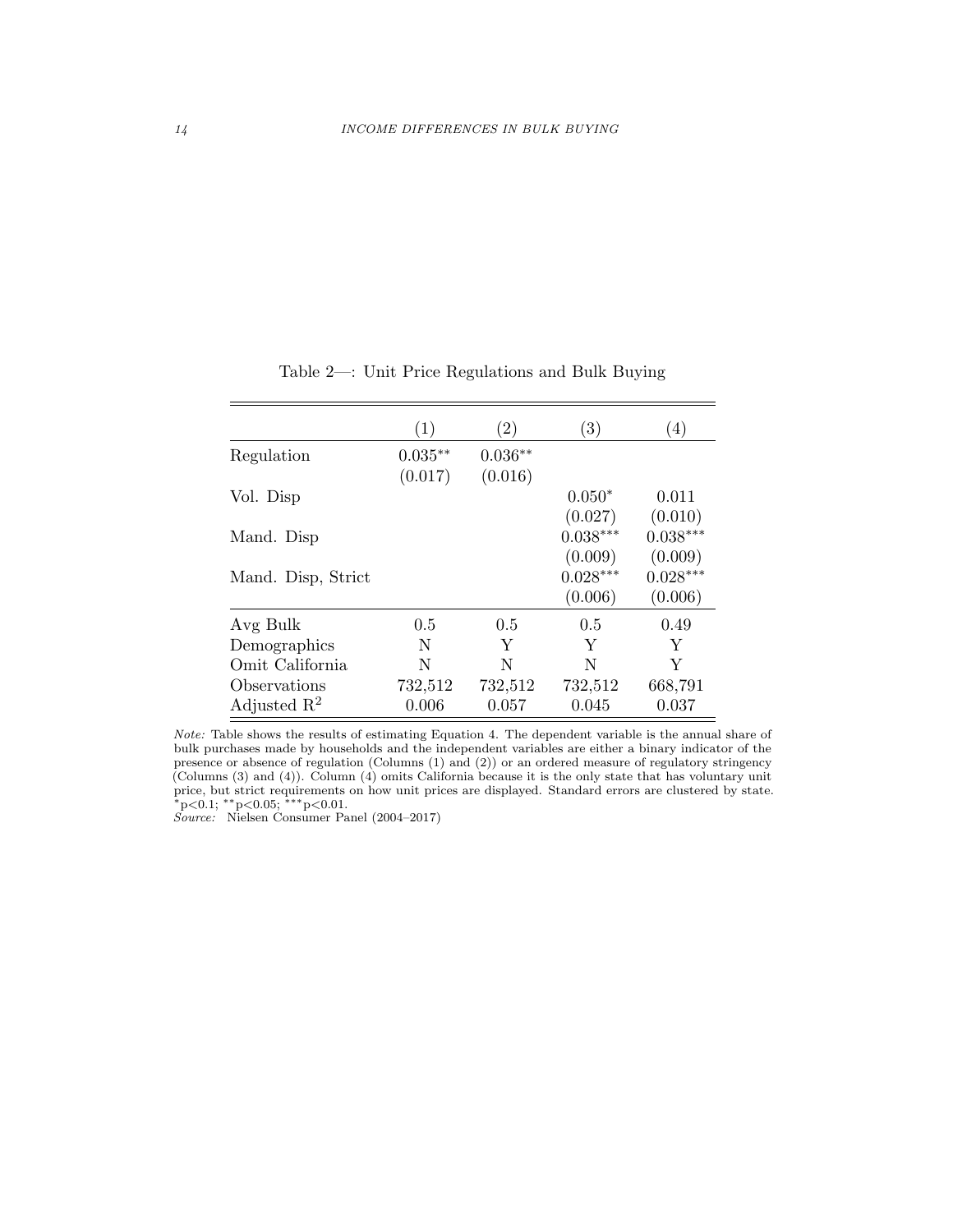Table 2—: Unit Price Regulations and Bulk Buying

| | (1) | (2) | (3) | (4) |
|---|---|---|---|---|
| Regulation | 0.035** | 0.036** | | |
| | (0.017) | (0.016) | | |
| Vol. Disp | | | 0.050* | 0.011 |
| | | | (0.027) | (0.010) |
| Mand. Disp | | | 0.038*** | 0.038*** |
| | | | (0.009) | (0.009) |
| Mand. Disp, Strict | | | 0.028*** | 0.028*** |
| | | | (0.006) | (0.006) |
| Avg Bulk | 0.5 | 0.5 | 0.5 | 0.49 |
| Demographics | N | Y | Y | Y |
| Omit California | N | N | N | Y |
| Observations | 732,512 | 732,512 | 732,512 | 668,791 |
| Adjusted $R^2$ | 0.006 | 0.057 | 0.045 | 0.037 |

*Note:* Table shows the results of estimating Equation 4. The dependent variable is the annual share of bulk purchases made by households and the independent variables are either a binary indicator of the presence or absence of regulation (Columns (1) and (2)) or an ordered measure of regulatory stringency (Columns (3) and (4)). Column (4) omits California because it is the only state that has voluntary unit price, but strict requirements on how unit prices are displayed. Standard errors are clustered by state. $^{*}$p<0.1; $^{**}$p<0.05; $^{***}$p<0.01.
*Source:* Nielsen Consumer Panel (2004–2017)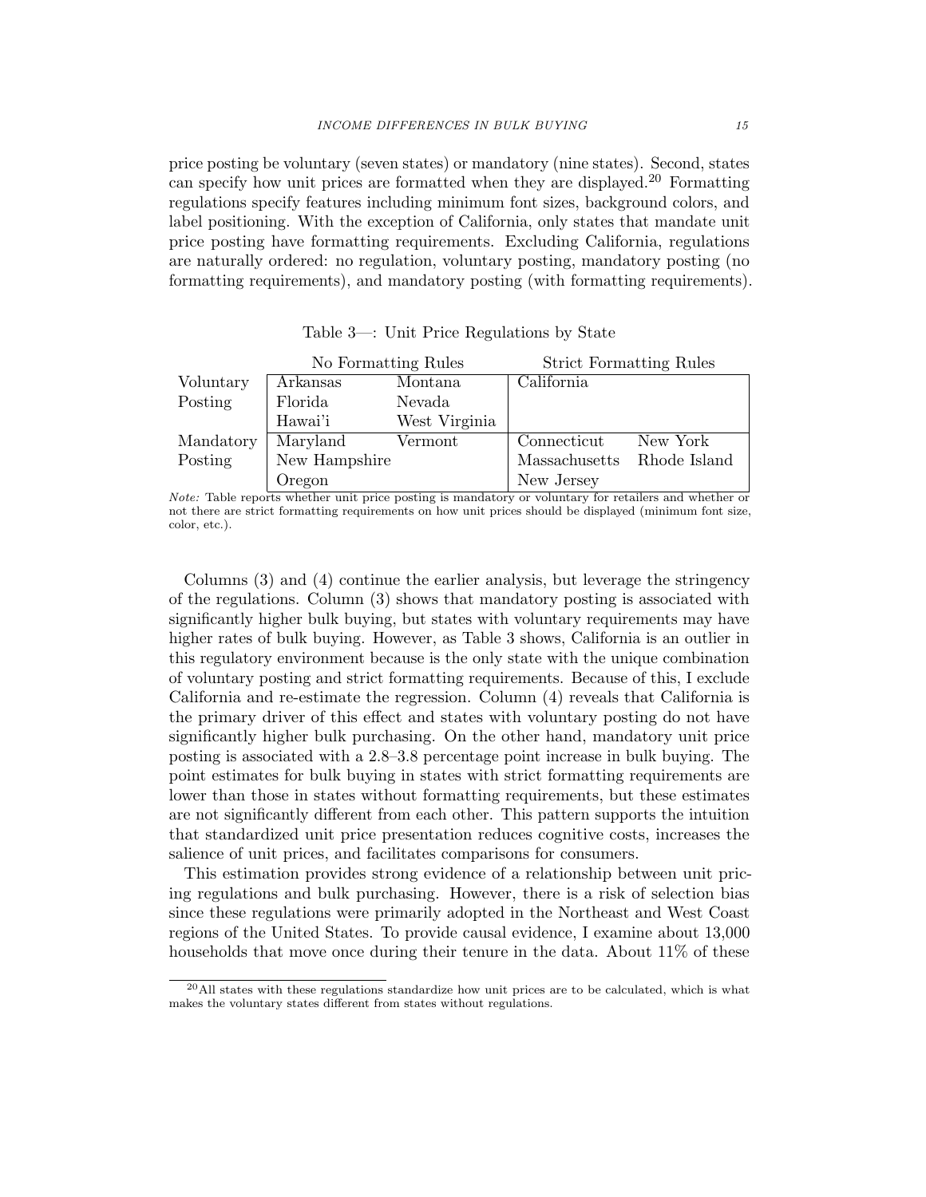price posting be voluntary (seven states) or mandatory (nine states). Second, states can specify how unit prices are formatted when they are displayed.[20] Formatting regulations specify features including minimum font sizes, background colors, and label positioning. With the exception of California, only states that mandate unit price posting have formatting requirements. Excluding California, regulations are naturally ordered: no regulation, voluntary posting, mandatory posting (no formatting requirements), and mandatory posting (with formatting requirements).

Table 3—: Unit Price Regulations by State

| | No Formatting Rules | | Strict Formatting Rules | |
|---|---|---|---|---|
| Voluntary Posting | Arkansas | Montana | California | |
| | Florida | Nevada | | |
| | Hawai'i | West Virginia | | |
| Mandatory Posting | Maryland | Vermont | Connecticut | New York |
| | New Hampshire | | Massachusetts | Rhode Island |
| | Oregon | | New Jersey | |

*Note:* Table reports whether unit price posting is mandatory or voluntary for retailers and whether or not there are strict formatting requirements on how unit prices should be displayed (minimum font size, color, etc.).

Columns (3) and (4) continue the earlier analysis, but leverage the stringency of the regulations. Column (3) shows that mandatory posting is associated with significantly higher bulk buying, but states with voluntary requirements may have higher rates of bulk buying. However, as Table 3 shows, California is an outlier in this regulatory environment because is the only state with the unique combination of voluntary posting and strict formatting requirements. Because of this, I exclude California and re-estimate the regression. Column (4) reveals that California is the primary driver of this effect and states with voluntary posting do not have significantly higher bulk purchasing. On the other hand, mandatory unit price posting is associated with a 2.8–3.8 percentage point increase in bulk buying. The point estimates for bulk buying in states with strict formatting requirements are lower than those in states without formatting requirements, but these estimates are not significantly different from each other. This pattern supports the intuition that standardized unit price presentation reduces cognitive costs, increases the salience of unit prices, and facilitates comparisons for consumers.

This estimation provides strong evidence of a relationship between unit pricing regulations and bulk purchasing. However, there is a risk of selection bias since these regulations were primarily adopted in the Northeast and West Coast regions of the United States. To provide causal evidence, I examine about 13,000 households that move once during their tenure in the data. About 11% of these

[20] All states with these regulations standardize how unit prices are to be calculated, which is what makes the voluntary states different from states without regulations.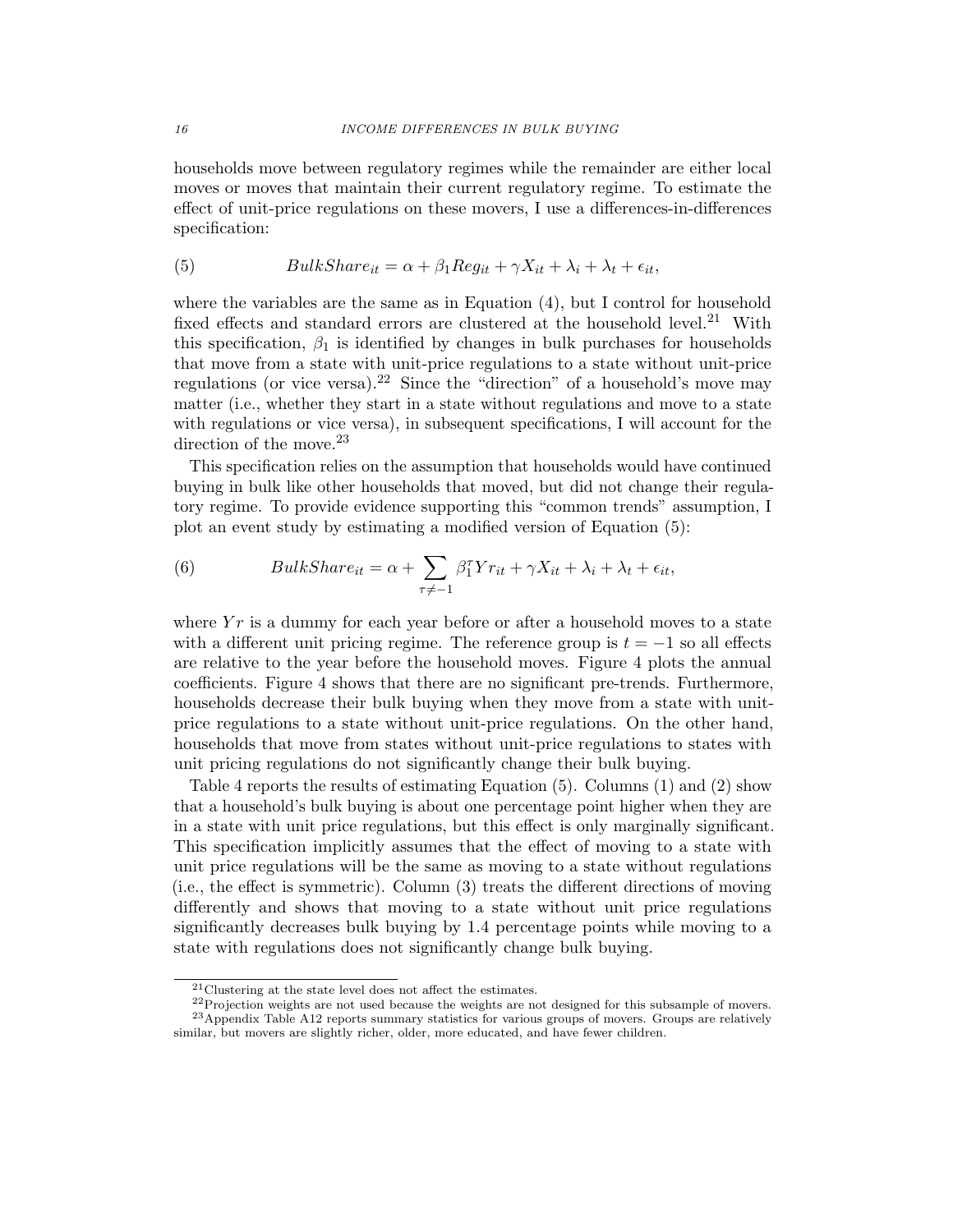households move between regulatory regimes while the remainder are either local moves or moves that maintain their current regulatory regime. To estimate the effect of unit-price regulations on these movers, I use a differences-in-differences specification:

$$BulkShare_{it} = \alpha + \beta_1 Reg_{it} + \gamma X_{it} + \lambda_i + \lambda_t + \epsilon_{it}, \tag{5}$$

where the variables are the same as in Equation (4), but I control for household fixed effects and standard errors are clustered at the household level.[21] With this specification, $\beta_1$ is identified by changes in bulk purchases for households that move from a state with unit-price regulations to a state without unit-price regulations (or vice versa).[22] Since the "direction" of a household's move may matter (i.e., whether they start in a state without regulations and move to a state with regulations or vice versa), in subsequent specifications, I will account for the direction of the move.[23]

This specification relies on the assumption that households would have continued buying in bulk like other households that moved, but did not change their regulatory regime. To provide evidence supporting this "common trends" assumption, I plot an event study by estimating a modified version of Equation (5):

$$BulkShare_{it} = \alpha + \sum_{\tau \neq -1} \beta_1^{\tau} Yr_{it} + \gamma X_{it} + \lambda_i + \lambda_t + \epsilon_{it}, \tag{6}$$

where $Yr$ is a dummy for each year before or after a household moves to a state with a different unit pricing regime. The reference group is $t = -1$ so all effects are relative to the year before the household moves. Figure 4 plots the annual coefficients. Figure 4 shows that there are no significant pre-trends. Furthermore, households decrease their bulk buying when they move from a state with unit-price regulations to a state without unit-price regulations. On the other hand, households that move from states without unit-price regulations to states with unit pricing regulations do not significantly change their bulk buying.

Table 4 reports the results of estimating Equation (5). Columns (1) and (2) show that a household's bulk buying is about one percentage point higher when they are in a state with unit price regulations, but this effect is only marginally significant. This specification implicitly assumes that the effect of moving to a state with unit price regulations will be the same as moving to a state without regulations (i.e., the effect is symmetric). Column (3) treats the different directions of moving differently and shows that moving to a state without unit price regulations significantly decreases bulk buying by 1.4 percentage points while moving to a state with regulations does not significantly change bulk buying.

[21] Clustering at the state level does not affect the estimates.

[22] Projection weights are not used because the weights are not designed for this subsample of movers.

[23] Appendix Table A12 reports summary statistics for various groups of movers. Groups are relatively similar, but movers are slightly richer, older, more educated, and have fewer children.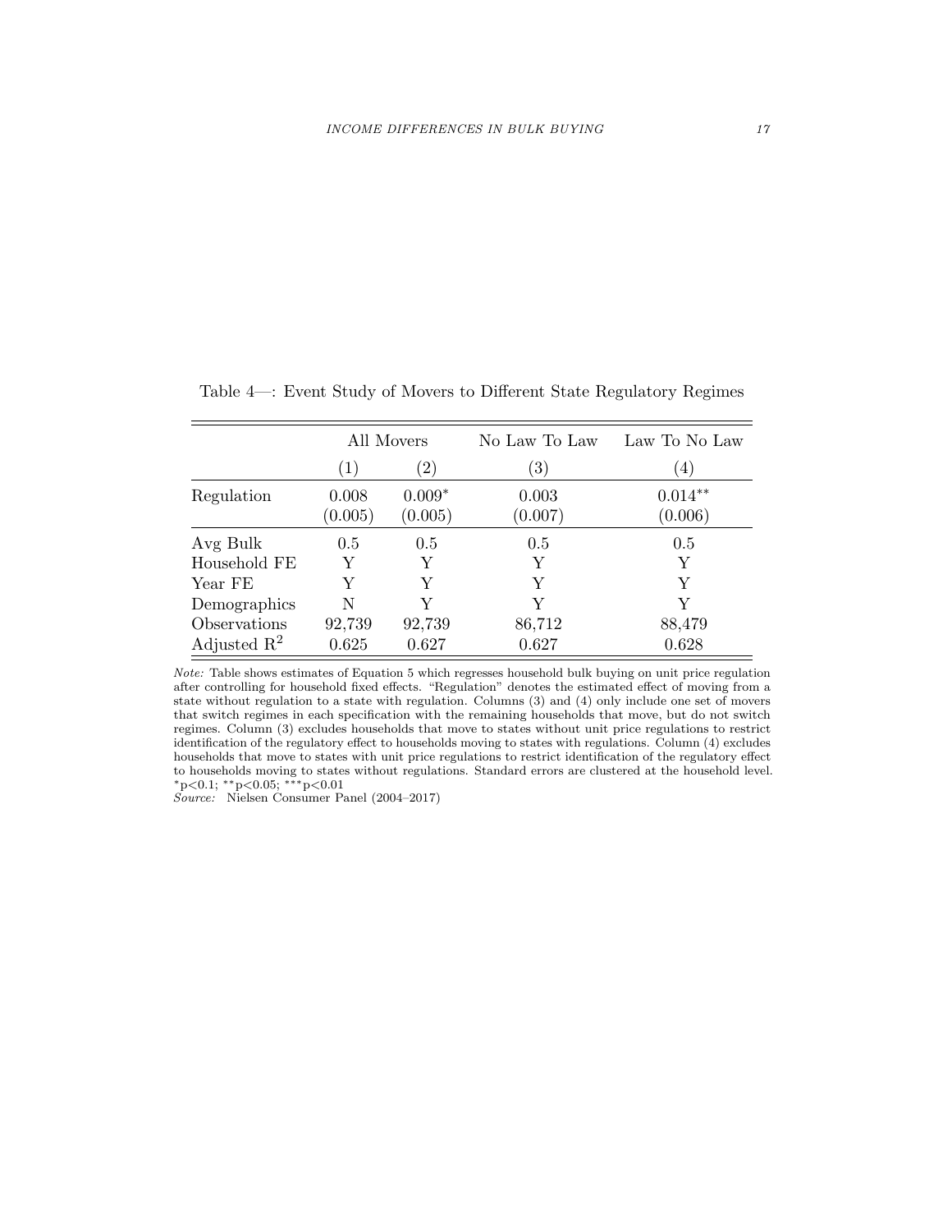Table 4—: Event Study of Movers to Different State Regulatory Regimes

| | All Movers | | No Law To Law | Law To No Law |
|---|---|---|---|---|
| | (1) | (2) | (3) | (4) |
| Regulation | 0.008 | $0.009^{*}$ | 0.003 | $0.014^{**}$ |
| | (0.005) | (0.005) | (0.007) | (0.006) |
| Avg Bulk | 0.5 | 0.5 | 0.5 | 0.5 |
| Household FE | Y | Y | Y | Y |
| Year FE | Y | Y | Y | Y |
| Demographics | N | Y | Y | Y |
| Observations | 92,739 | 92,739 | 86,712 | 88,479 |
| Adjusted $R^2$ | 0.625 | 0.627 | 0.627 | 0.628 |

*Note:* Table shows estimates of Equation 5 which regresses household bulk buying on unit price regulation after controlling for household fixed effects. "Regulation" denotes the estimated effect of moving from a state without regulation to a state with regulation. Columns (3) and (4) only include one set of movers that switch regimes in each specification with the remaining households that move, but do not switch regimes. Column (3) excludes households that move to states without unit price regulations to restrict identification of the regulatory effect to households moving to states with regulations. Column (4) excludes households that move to states with unit price regulations to restrict identification of the regulatory effect to households moving to states without regulations. Standard errors are clustered at the household level. $^{*}$p<0.1; $^{**}$p<0.05; $^{***}$p<0.01

*Source:* Nielsen Consumer Panel (2004–2017)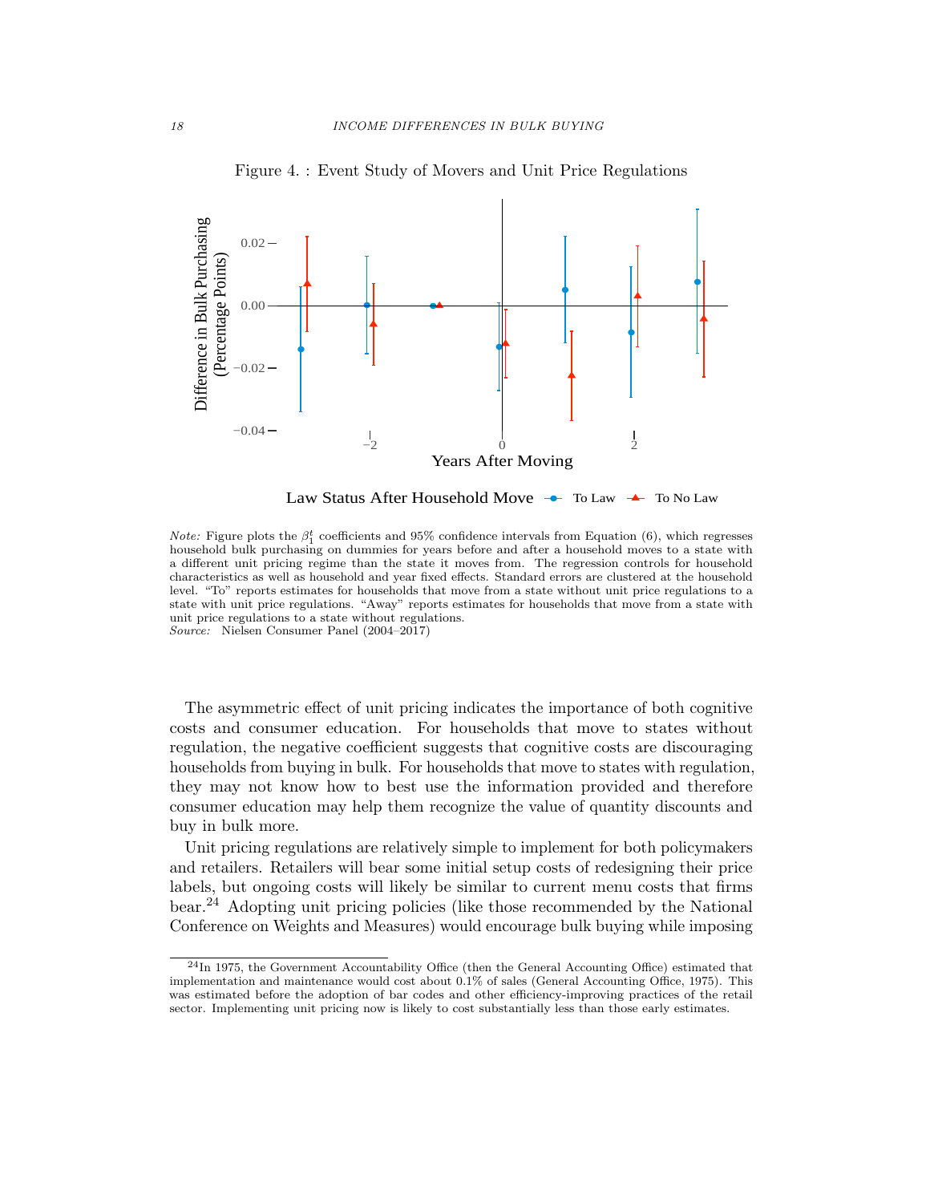Figure 4. : Event Study of Movers and Unit Price Regulations

*Note:* Figure plots the $\beta_1^t$ coefficients and 95% confidence intervals from Equation (6), which regresses household bulk purchasing on dummies for years before and after a household moves to a state with a different unit pricing regime than the state it moves from. The regression controls for household characteristics as well as household and year fixed effects. Standard errors are clustered at the household level. "To" reports estimates for households that move from a state without unit price regulations to a state with unit price regulations. "Away" reports estimates for households that move from a state with unit price regulations to a state without regulations.
*Source:* Nielsen Consumer Panel (2004–2017)

The asymmetric effect of unit pricing indicates the importance of both cognitive costs and consumer education. For households that move to states without regulation, the negative coefficient suggests that cognitive costs are discouraging households from buying in bulk. For households that move to states with regulation, they may not know how to best use the information provided and therefore consumer education may help them recognize the value of quantity discounts and buy in bulk more.

Unit pricing regulations are relatively simple to implement for both policymakers and retailers. Retailers will bear some initial setup costs of redesigning their price labels, but ongoing costs will likely be similar to current menu costs that firms bear.[24] Adopting unit pricing policies (like those recommended by the National Conference on Weights and Measures) would encourage bulk buying while imposing

[24] In 1975, the Government Accountability Office (then the General Accounting Office) estimated that implementation and maintenance would cost about 0.1% of sales (General Accounting Office, 1975). This was estimated before the adoption of bar codes and other efficiency-improving practices of the retail sector. Implementing unit pricing now is likely to cost substantially less than those early estimates.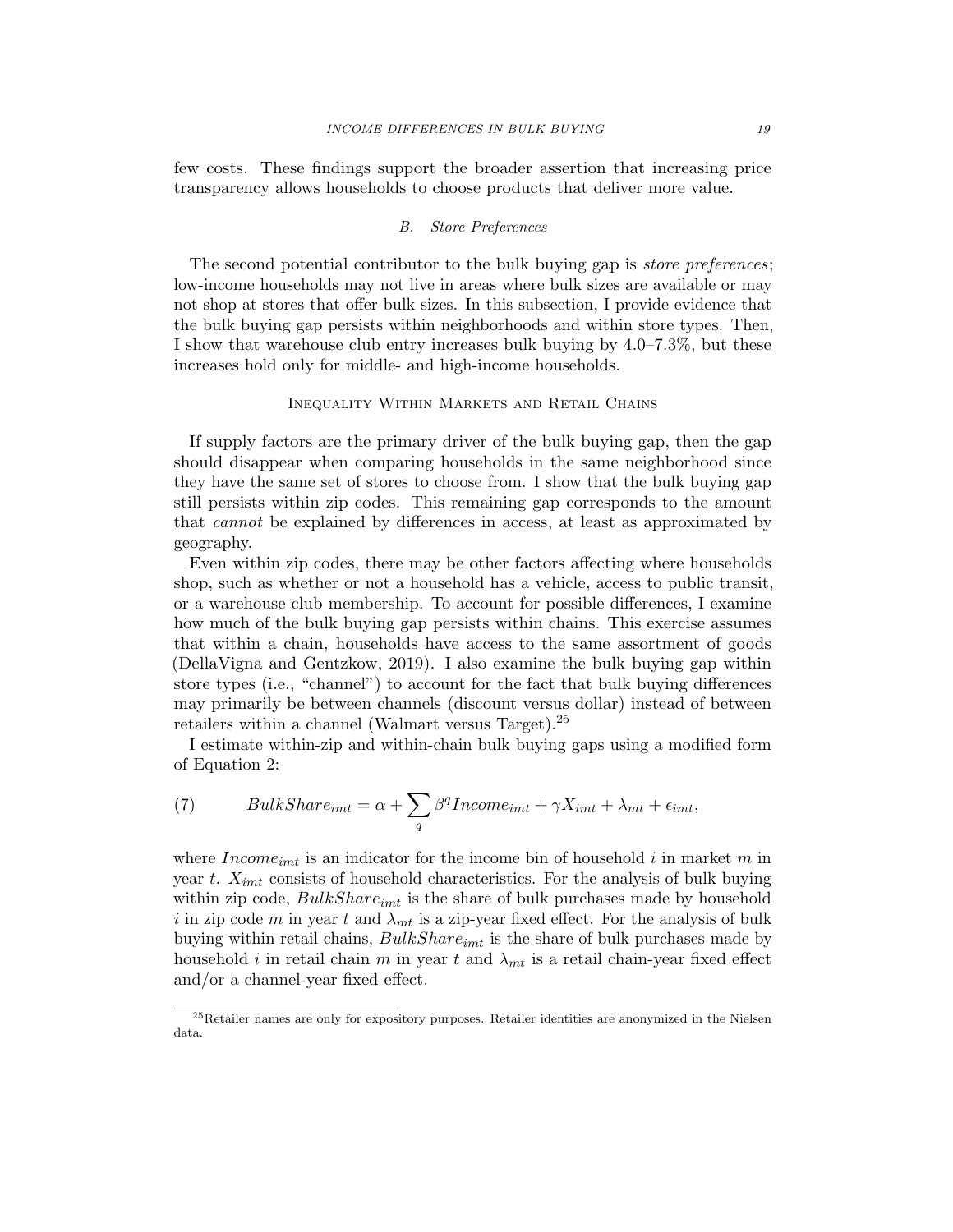few costs. These findings support the broader assertion that increasing price transparency allows households to choose products that deliver more value.

### B. *Store Preferences*

The second potential contributor to the bulk buying gap is *store preferences*; low-income households may not live in areas where bulk sizes are available or may not shop at stores that offer bulk sizes. In this subsection, I provide evidence that the bulk buying gap persists within neighborhoods and within store types. Then, I show that warehouse club entry increases bulk buying by 4.0–7.3%, but these increases hold only for middle- and high-income households.

#### Inequality Within Markets and Retail Chains

If supply factors are the primary driver of the bulk buying gap, then the gap should disappear when comparing households in the same neighborhood since they have the same set of stores to choose from. I show that the bulk buying gap still persists within zip codes. This remaining gap corresponds to the amount that *cannot* be explained by differences in access, at least as approximated by geography.

Even within zip codes, there may be other factors affecting where households shop, such as whether or not a household has a vehicle, access to public transit, or a warehouse club membership. To account for possible differences, I examine how much of the bulk buying gap persists within chains. This exercise assumes that within a chain, households have access to the same assortment of goods (DellaVigna and Gentzkow, 2019). I also examine the bulk buying gap within store types (i.e., "channel") to account for the fact that bulk buying differences may primarily be between channels (discount versus dollar) instead of between retailers within a channel (Walmart versus Target).[25]

I estimate within-zip and within-chain bulk buying gaps using a modified form of Equation 2:

$$BulkShare_{imt} = \alpha + \sum_{q} \beta^{q} Income_{imt} + \gamma X_{imt} + \lambda_{mt} + \epsilon_{imt}, \tag{7}$$

where $Income_{imt}$ is an indicator for the income bin of household $i$ in market $m$ in year $t$. $X_{imt}$ consists of household characteristics. For the analysis of bulk buying within zip code, $BulkShare_{imt}$ is the share of bulk purchases made by household $i$ in zip code $m$ in year $t$ and $\lambda_{mt}$ is a zip-year fixed effect. For the analysis of bulk buying within retail chains, $BulkShare_{imt}$ is the share of bulk purchases made by household $i$ in retail chain $m$ in year $t$ and $\lambda_{mt}$ is a retail chain-year fixed effect and/or a channel-year fixed effect.

[25] Retailer names are only for expository purposes. Retailer identities are anonymized in the Nielsen data.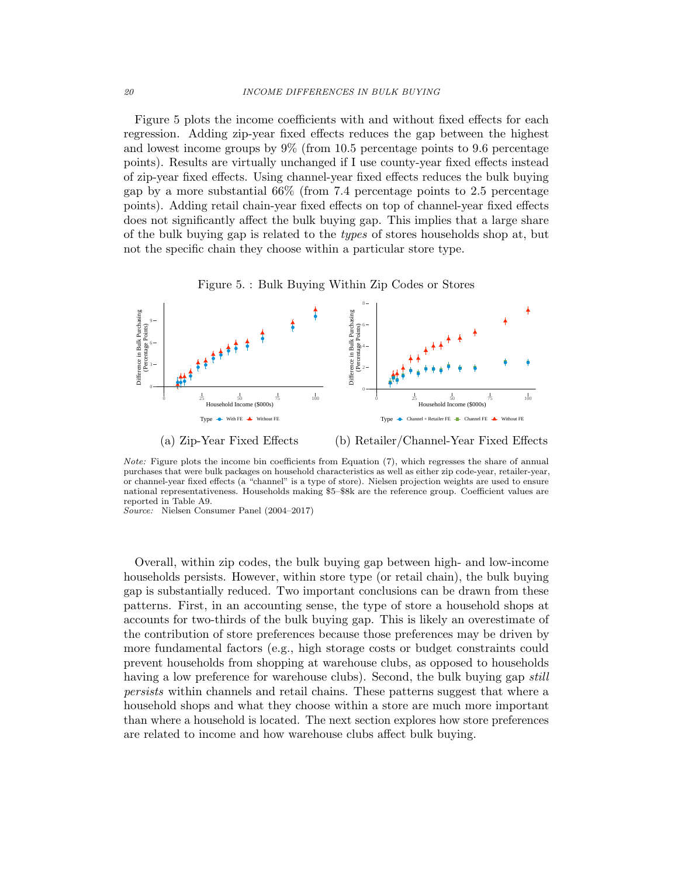Figure 5 plots the income coefficients with and without fixed effects for each regression. Adding zip-year fixed effects reduces the gap between the highest and lowest income groups by 9% (from 10.5 percentage points to 9.6 percentage points). Results are virtually unchanged if I use county-year fixed effects instead of zip-year fixed effects. Using channel-year fixed effects reduces the bulk buying gap by a more substantial 66% (from 7.4 percentage points to 2.5 percentage points). Adding retail chain-year fixed effects on top of channel-year fixed effects does not significantly affect the bulk buying gap. This implies that a large share of the bulk buying gap is related to the *types* of stores households shop at, but not the specific chain they choose within a particular store type.

Figure 5. : Bulk Buying Within Zip Codes or Stores

(a) Zip-Year Fixed Effects (b) Retailer/Channel-Year Fixed Effects

*Note:* Figure plots the income bin coefficients from Equation (7), which regresses the share of annual purchases that were bulk packages on household characteristics as well as either zip code-year, retailer-year, or channel-year fixed effects (a "channel" is a type of store). Nielsen projection weights are used to ensure national representativeness. Households making \$5–\$8k are the reference group. Coefficient values are reported in Table A9.
*Source:* Nielsen Consumer Panel (2004–2017)

Overall, within zip codes, the bulk buying gap between high- and low-income households persists. However, within store type (or retail chain), the bulk buying gap is substantially reduced. Two important conclusions can be drawn from these patterns. First, in an accounting sense, the type of store a household shops at accounts for two-thirds of the bulk buying gap. This is likely an overestimate of the contribution of store preferences because those preferences may be driven by more fundamental factors (e.g., high storage costs or budget constraints could prevent households from shopping at warehouse clubs, as opposed to households having a low preference for warehouse clubs). Second, the bulk buying gap *still persists* within channels and retail chains. These patterns suggest that where a household shops and what they choose within a store are much more important than where a household is located. The next section explores how store preferences are related to income and how warehouse clubs affect bulk buying.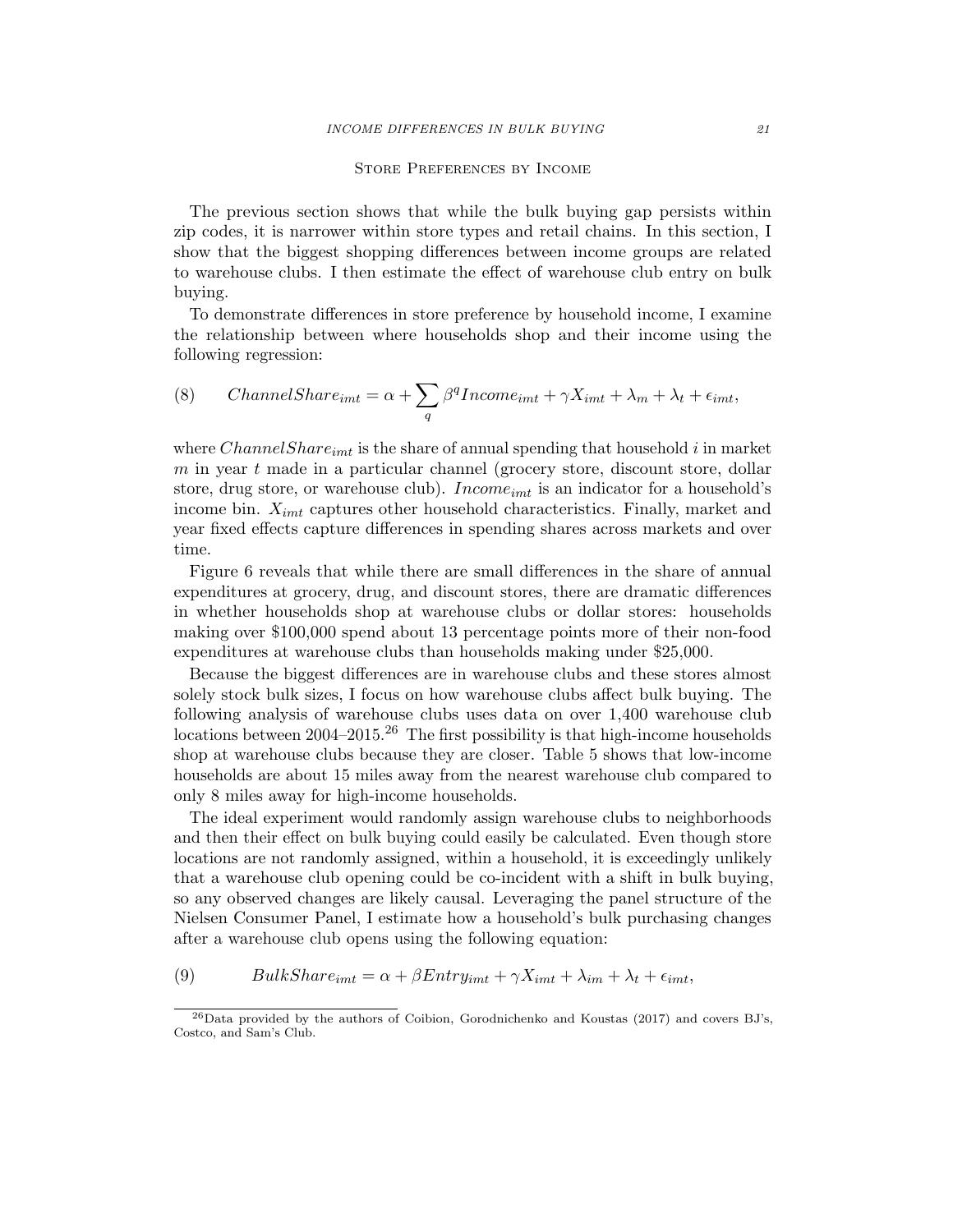## Store Preferences by Income

The previous section shows that while the bulk buying gap persists within zip codes, it is narrower within store types and retail chains. In this section, I show that the biggest shopping differences between income groups are related to warehouse clubs. I then estimate the effect of warehouse club entry on bulk buying.

To demonstrate differences in store preference by household income, I examine the relationship between where households shop and their income using the following regression:

$$ChannelShare_{imt} = \alpha + \sum_{q} \beta^{q} Income_{imt} + \gamma X_{imt} + \lambda_m + \lambda_t + \epsilon_{imt}, \tag{8}$$

where $ChannelShare_{imt}$ is the share of annual spending that household $i$ in market $m$ in year $t$ made in a particular channel (grocery store, discount store, dollar store, drug store, or warehouse club). $Income_{imt}$ is an indicator for a household's income bin. $X_{imt}$ captures other household characteristics. Finally, market and year fixed effects capture differences in spending shares across markets and over time.

Figure 6 reveals that while there are small differences in the share of annual expenditures at grocery, drug, and discount stores, there are dramatic differences in whether households shop at warehouse clubs or dollar stores: households making over \$100,000 spend about 13 percentage points more of their non-food expenditures at warehouse clubs than households making under \$25,000.

Because the biggest differences are in warehouse clubs and these stores almost solely stock bulk sizes, I focus on how warehouse clubs affect bulk buying. The following analysis of warehouse clubs uses data on over 1,400 warehouse club locations between 2004–2015.[26] The first possibility is that high-income households shop at warehouse clubs because they are closer. Table 5 shows that low-income households are about 15 miles away from the nearest warehouse club compared to only 8 miles away for high-income households.

The ideal experiment would randomly assign warehouse clubs to neighborhoods and then their effect on bulk buying could easily be calculated. Even though store locations are not randomly assigned, within a household, it is exceedingly unlikely that a warehouse club opening could be co-incident with a shift in bulk buying, so any observed changes are likely causal. Leveraging the panel structure of the Nielsen Consumer Panel, I estimate how a household's bulk purchasing changes after a warehouse club opens using the following equation:

$$BulkShare_{imt} = \alpha + \beta Entry_{imt} + \gamma X_{imt} + \lambda_{im} + \lambda_t + \epsilon_{imt}, \tag{9}$$

[26] Data provided by the authors of Coibion, Gorodnichenko and Koustas (2017) and covers BJ's, Costco, and Sam's Club.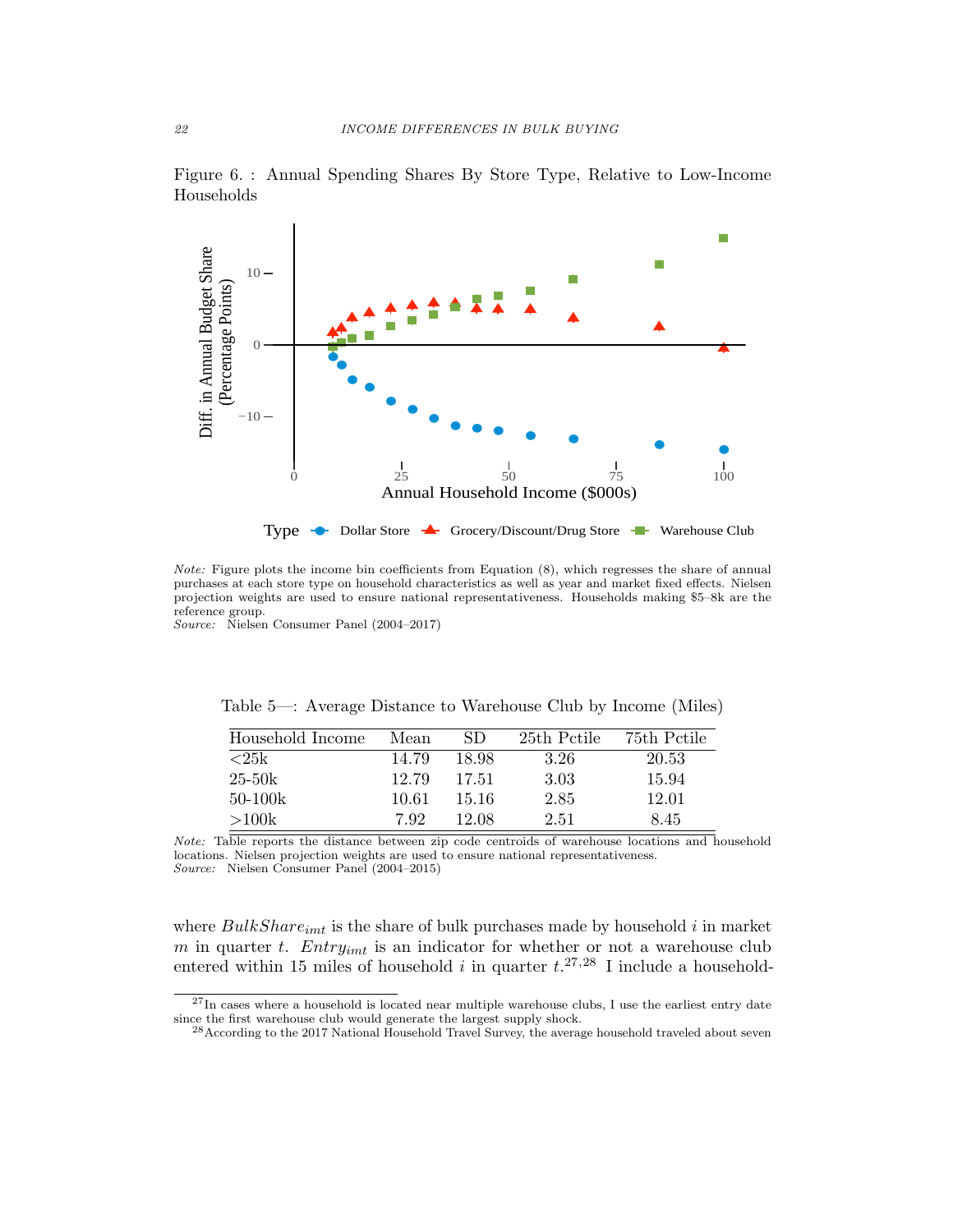Figure 6. : Annual Spending Shares By Store Type, Relative to Low-Income Households

*Note:* Figure plots the income bin coefficients from Equation (8), which regresses the share of annual purchases at each store type on household characteristics as well as year and market fixed effects. Nielsen projection weights are used to ensure national representativeness. Households making $5–8k are the reference group.
*Source:* Nielsen Consumer Panel (2004–2017)

Table 5—: Average Distance to Warehouse Club by Income (Miles)

| Household Income | Mean | SD | 25th Pctile | 75th Pctile |
|---|---|---|---|---|
| <25k | 14.79 | 18.98 | 3.26 | 20.53 |
| 25-50k | 12.79 | 17.51 | 3.03 | 15.94 |
| 50-100k | 10.61 | 15.16 | 2.85 | 12.01 |
| >100k | 7.92 | 12.08 | 2.51 | 8.45 |

*Note:* Table reports the distance between zip code centroids of warehouse locations and household locations. Nielsen projection weights are used to ensure national representativeness.
*Source:* Nielsen Consumer Panel (2004–2015)

where $BulkShare_{imt}$ is the share of bulk purchases made by household $i$ in market $m$ in quarter $t$. $Entry_{imt}$ is an indicator for whether or not a warehouse club entered within 15 miles of household $i$ in quarter $t$.[27,28] I include a household-

[27] In cases where a household is located near multiple warehouse clubs, I use the earliest entry date since the first warehouse club would generate the largest supply shock.

[28] According to the 2017 National Household Travel Survey, the average household traveled about seven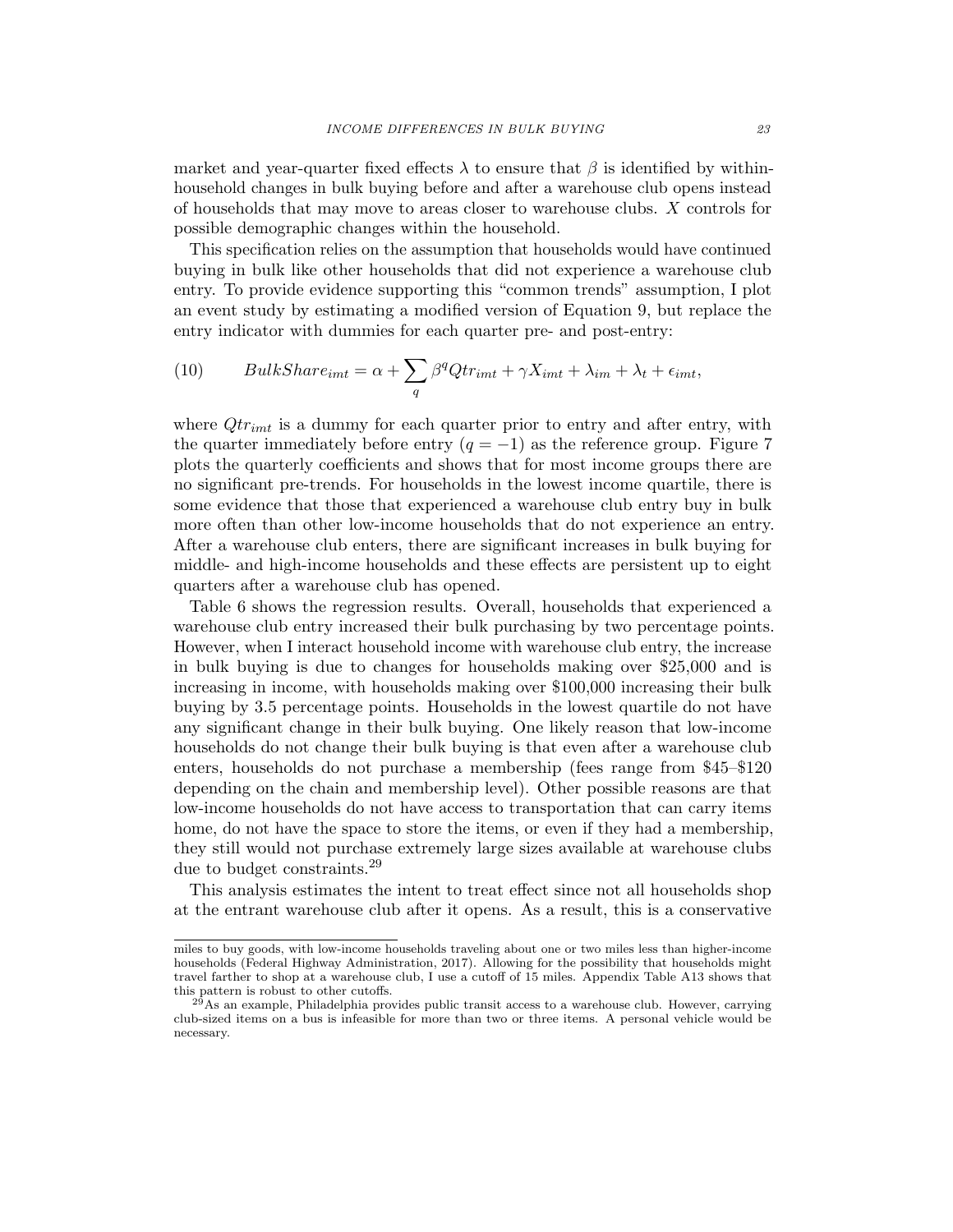market and year-quarter fixed effects $\lambda$ to ensure that $\beta$ is identified by within-household changes in bulk buying before and after a warehouse club opens instead of households that may move to areas closer to warehouse clubs. $X$ controls for possible demographic changes within the household.

This specification relies on the assumption that households would have continued buying in bulk like other households that did not experience a warehouse club entry. To provide evidence supporting this "common trends" assumption, I plot an event study by estimating a modified version of Equation 9, but replace the entry indicator with dummies for each quarter pre- and post-entry:

$$BulkShare_{imt} = \alpha + \sum_{q} \beta^{q} Qtr_{imt} + \gamma X_{imt} + \lambda_{im} + \lambda_{t} + \epsilon_{imt}, \tag{10}$$

where $Qtr_{imt}$ is a dummy for each quarter prior to entry and after entry, with the quarter immediately before entry ($q = -1$) as the reference group. Figure 7 plots the quarterly coefficients and shows that for most income groups there are no significant pre-trends. For households in the lowest income quartile, there is some evidence that those that experienced a warehouse club entry buy in bulk more often than other low-income households that do not experience an entry. After a warehouse club enters, there are significant increases in bulk buying for middle- and high-income households and these effects are persistent up to eight quarters after a warehouse club has opened.

Table 6 shows the regression results. Overall, households that experienced a warehouse club entry increased their bulk purchasing by two percentage points. However, when I interact household income with warehouse club entry, the increase in bulk buying is due to changes for households making over $25,000 and is increasing in income, with households making over $100,000 increasing their bulk buying by 3.5 percentage points. Households in the lowest quartile do not have any significant change in their bulk buying. One likely reason that low-income households do not change their bulk buying is that even after a warehouse club enters, households do not purchase a membership (fees range from $45–$120 depending on the chain and membership level). Other possible reasons are that low-income households do not have access to transportation that can carry items home, do not have the space to store the items, or even if they had a membership, they still would not purchase extremely large sizes available at warehouse clubs due to budget constraints.[29]

This analysis estimates the intent to treat effect since not all households shop at the entrant warehouse club after it opens. As a result, this is a conservative

---

miles to buy goods, with low-income households traveling about one or two miles less than higher-income households (Federal Highway Administration, 2017). Allowing for the possibility that households might travel farther to shop at a warehouse club, I use a cutoff of 15 miles. Appendix Table A13 shows that this pattern is robust to other cutoffs.

[29] As an example, Philadelphia provides public transit access to a warehouse club. However, carrying club-sized items on a bus is infeasible for more than two or three items. A personal vehicle would be necessary.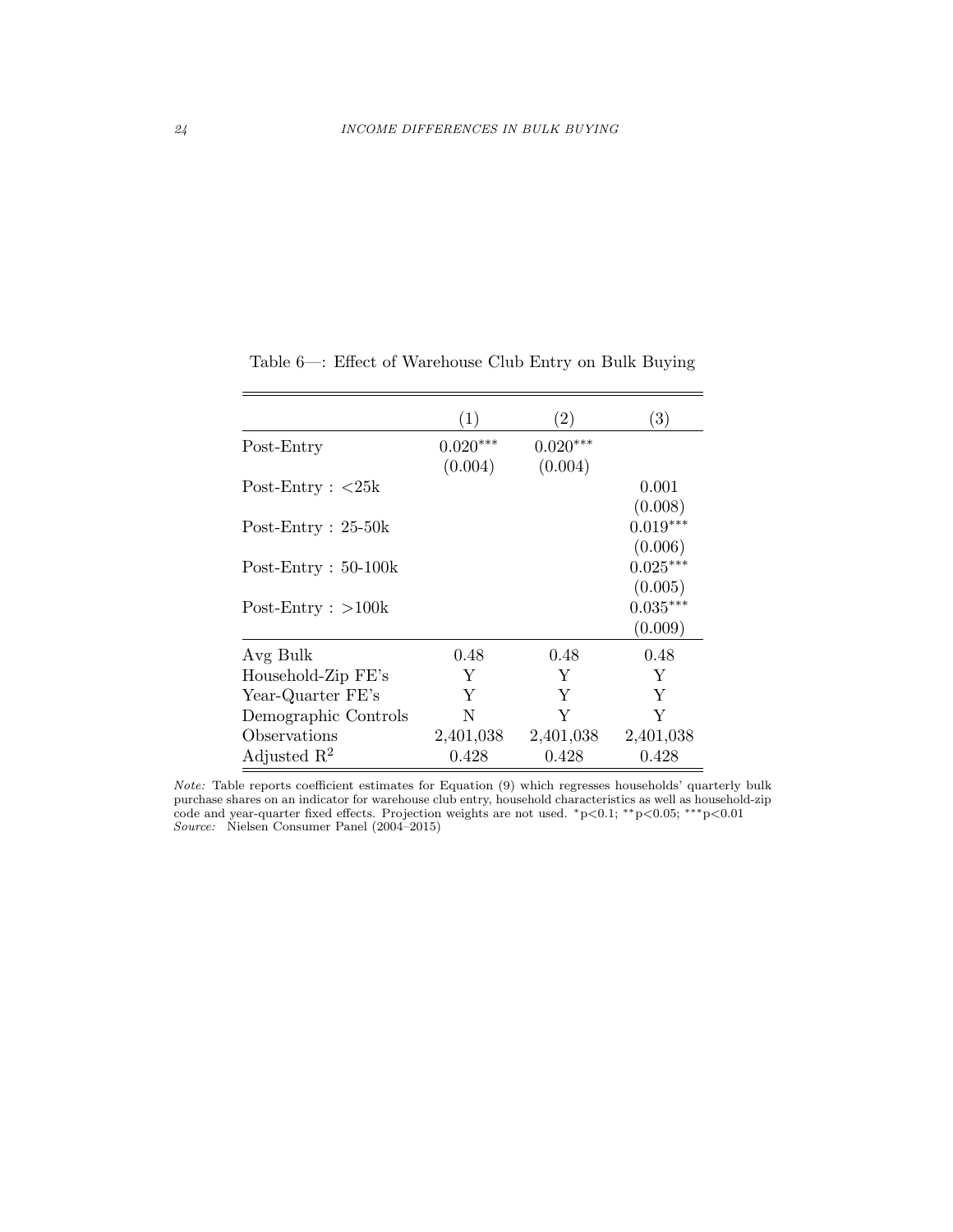Table 6—: Effect of Warehouse Club Entry on Bulk Buying

| | (1) | (2) | (3) |
|---|---|---|---|
| Post-Entry | 0.020*** | 0.020*** | |
| | (0.004) | (0.004) | |
| Post-Entry : <25k | | | 0.001 |
| | | | (0.008) |
| Post-Entry : 25-50k | | | 0.019*** |
| | | | (0.006) |
| Post-Entry : 50-100k | | | 0.025*** |
| | | | (0.005) |
| Post-Entry : >100k | | | 0.035*** |
| | | | (0.009) |
| Avg Bulk | 0.48 | 0.48 | 0.48 |
| Household-Zip FE's | Y | Y | Y |
| Year-Quarter FE's | Y | Y | Y |
| Demographic Controls | N | Y | Y |
| Observations | 2,401,038 | 2,401,038 | 2,401,038 |
| Adjusted $R^2$ | 0.428 | 0.428 | 0.428 |

*Note:* Table reports coefficient estimates for Equation (9) which regresses households' quarterly bulk purchase shares on an indicator for warehouse club entry, household characteristics as well as household-zip code and year-quarter fixed effects. Projection weights are not used. *p<0.1; **p<0.05; ***p<0.01
*Source:* Nielsen Consumer Panel (2004–2015)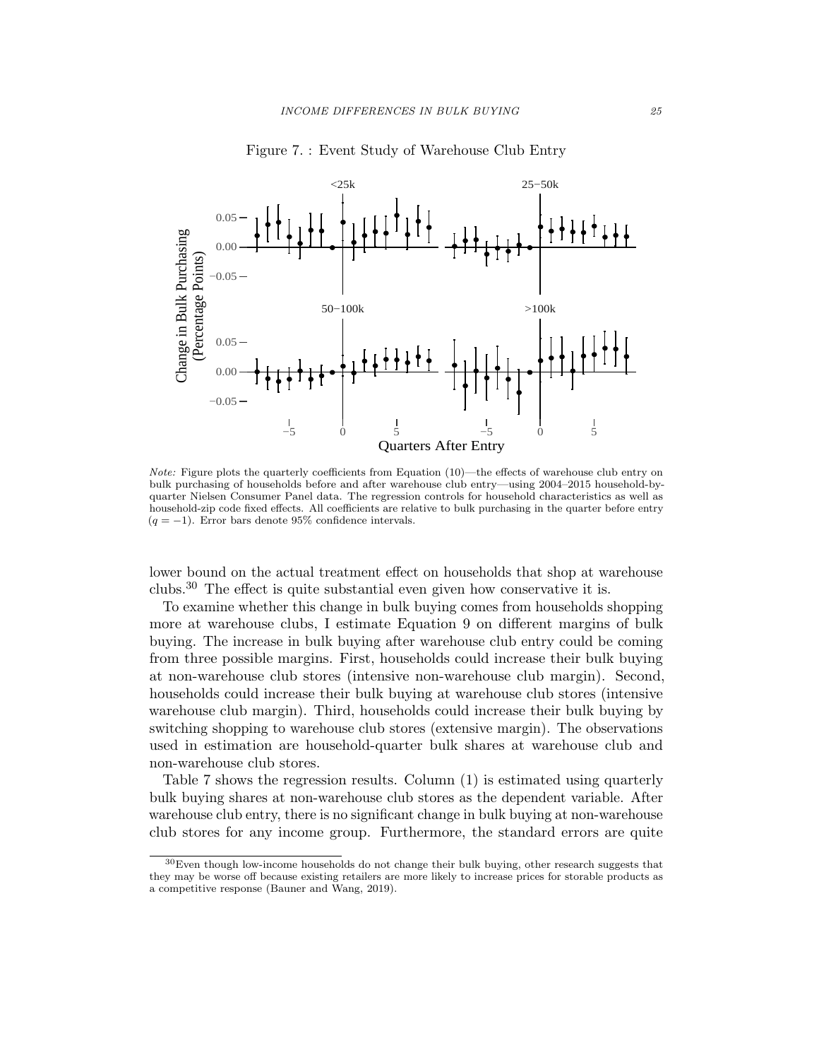Figure 7. : Event Study of Warehouse Club Entry

*Note:* Figure plots the quarterly coefficients from Equation (10)—the effects of warehouse club entry on bulk purchasing of households before and after warehouse club entry—using 2004–2015 household-by-quarter Nielsen Consumer Panel data. The regression controls for household characteristics as well as household-zip code fixed effects. All coefficients are relative to bulk purchasing in the quarter before entry ($q = -1$). Error bars denote 95% confidence intervals.

lower bound on the actual treatment effect on households that shop at warehouse clubs.[30] The effect is quite substantial even given how conservative it is.

To examine whether this change in bulk buying comes from households shopping more at warehouse clubs, I estimate Equation 9 on different margins of bulk buying. The increase in bulk buying after warehouse club entry could be coming from three possible margins. First, households could increase their bulk buying at non-warehouse club stores (intensive non-warehouse club margin). Second, households could increase their bulk buying at warehouse club stores (intensive warehouse club margin). Third, households could increase their bulk buying by switching shopping to warehouse club stores (extensive margin). The observations used in estimation are household-quarter bulk shares at warehouse club and non-warehouse club stores.

Table 7 shows the regression results. Column (1) is estimated using quarterly bulk buying shares at non-warehouse club stores as the dependent variable. After warehouse club entry, there is no significant change in bulk buying at non-warehouse club stores for any income group. Furthermore, the standard errors are quite

[30] Even though low-income households do not change their bulk buying, other research suggests that they may be worse off because existing retailers are more likely to increase prices for storable products as a competitive response (Bauner and Wang, 2019).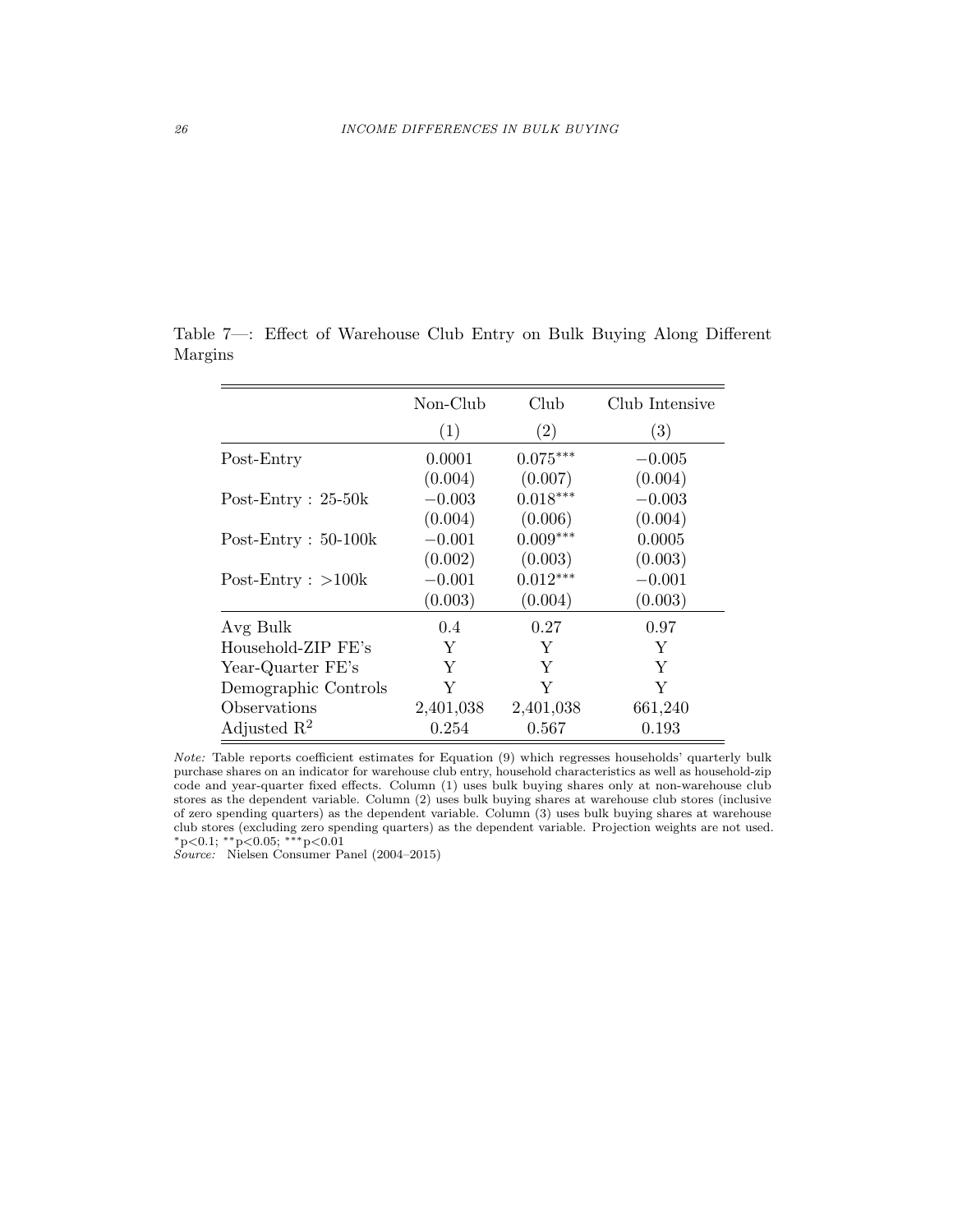Table 7—: Effect of Warehouse Club Entry on Bulk Buying Along Different Margins

| | Non-Club | Club | Club Intensive |
|---|---|---|---|
| | (1) | (2) | (3) |
| Post-Entry | 0.0001 | $0.075^{***}$ | $-0.005$ |
| | (0.004) | (0.007) | (0.004) |
| Post-Entry : 25-50k | $-0.003$ | $0.018^{***}$ | $-0.003$ |
| | (0.004) | (0.006) | (0.004) |
| Post-Entry : 50-100k | $-0.001$ | $0.009^{***}$ | 0.0005 |
| | (0.002) | (0.003) | (0.003) |
| Post-Entry : >100k | $-0.001$ | $0.012^{***}$ | $-0.001$ |
| | (0.003) | (0.004) | (0.003) |
| Avg Bulk | 0.4 | 0.27 | 0.97 |
| Household-ZIP FE's | Y | Y | Y |
| Year-Quarter FE's | Y | Y | Y |
| Demographic Controls | Y | Y | Y |
| Observations | 2,401,038 | 2,401,038 | 661,240 |
| Adjusted $R^2$ | 0.254 | 0.567 | 0.193 |

*Note:* Table reports coefficient estimates for Equation (9) which regresses households' quarterly bulk purchase shares on an indicator for warehouse club entry, household characteristics as well as household-zip code and year-quarter fixed effects. Column (1) uses bulk buying shares only at non-warehouse club stores as the dependent variable. Column (2) uses bulk buying shares at warehouse club stores (inclusive of zero spending quarters) as the dependent variable. Column (3) uses bulk buying shares at warehouse club stores (excluding zero spending quarters) as the dependent variable. Projection weights are not used. $^{*}$p<0.1; $^{**}$p<0.05; $^{***}$p<0.01

*Source:* Nielsen Consumer Panel (2004–2015)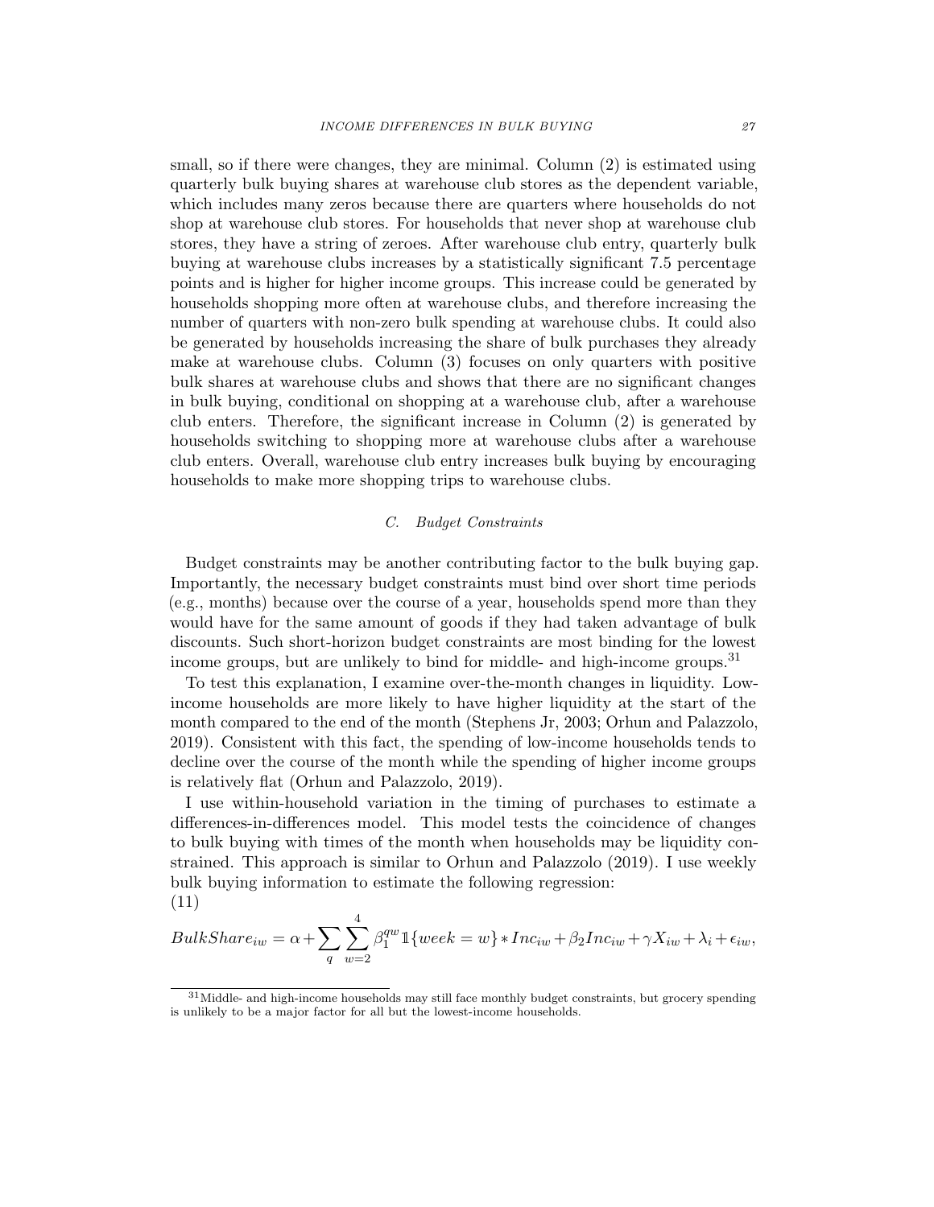small, so if there were changes, they are minimal. Column (2) is estimated using quarterly bulk buying shares at warehouse club stores as the dependent variable, which includes many zeros because there are quarters where households do not shop at warehouse club stores. For households that never shop at warehouse club stores, they have a string of zeroes. After warehouse club entry, quarterly bulk buying at warehouse clubs increases by a statistically significant 7.5 percentage points and is higher for higher income groups. This increase could be generated by households shopping more often at warehouse clubs, and therefore increasing the number of quarters with non-zero bulk spending at warehouse clubs. It could also be generated by households increasing the share of bulk purchases they already make at warehouse clubs. Column (3) focuses on only quarters with positive bulk shares at warehouse clubs and shows that there are no significant changes in bulk buying, conditional on shopping at a warehouse club, after a warehouse club enters. Therefore, the significant increase in Column (2) is generated by households switching to shopping more at warehouse clubs after a warehouse club enters. Overall, warehouse club entry increases bulk buying by encouraging households to make more shopping trips to warehouse clubs.

### *C. Budget Constraints*

Budget constraints may be another contributing factor to the bulk buying gap. Importantly, the necessary budget constraints must bind over short time periods (e.g., months) because over the course of a year, households spend more than they would have for the same amount of goods if they had taken advantage of bulk discounts. Such short-horizon budget constraints are most binding for the lowest income groups, but are unlikely to bind for middle- and high-income groups.[31]

To test this explanation, I examine over-the-month changes in liquidity. Low-income households are more likely to have higher liquidity at the start of the month compared to the end of the month (Stephens Jr, 2003; Orhun and Palazzolo, 2019). Consistent with this fact, the spending of low-income households tends to decline over the course of the month while the spending of higher income groups is relatively flat (Orhun and Palazzolo, 2019).

I use within-household variation in the timing of purchases to estimate a differences-in-differences model. This model tests the coincidence of changes to bulk buying with times of the month when households may be liquidity constrained. This approach is similar to Orhun and Palazzolo (2019). I use weekly bulk buying information to estimate the following regression:

(11)

$$BulkShare_{iw} = \alpha + \sum_{q} \sum_{w=2}^{4} \beta_1^{qw} \mathbb{1}\{week = w\} * Inc_{iw} + \beta_2 Inc_{iw} + \gamma X_{iw} + \lambda_i + \epsilon_{iw},$$

[31] Middle- and high-income households may still face monthly budget constraints, but grocery spending is unlikely to be a major factor for all but the lowest-income households.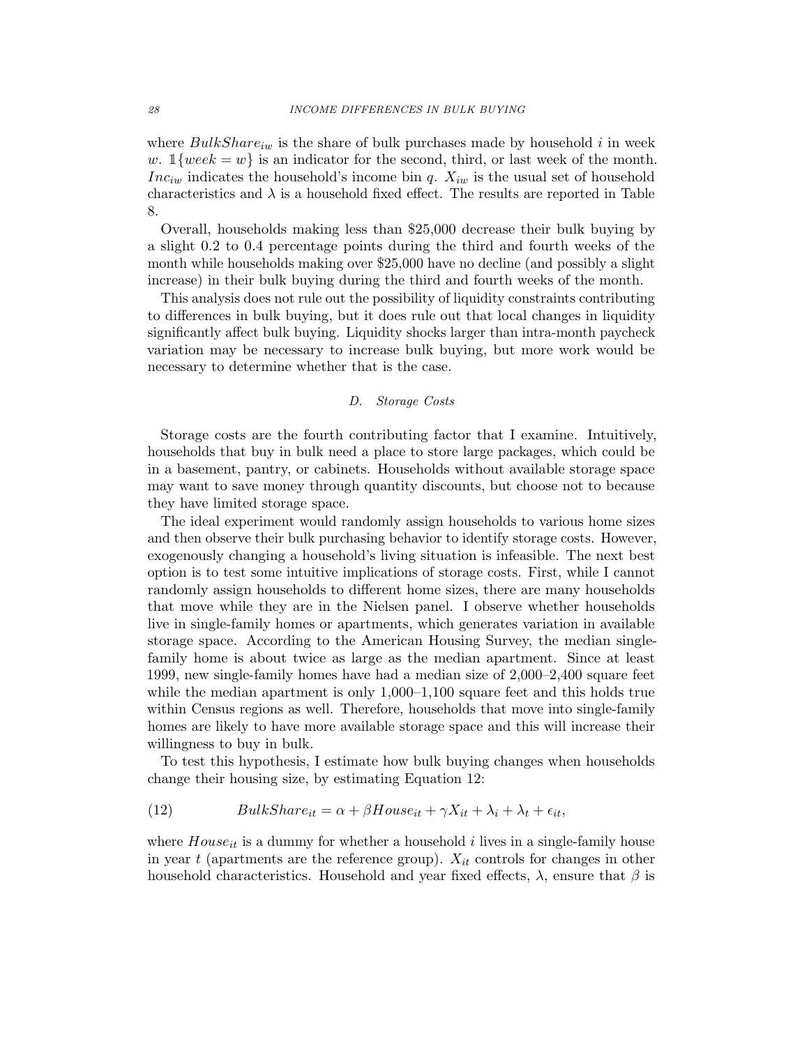where $BulkShare_{iw}$ is the share of bulk purchases made by household $i$ in week $w$. $\mathbb{1}\{week = w\}$ is an indicator for the second, third, or last week of the month. $Inc_{iw}$ indicates the household's income bin $q$. $X_{iw}$ is the usual set of household characteristics and $\lambda$ is a household fixed effect. The results are reported in Table 8.

Overall, households making less than \$25,000 decrease their bulk buying by a slight 0.2 to 0.4 percentage points during the third and fourth weeks of the month while households making over \$25,000 have no decline (and possibly a slight increase) in their bulk buying during the third and fourth weeks of the month.

This analysis does not rule out the possibility of liquidity constraints contributing to differences in bulk buying, but it does rule out that local changes in liquidity significantly affect bulk buying. Liquidity shocks larger than intra-month paycheck variation may be necessary to increase bulk buying, but more work would be necessary to determine whether that is the case.

### D. *Storage Costs*

Storage costs are the fourth contributing factor that I examine. Intuitively, households that buy in bulk need a place to store large packages, which could be in a basement, pantry, or cabinets. Households without available storage space may want to save money through quantity discounts, but choose not to because they have limited storage space.

The ideal experiment would randomly assign households to various home sizes and then observe their bulk purchasing behavior to identify storage costs. However, exogenously changing a household's living situation is infeasible. The next best option is to test some intuitive implications of storage costs. First, while I cannot randomly assign households to different home sizes, there are many households that move while they are in the Nielsen panel. I observe whether households live in single-family homes or apartments, which generates variation in available storage space. According to the American Housing Survey, the median single-family home is about twice as large as the median apartment. Since at least 1999, new single-family homes have had a median size of 2,000–2,400 square feet while the median apartment is only 1,000–1,100 square feet and this holds true within Census regions as well. Therefore, households that move into single-family homes are likely to have more available storage space and this will increase their willingness to buy in bulk.

To test this hypothesis, I estimate how bulk buying changes when households change their housing size, by estimating Equation 12:

$$BulkShare_{it} = \alpha + \beta House_{it} + \gamma X_{it} + \lambda_i + \lambda_t + \epsilon_{it}, \tag{12}$$

where $House_{it}$ is a dummy for whether a household $i$ lives in a single-family house in year $t$ (apartments are the reference group). $X_{it}$ controls for changes in other household characteristics. Household and year fixed effects, $\lambda$, ensure that $\beta$ is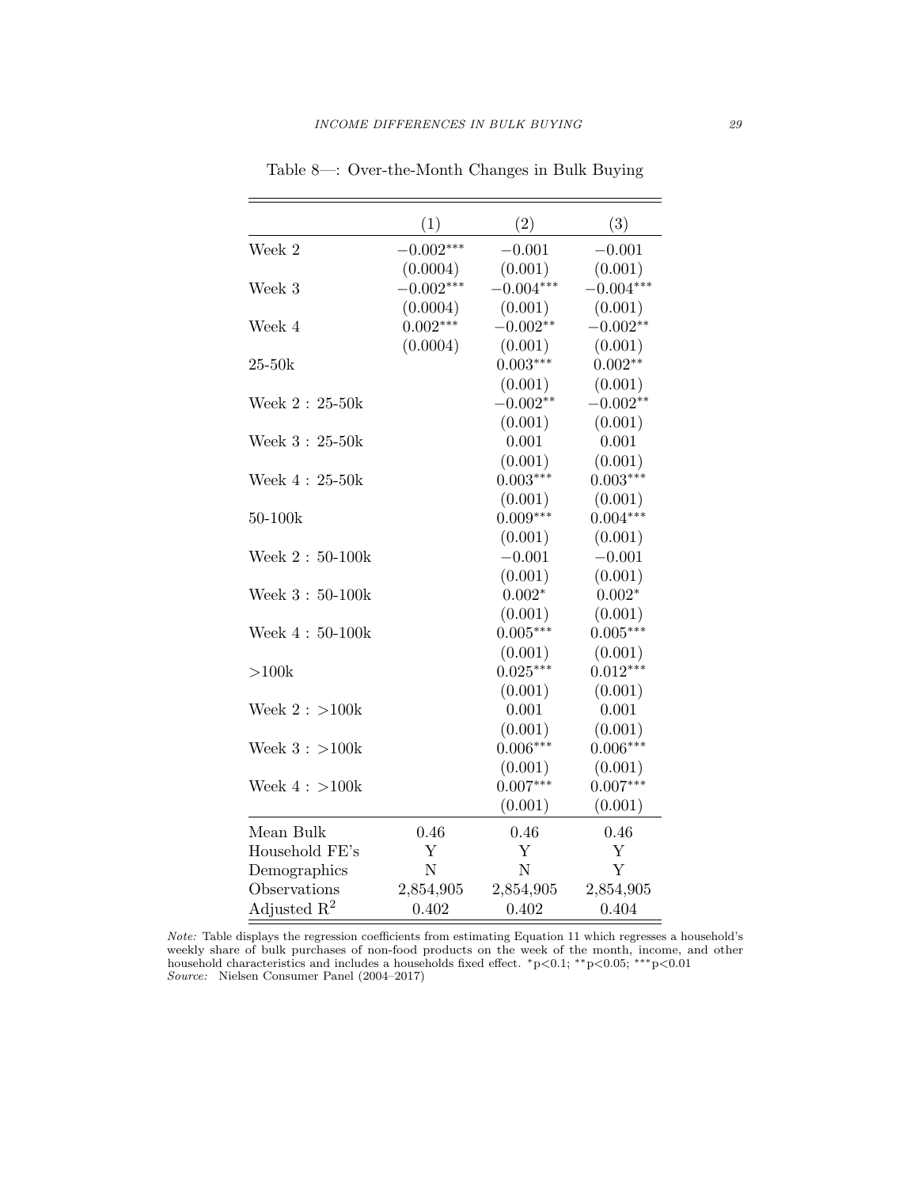Table 8—: Over-the-Month Changes in Bulk Buying

| | (1) | (2) | (3) |
|---|---|---|---|
| Week 2 | $-0.002^{***}$ | $-0.001$ | $-0.001$ |
| | (0.0004) | (0.001) | (0.001) |
| Week 3 | $-0.002^{***}$ | $-0.004^{***}$ | $-0.004^{***}$ |
| | (0.0004) | (0.001) | (0.001) |
| Week 4 | $0.002^{***}$ | $-0.002^{**}$ | $-0.002^{**}$ |
| | (0.0004) | (0.001) | (0.001) |
| 25-50k | | $0.003^{***}$ | $0.002^{**}$ |
| | | (0.001) | (0.001) |
| Week 2 : 25-50k | | $-0.002^{**}$ | $-0.002^{**}$ |
| | | (0.001) | (0.001) |
| Week 3 : 25-50k | | 0.001 | 0.001 |
| | | (0.001) | (0.001) |
| Week 4 : 25-50k | | $0.003^{***}$ | $0.003^{***}$ |
| | | (0.001) | (0.001) |
| 50-100k | | $0.009^{***}$ | $0.004^{***}$ |
| | | (0.001) | (0.001) |
| Week 2 : 50-100k | | $-0.001$ | $-0.001$ |
| | | (0.001) | (0.001) |
| Week 3 : 50-100k | | $0.002^{*}$ | $0.002^{*}$ |
| | | (0.001) | (0.001) |
| Week 4 : 50-100k | | $0.005^{***}$ | $0.005^{***}$ |
| | | (0.001) | (0.001) |
| >100k | | $0.025^{***}$ | $0.012^{***}$ |
| | | (0.001) | (0.001) |
| Week 2 : >100k | | 0.001 | 0.001 |
| | | (0.001) | (0.001) |
| Week 3 : >100k | | $0.006^{***}$ | $0.006^{***}$ |
| | | (0.001) | (0.001) |
| Week 4 : >100k | | $0.007^{***}$ | $0.007^{***}$ |
| | | (0.001) | (0.001) |
| Mean Bulk | 0.46 | 0.46 | 0.46 |
| Household FE's | Y | Y | Y |
| Demographics | N | N | Y |
| Observations | 2,854,905 | 2,854,905 | 2,854,905 |
| Adjusted $R^2$ | 0.402 | 0.402 | 0.404 |

*Note:* Table displays the regression coefficients from estimating Equation 11 which regresses a household's weekly share of bulk purchases of non-food products on the week of the month, income, and other household characteristics and includes a households fixed effect. $^{*}$p<0.1; $^{**}$p<0.05; $^{***}$p<0.01
*Source:* Nielsen Consumer Panel (2004–2017)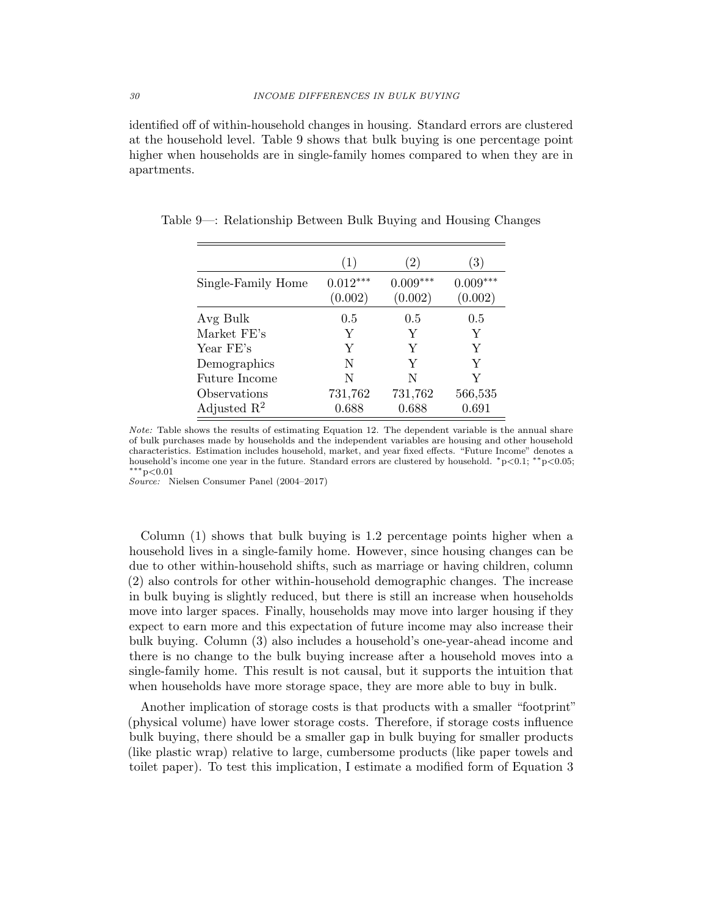identified off of within-household changes in housing. Standard errors are clustered at the household level. Table 9 shows that bulk buying is one percentage point higher when households are in single-family homes compared to when they are in apartments.

Table 9—: Relationship Between Bulk Buying and Housing Changes

| | (1) | (2) | (3) |
|---|---|---|---|
| Single-Family Home | 0.012*** | 0.009*** | 0.009*** |
| | (0.002) | (0.002) | (0.002) |
| Avg Bulk | 0.5 | 0.5 | 0.5 |
| Market FE's | Y | Y | Y |
| Year FE's | Y | Y | Y |
| Demographics | N | Y | Y |
| Future Income | N | N | Y |
| Observations | 731,762 | 731,762 | 566,535 |
| Adjusted $R^2$ | 0.688 | 0.688 | 0.691 |

*Note:* Table shows the results of estimating Equation 12. The dependent variable is the annual share of bulk purchases made by households and the independent variables are housing and other household characteristics. Estimation includes household, market, and year fixed effects. "Future Income" denotes a household's income one year in the future. Standard errors are clustered by household. *p<0.1; **p<0.05; ***p<0.01

*Source:* Nielsen Consumer Panel (2004–2017)

Column (1) shows that bulk buying is 1.2 percentage points higher when a household lives in a single-family home. However, since housing changes can be due to other within-household shifts, such as marriage or having children, column (2) also controls for other within-household demographic changes. The increase in bulk buying is slightly reduced, but there is still an increase when households move into larger spaces. Finally, households may move into larger housing if they expect to earn more and this expectation of future income may also increase their bulk buying. Column (3) also includes a household's one-year-ahead income and there is no change to the bulk buying increase after a household moves into a single-family home. This result is not causal, but it supports the intuition that when households have more storage space, they are more able to buy in bulk.

Another implication of storage costs is that products with a smaller "footprint" (physical volume) have lower storage costs. Therefore, if storage costs influence bulk buying, there should be a smaller gap in bulk buying for smaller products (like plastic wrap) relative to large, cumbersome products (like paper towels and toilet paper). To test this implication, I estimate a modified form of Equation 3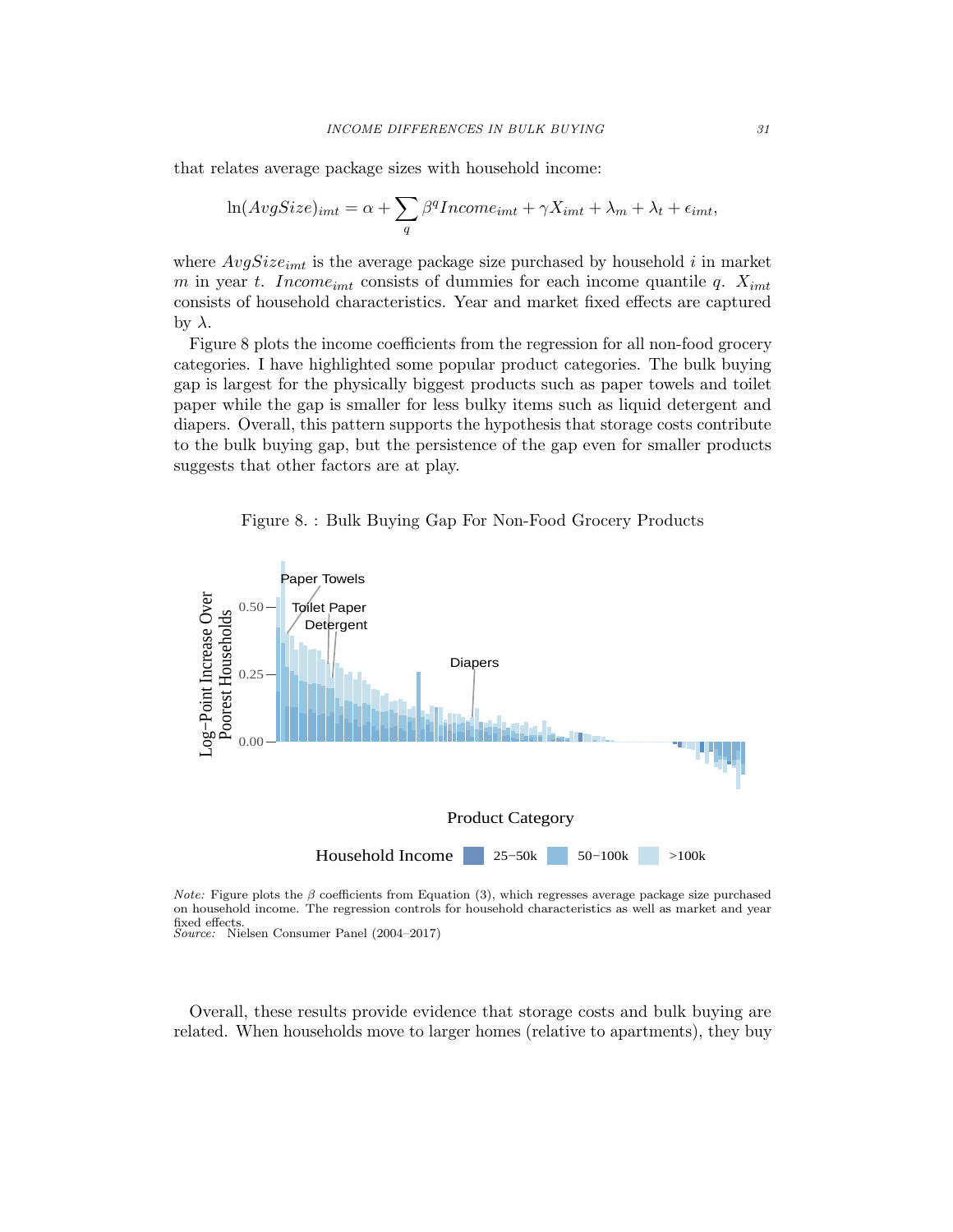that relates average package sizes with household income:

$$\ln(AvgSize)_{imt} = \alpha + \sum_{q} \beta^q Income_{imt} + \gamma X_{imt} + \lambda_m + \lambda_t + \epsilon_{imt},$$

where $AvgSize_{imt}$ is the average package size purchased by household $i$ in market $m$ in year $t$. $Income_{imt}$ consists of dummies for each income quantile $q$. $X_{imt}$ consists of household characteristics. Year and market fixed effects are captured by $\lambda$.

Figure 8 plots the income coefficients from the regression for all non-food grocery categories. I have highlighted some popular product categories. The bulk buying gap is largest for the physically biggest products such as paper towels and toilet paper while the gap is smaller for less bulky items such as liquid detergent and diapers. Overall, this pattern supports the hypothesis that storage costs contribute to the bulk buying gap, but the persistence of the gap even for smaller products suggests that other factors are at play.

Figure 8. : Bulk Buying Gap For Non-Food Grocery Products

*Note:* Figure plots the $\beta$ coefficients from Equation (3), which regresses average package size purchased on household income. The regression controls for household characteristics as well as market and year fixed effects.
*Source:* Nielsen Consumer Panel (2004–2017)

Overall, these results provide evidence that storage costs and bulk buying are related. When households move to larger homes (relative to apartments), they buy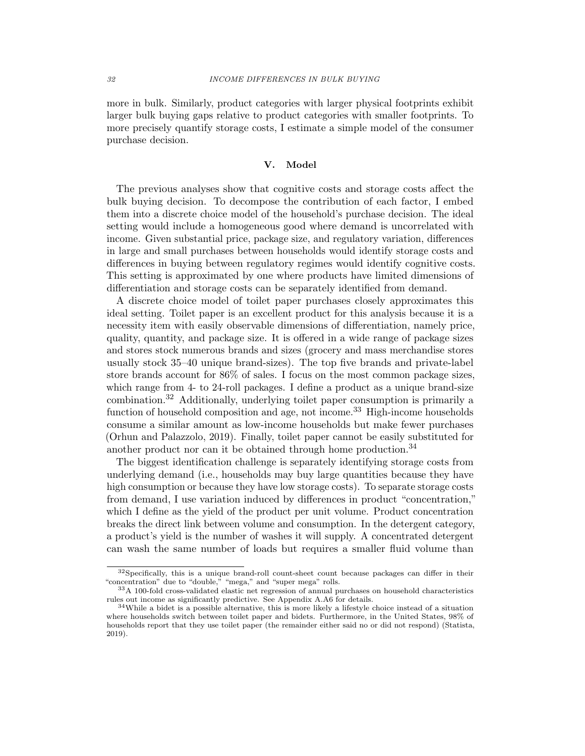more in bulk. Similarly, product categories with larger physical footprints exhibit larger bulk buying gaps relative to product categories with smaller footprints. To more precisely quantify storage costs, I estimate a simple model of the consumer purchase decision.

## V. Model

The previous analyses show that cognitive costs and storage costs affect the bulk buying decision. To decompose the contribution of each factor, I embed them into a discrete choice model of the household's purchase decision. The ideal setting would include a homogeneous good where demand is uncorrelated with income. Given substantial price, package size, and regulatory variation, differences in large and small purchases between households would identify storage costs and differences in buying between regulatory regimes would identify cognitive costs. This setting is approximated by one where products have limited dimensions of differentiation and storage costs can be separately identified from demand.

A discrete choice model of toilet paper purchases closely approximates this ideal setting. Toilet paper is an excellent product for this analysis because it is a necessity item with easily observable dimensions of differentiation, namely price, quality, quantity, and package size. It is offered in a wide range of package sizes and stores stock numerous brands and sizes (grocery and mass merchandise stores usually stock 35–40 unique brand-sizes). The top five brands and private-label store brands account for 86% of sales. I focus on the most common package sizes, which range from 4- to 24-roll packages. I define a product as a unique brand-size combination.[32] Additionally, underlying toilet paper consumption is primarily a function of household composition and age, not income.[33] High-income households consume a similar amount as low-income households but make fewer purchases (Orhun and Palazzolo, 2019). Finally, toilet paper cannot be easily substituted for another product nor can it be obtained through home production.[34]

The biggest identification challenge is separately identifying storage costs from underlying demand (i.e., households may buy large quantities because they have high consumption or because they have low storage costs). To separate storage costs from demand, I use variation induced by differences in product "concentration," which I define as the yield of the product per unit volume. Product concentration breaks the direct link between volume and consumption. In the detergent category, a product's yield is the number of washes it will supply. A concentrated detergent can wash the same number of loads but requires a smaller fluid volume than

[32] Specifically, this is a unique brand-roll count-sheet count because packages can differ in their "concentration" due to "double," "mega," and "super mega" rolls.

[33] A 100-fold cross-validated elastic net regression of annual purchases on household characteristics rules out income as significantly predictive. See Appendix A.A6 for details.

[34] While a bidet is a possible alternative, this is more likely a lifestyle choice instead of a situation where households switch between toilet paper and bidets. Furthermore, in the United States, 98% of households report that they use toilet paper (the remainder either said no or did not respond) (Statista, 2019).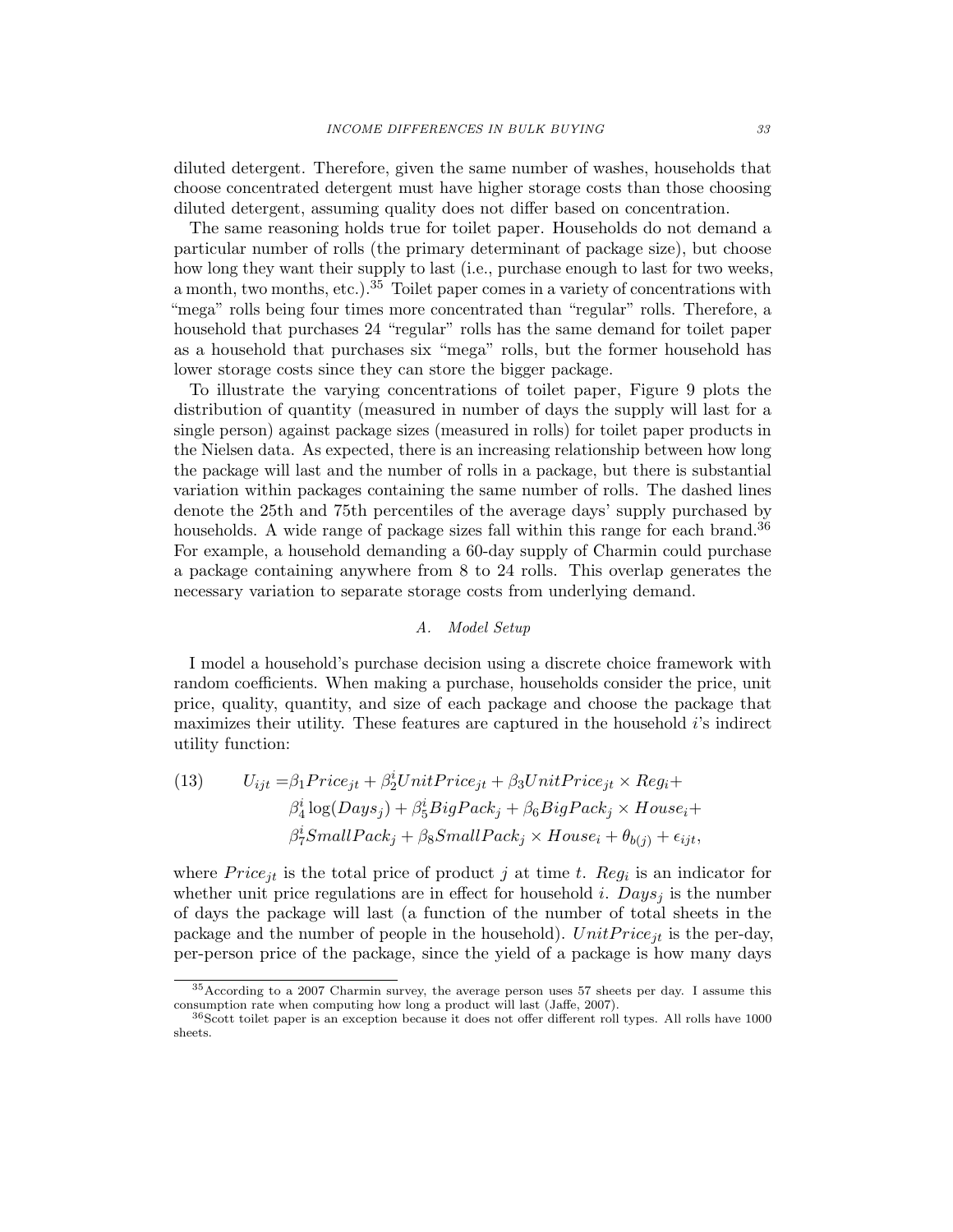diluted detergent. Therefore, given the same number of washes, households that choose concentrated detergent must have higher storage costs than those choosing diluted detergent, assuming quality does not differ based on concentration.

The same reasoning holds true for toilet paper. Households do not demand a particular number of rolls (the primary determinant of package size), but choose how long they want their supply to last (i.e., purchase enough to last for two weeks, a month, two months, etc.).[35] Toilet paper comes in a variety of concentrations with "mega" rolls being four times more concentrated than "regular" rolls. Therefore, a household that purchases 24 "regular" rolls has the same demand for toilet paper as a household that purchases six "mega" rolls, but the former household has lower storage costs since they can store the bigger package.

To illustrate the varying concentrations of toilet paper, Figure 9 plots the distribution of quantity (measured in number of days the supply will last for a single person) against package sizes (measured in rolls) for toilet paper products in the Nielsen data. As expected, there is an increasing relationship between how long the package will last and the number of rolls in a package, but there is substantial variation within packages containing the same number of rolls. The dashed lines denote the 25th and 75th percentiles of the average days' supply purchased by households. A wide range of package sizes fall within this range for each brand.[36] For example, a household demanding a 60-day supply of Charmin could purchase a package containing anywhere from 8 to 24 rolls. This overlap generates the necessary variation to separate storage costs from underlying demand.

### *A. Model Setup*

I model a household's purchase decision using a discrete choice framework with random coefficients. When making a purchase, households consider the price, unit price, quality, quantity, and size of each package and choose the package that maximizes their utility. These features are captured in the household $i$'s indirect utility function:

$$
\begin{aligned}
(13) \qquad U_{ijt} = {} & \beta_1 Price_{jt} + \beta_2^i UnitPrice_{jt} + \beta_3 UnitPrice_{jt} \times Reg_i + \\
& \beta_4^i \log(Days_j) + \beta_5^i BigPack_j + \beta_6 BigPack_j \times House_i + \\
& \beta_7^i SmallPack_j + \beta_8 SmallPack_j \times House_i + \theta_{b(j)} + \epsilon_{ijt},
\end{aligned}
$$

where $Price_{jt}$ is the total price of product $j$ at time $t$. $Reg_i$ is an indicator for whether unit price regulations are in effect for household $i$. $Days_j$ is the number of days the package will last (a function of the number of total sheets in the package and the number of people in the household). $UnitPrice_{jt}$ is the per-day, per-person price of the package, since the yield of a package is how many days

[35] According to a 2007 Charmin survey, the average person uses 57 sheets per day. I assume this consumption rate when computing how long a product will last (Jaffe, 2007).

[36] Scott toilet paper is an exception because it does not offer different roll types. All rolls have 1000 sheets.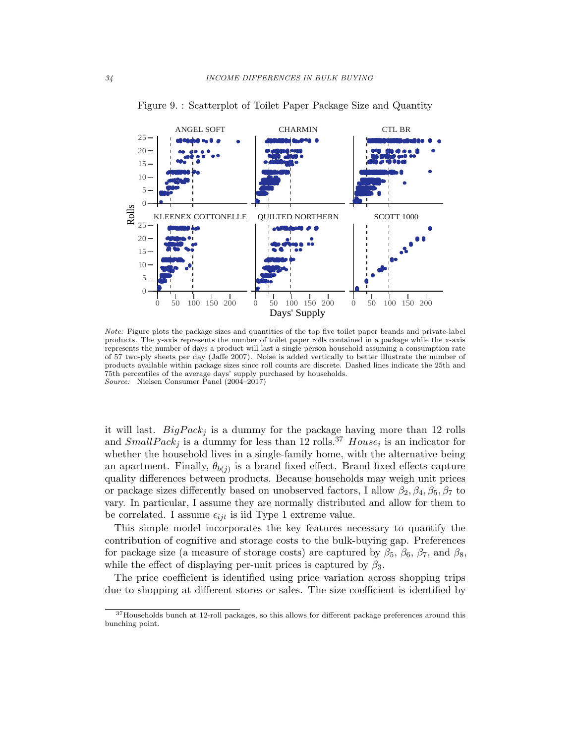Figure 9. : Scatterplot of Toilet Paper Package Size and Quantity

*Note:* Figure plots the package sizes and quantities of the top five toilet paper brands and private-label products. The y-axis represents the number of toilet paper rolls contained in a package while the x-axis represents the number of days a product will last a single person household assuming a consumption rate of 57 two-ply sheets per day (Jaffe 2007). Noise is added vertically to better illustrate the number of products available within package sizes since roll counts are discrete. Dashed lines indicate the 25th and 75th percentiles of the average days' supply purchased by households.
*Source:* Nielsen Consumer Panel (2004–2017)

it will last. $BigPack_j$ is a dummy for the package having more than 12 rolls and $SmallPack_j$ is a dummy for less than 12 rolls.[37] $House_i$ is an indicator for whether the household lives in a single-family home, with the alternative being an apartment. Finally, $\theta_{b(j)}$ is a brand fixed effect. Brand fixed effects capture quality differences between products. Because households may weigh unit prices or package sizes differently based on unobserved factors, I allow $\beta_2, \beta_4, \beta_5, \beta_7$ to vary. In particular, I assume they are normally distributed and allow for them to be correlated. I assume $\epsilon_{ijt}$ is iid Type 1 extreme value.

This simple model incorporates the key features necessary to quantify the contribution of cognitive and storage costs to the bulk-buying gap. Preferences for package size (a measure of storage costs) are captured by $\beta_5$, $\beta_6$, $\beta_7$, and $\beta_8$, while the effect of displaying per-unit prices is captured by $\beta_3$.

The price coefficient is identified using price variation across shopping trips due to shopping at different stores or sales. The size coefficient is identified by

[37] Households bunch at 12-roll packages, so this allows for different package preferences around this bunching point.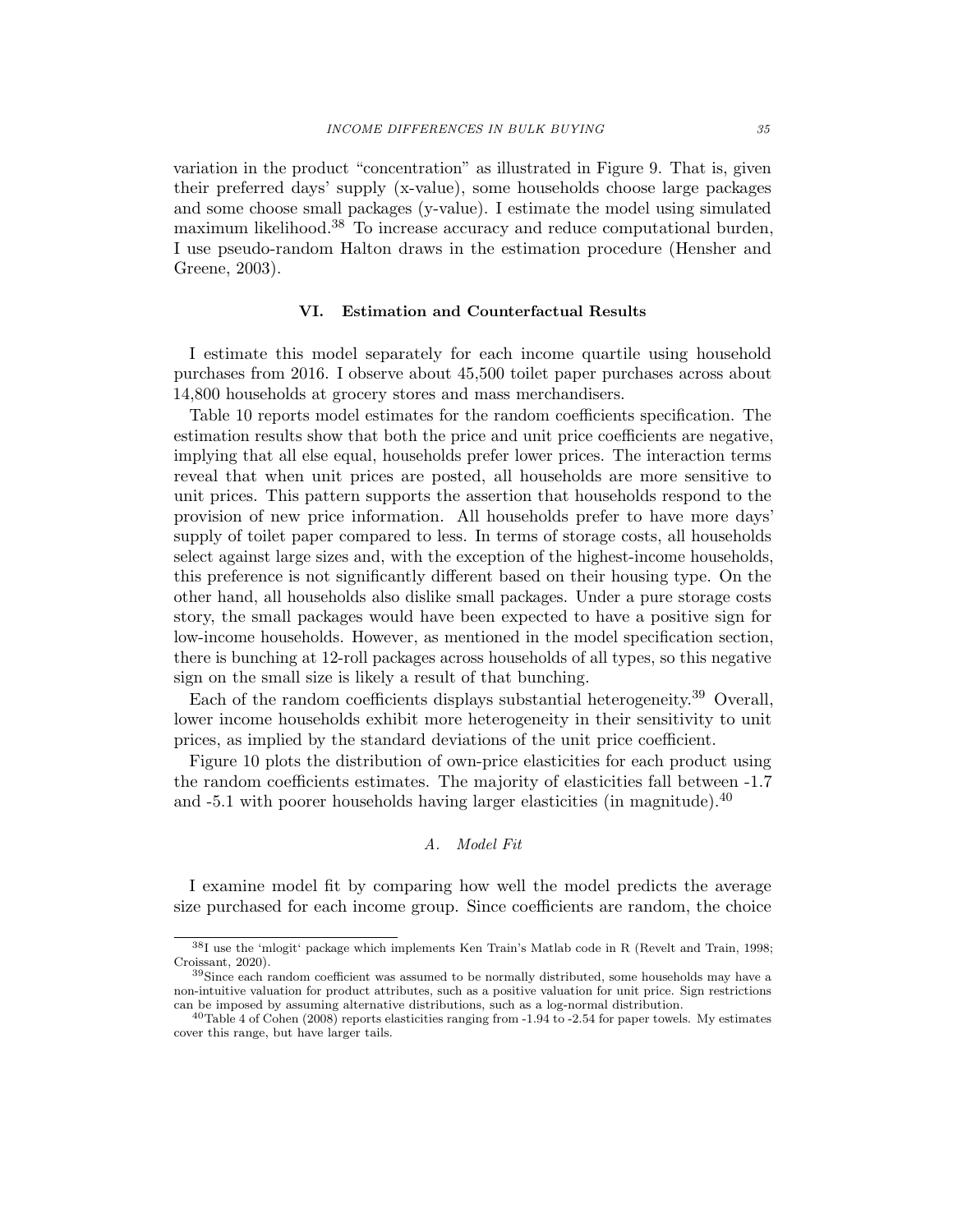variation in the product "concentration" as illustrated in Figure 9. That is, given their preferred days' supply (x-value), some households choose large packages and some choose small packages (y-value). I estimate the model using simulated maximum likelihood.[38] To increase accuracy and reduce computational burden, I use pseudo-random Halton draws in the estimation procedure (Hensher and Greene, 2003).

## VI. Estimation and Counterfactual Results

I estimate this model separately for each income quartile using household purchases from 2016. I observe about 45,500 toilet paper purchases across about 14,800 households at grocery stores and mass merchandisers.

Table 10 reports model estimates for the random coefficients specification. The estimation results show that both the price and unit price coefficients are negative, implying that all else equal, households prefer lower prices. The interaction terms reveal that when unit prices are posted, all households are more sensitive to unit prices. This pattern supports the assertion that households respond to the provision of new price information. All households prefer to have more days' supply of toilet paper compared to less. In terms of storage costs, all households select against large sizes and, with the exception of the highest-income households, this preference is not significantly different based on their housing type. On the other hand, all households also dislike small packages. Under a pure storage costs story, the small packages would have been expected to have a positive sign for low-income households. However, as mentioned in the model specification section, there is bunching at 12-roll packages across households of all types, so this negative sign on the small size is likely a result of that bunching.

Each of the random coefficients displays substantial heterogeneity.[39] Overall, lower income households exhibit more heterogeneity in their sensitivity to unit prices, as implied by the standard deviations of the unit price coefficient.

Figure 10 plots the distribution of own-price elasticities for each product using the random coefficients estimates. The majority of elasticities fall between -1.7 and -5.1 with poorer households having larger elasticities (in magnitude).[40]

### *A. Model Fit*

I examine model fit by comparing how well the model predicts the average size purchased for each income group. Since coefficients are random, the choice

---

[38] I use the 'mlogit' package which implements Ken Train's Matlab code in R (Revelt and Train, 1998; Croissant, 2020).

[39] Since each random coefficient was assumed to be normally distributed, some households may have a non-intuitive valuation for product attributes, such as a positive valuation for unit price. Sign restrictions can be imposed by assuming alternative distributions, such as a log-normal distribution.

[40] Table 4 of Cohen (2008) reports elasticities ranging from -1.94 to -2.54 for paper towels. My estimates cover this range, but have larger tails.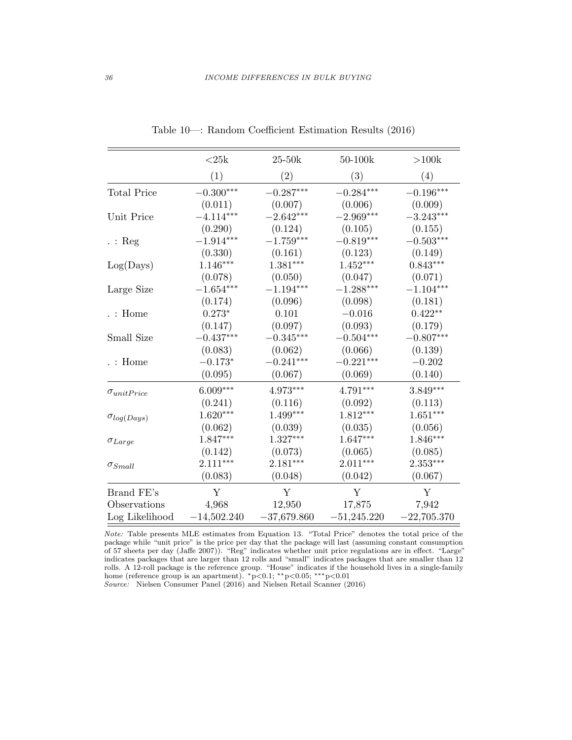Table 10—: Random Coefficient Estimation Results (2016)

| | <25k | 25-50k | 50-100k | >100k |
|---|---|---|---|---|
| | (1) | (2) | (3) | (4) |
| Total Price | $-0.300^{***}$ | $-0.287^{***}$ | $-0.284^{***}$ | $-0.196^{***}$ |
| | (0.011) | (0.007) | (0.006) | (0.009) |
| Unit Price | $-4.114^{***}$ | $-2.642^{***}$ | $-2.969^{***}$ | $-3.243^{***}$ |
| | (0.290) | (0.124) | (0.105) | (0.155) |
| . : Reg | $-1.914^{***}$ | $-1.759^{***}$ | $-0.819^{***}$ | $-0.503^{***}$ |
| | (0.330) | (0.161) | (0.123) | (0.149) |
| Log(Days) | $1.146^{***}$ | $1.381^{***}$ | $1.452^{***}$ | $0.843^{***}$ |
| | (0.078) | (0.050) | (0.047) | (0.071) |
| Large Size | $-1.654^{***}$ | $-1.194^{***}$ | $-1.288^{***}$ | $-1.104^{***}$ |
| | (0.174) | (0.096) | (0.098) | (0.181) |
| . : Home | $0.273^{*}$ | 0.101 | $-0.016$ | $0.422^{**}$ |
| | (0.147) | (0.097) | (0.093) | (0.179) |
| Small Size | $-0.437^{***}$ | $-0.345^{***}$ | $-0.504^{***}$ | $-0.807^{***}$ |
| | (0.083) | (0.062) | (0.066) | (0.139) |
| . : Home | $-0.173^{*}$ | $-0.241^{***}$ | $-0.221^{***}$ | $-0.202$ |
| | (0.095) | (0.067) | (0.069) | (0.140) |
| $\sigma_{unitPrice}$ | $6.009^{***}$ | $4.973^{***}$ | $4.791^{***}$ | $3.849^{***}$ |
| | (0.241) | (0.116) | (0.092) | (0.113) |
| $\sigma_{log(Days)}$ | $1.620^{***}$ | $1.499^{***}$ | $1.812^{***}$ | $1.651^{***}$ |
| | (0.062) | (0.039) | (0.035) | (0.056) |
| $\sigma_{Large}$ | $1.847^{***}$ | $1.327^{***}$ | $1.647^{***}$ | $1.846^{***}$ |
| | (0.142) | (0.073) | (0.065) | (0.085) |
| $\sigma_{Small}$ | $2.111^{***}$ | $2.181^{***}$ | $2.011^{***}$ | $2.353^{***}$ |
| | (0.083) | (0.048) | (0.042) | (0.067) |
| Brand FE's | Y | Y | Y | Y |
| Observations | 4,968 | 12,950 | 17,875 | 7,942 |
| Log Likelihood | $-14{,}502.240$ | $-37{,}679.860$ | $-51{,}245.220$ | $-22{,}705.370$ |

*Note:* Table presents MLE estimates from Equation 13. "Total Price" denotes the total price of the package while "unit price" is the price per day that the package will last (assuming constant consumption of 57 sheets per day (Jaffe 2007)). "Reg" indicates whether unit price regulations are in effect. "Large" indicates packages that are larger than 12 rolls and "small" indicates packages that are smaller than 12 rolls. A 12-roll package is the reference group. "House" indicates if the household lives in a single-family home (reference group is an apartment). $^{*}$p<0.1; $^{**}$p<0.05; $^{***}$p<0.01

*Source:* Nielsen Consumer Panel (2016) and Nielsen Retail Scanner (2016)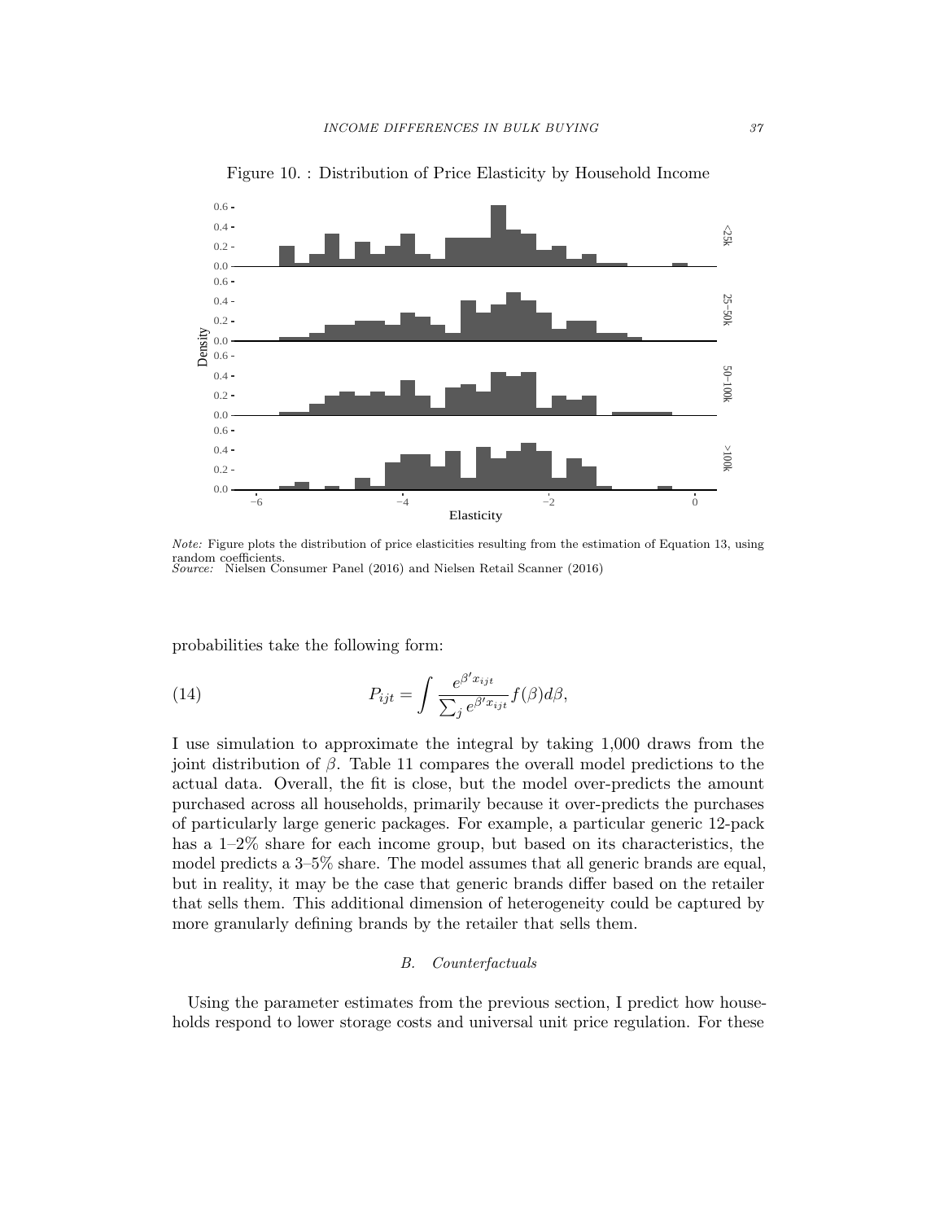Figure 10. : Distribution of Price Elasticity by Household Income

*Note:* Figure plots the distribution of price elasticities resulting from the estimation of Equation 13, using random coefficients.
*Source:* Nielsen Consumer Panel (2016) and Nielsen Retail Scanner (2016)

probabilities take the following form:

$$P_{ijt} = \int \frac{e^{\beta' x_{ijt}}}{\sum_j e^{\beta' x_{ijt}}} f(\beta) d\beta, \tag{14}$$

I use simulation to approximate the integral by taking 1,000 draws from the joint distribution of $\beta$. Table 11 compares the overall model predictions to the actual data. Overall, the fit is close, but the model over-predicts the amount purchased across all households, primarily because it over-predicts the purchases of particularly large generic packages. For example, a particular generic 12-pack has a 1–2% share for each income group, but based on its characteristics, the model predicts a 3–5% share. The model assumes that all generic brands are equal, but in reality, it may be the case that generic brands differ based on the retailer that sells them. This additional dimension of heterogeneity could be captured by more granularly defining brands by the retailer that sells them.

### B. Counterfactuals

Using the parameter estimates from the previous section, I predict how households respond to lower storage costs and universal unit price regulation. For these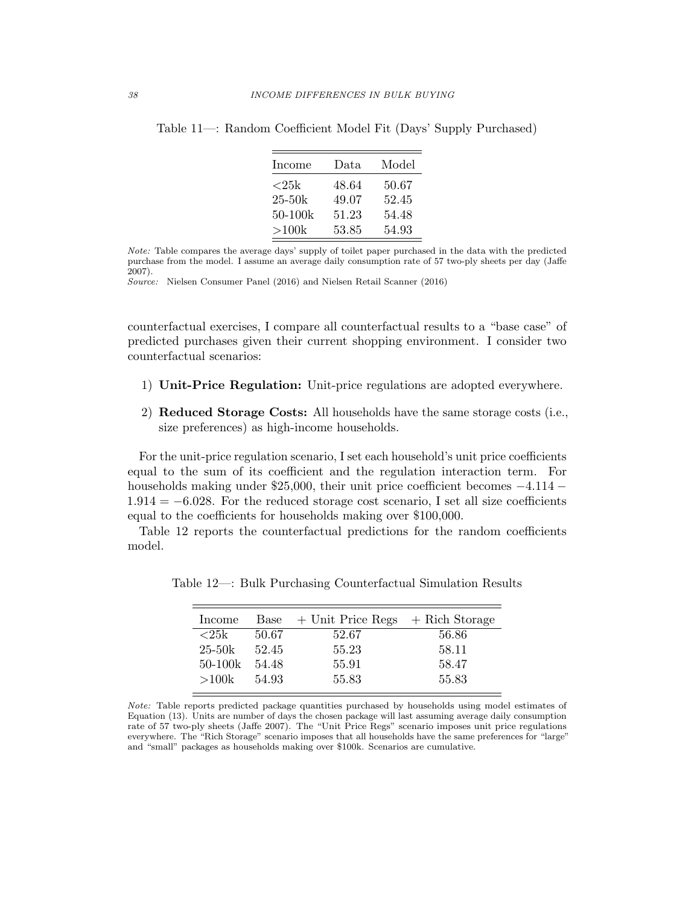Table 11—: Random Coefficient Model Fit (Days' Supply Purchased)

| Income | Data | Model |
|---|---|---|
| <25k | 48.64 | 50.67 |
| 25-50k | 49.07 | 52.45 |
| 50-100k | 51.23 | 54.48 |
| >100k | 53.85 | 54.93 |

*Note:* Table compares the average days' supply of toilet paper purchased in the data with the predicted purchase from the model. I assume an average daily consumption rate of 57 two-ply sheets per day (Jaffe 2007).
*Source:* Nielsen Consumer Panel (2016) and Nielsen Retail Scanner (2016)

counterfactual exercises, I compare all counterfactual results to a "base case" of predicted purchases given their current shopping environment. I consider two counterfactual scenarios:

1) **Unit-Price Regulation:** Unit-price regulations are adopted everywhere.
2) **Reduced Storage Costs:** All households have the same storage costs (i.e., size preferences) as high-income households.

For the unit-price regulation scenario, I set each household's unit price coefficients equal to the sum of its coefficient and the regulation interaction term. For households making under \$25,000, their unit price coefficient becomes $-4.114 - 1.914 = -6.028$. For the reduced storage cost scenario, I set all size coefficients equal to the coefficients for households making over \$100,000.

Table 12 reports the counterfactual predictions for the random coefficients model.

Table 12—: Bulk Purchasing Counterfactual Simulation Results

| Income | Base | + Unit Price Regs | + Rich Storage |
|---|---|---|---|
| <25k | 50.67 | 52.67 | 56.86 |
| 25-50k | 52.45 | 55.23 | 58.11 |
| 50-100k | 54.48 | 55.91 | 58.47 |
| >100k | 54.93 | 55.83 | 55.83 |

*Note:* Table reports predicted package quantities purchased by households using model estimates of Equation (13). Units are number of days the chosen package will last assuming average daily consumption rate of 57 two-ply sheets (Jaffe 2007). The "Unit Price Regs" scenario imposes unit price regulations everywhere. The "Rich Storage" scenario imposes that all households have the same preferences for "large" and "small" packages as households making over \$100k. Scenarios are cumulative.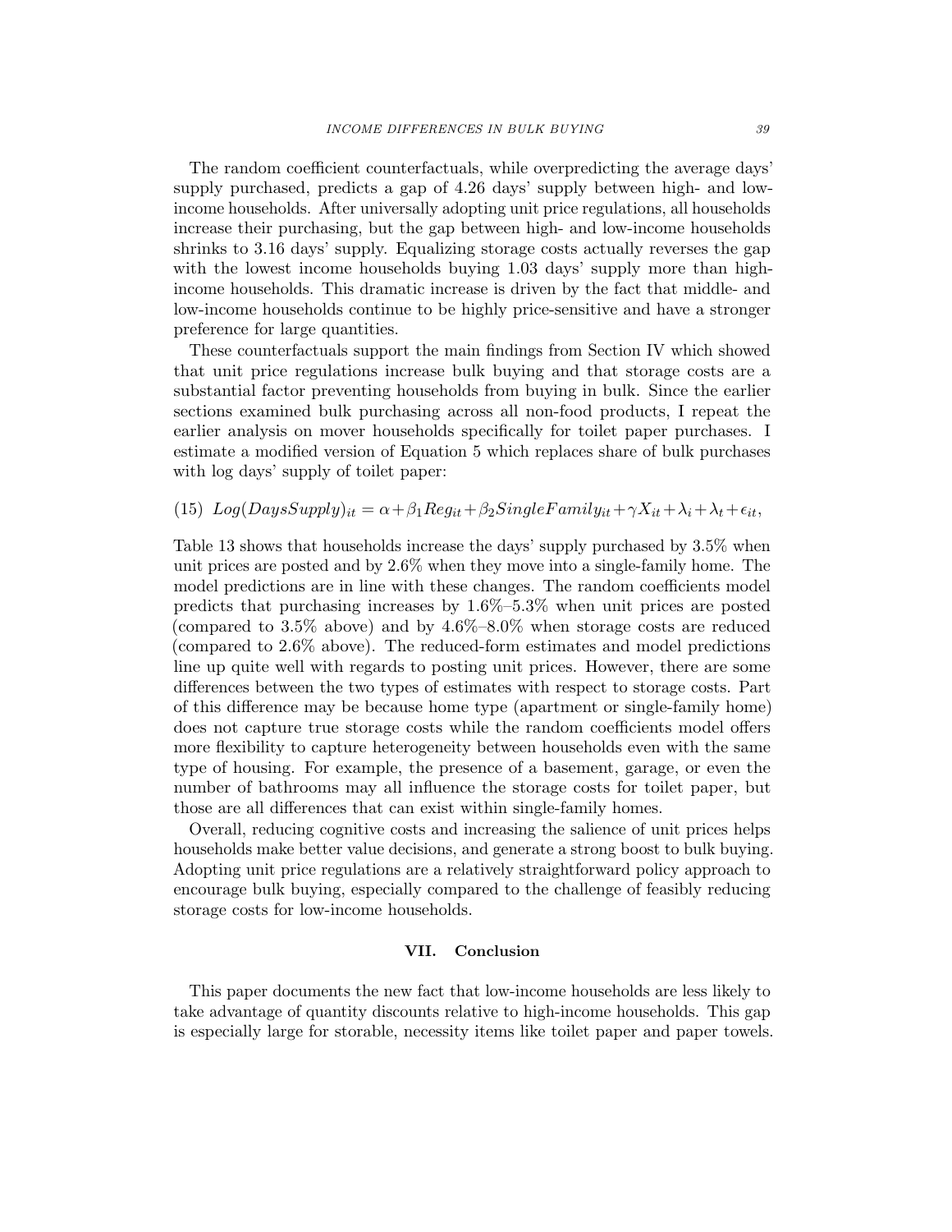The random coefficient counterfactuals, while overpredicting the average days' supply purchased, predicts a gap of 4.26 days' supply between high- and low-income households. After universally adopting unit price regulations, all households increase their purchasing, but the gap between high- and low-income households shrinks to 3.16 days' supply. Equalizing storage costs actually reverses the gap with the lowest income households buying 1.03 days' supply more than high-income households. This dramatic increase is driven by the fact that middle- and low-income households continue to be highly price-sensitive and have a stronger preference for large quantities.

These counterfactuals support the main findings from Section IV which showed that unit price regulations increase bulk buying and that storage costs are a substantial factor preventing households from buying in bulk. Since the earlier sections examined bulk purchasing across all non-food products, I repeat the earlier analysis on mover households specifically for toilet paper purchases. I estimate a modified version of Equation 5 which replaces share of bulk purchases with log days' supply of toilet paper:

$$(15) \quad Log(DaysSupply)_{it} = \alpha + \beta_1 Reg_{it} + \beta_2 SingleFamily_{it} + \gamma X_{it} + \lambda_i + \lambda_t + \epsilon_{it},$$

Table 13 shows that households increase the days' supply purchased by 3.5% when unit prices are posted and by 2.6% when they move into a single-family home. The model predictions are in line with these changes. The random coefficients model predicts that purchasing increases by 1.6%–5.3% when unit prices are posted (compared to 3.5% above) and by 4.6%–8.0% when storage costs are reduced (compared to 2.6% above). The reduced-form estimates and model predictions line up quite well with regards to posting unit prices. However, there are some differences between the two types of estimates with respect to storage costs. Part of this difference may be because home type (apartment or single-family home) does not capture true storage costs while the random coefficients model offers more flexibility to capture heterogeneity between households even with the same type of housing. For example, the presence of a basement, garage, or even the number of bathrooms may all influence the storage costs for toilet paper, but those are all differences that can exist within single-family homes.

Overall, reducing cognitive costs and increasing the salience of unit prices helps households make better value decisions, and generate a strong boost to bulk buying. Adopting unit price regulations are a relatively straightforward policy approach to encourage bulk buying, especially compared to the challenge of feasibly reducing storage costs for low-income households.

## VII. Conclusion

This paper documents the new fact that low-income households are less likely to take advantage of quantity discounts relative to high-income households. This gap is especially large for storable, necessity items like toilet paper and paper towels.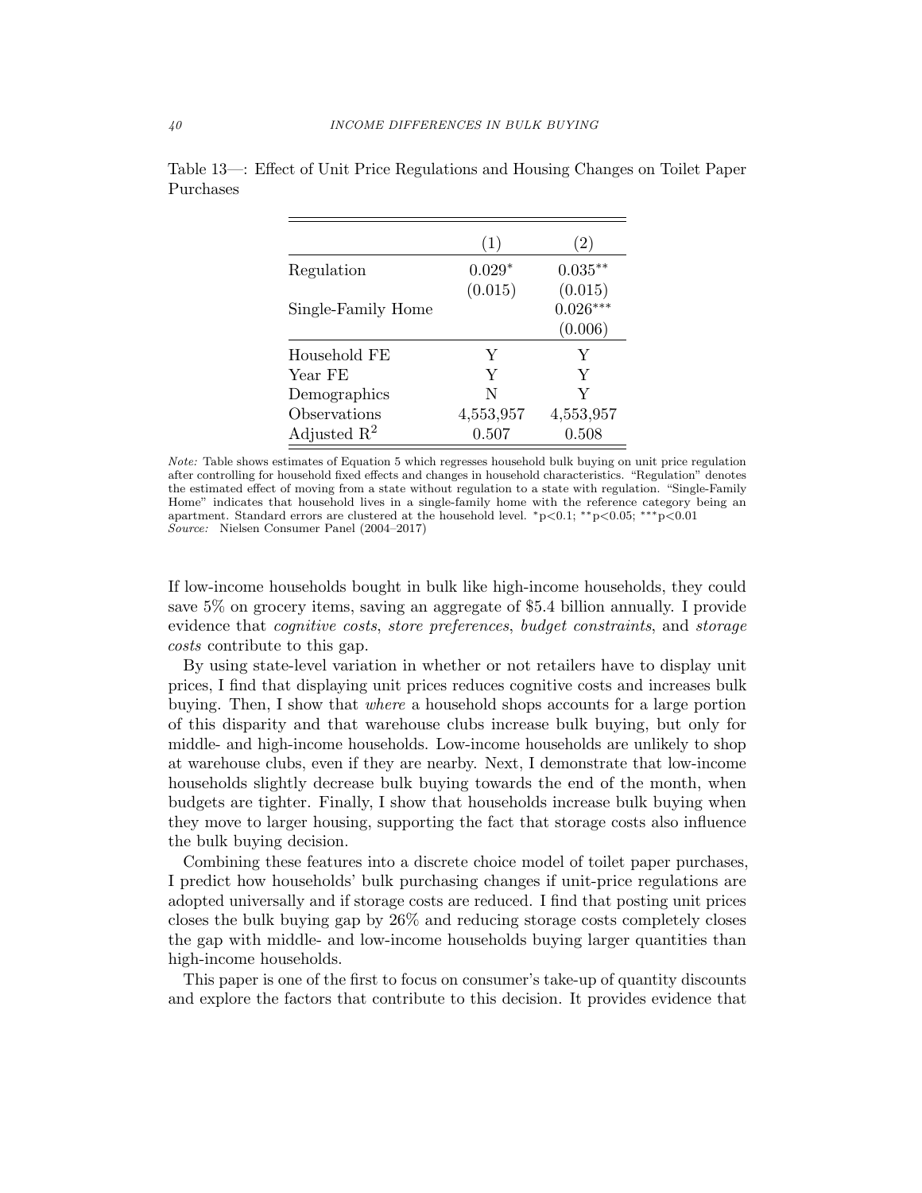Table 13—: Effect of Unit Price Regulations and Housing Changes on Toilet Paper Purchases

| | (1) | (2) |
|---|---|---|
| Regulation | 0.029* | 0.035** |
| | (0.015) | (0.015) |
| Single-Family Home | | 0.026*** |
| | | (0.006) |
| Household FE | Y | Y |
| Year FE | Y | Y |
| Demographics | N | Y |
| Observations | 4,553,957 | 4,553,957 |
| Adjusted $R^2$ | 0.507 | 0.508 |

*Note:* Table shows estimates of Equation 5 which regresses household bulk buying on unit price regulation after controlling for household fixed effects and changes in household characteristics. "Regulation" denotes the estimated effect of moving from a state without regulation to a state with regulation. "Single-Family Home" indicates that household lives in a single-family home with the reference category being an apartment. Standard errors are clustered at the household level. $^{*}$p<0.1; $^{**}$p<0.05; $^{***}$p<0.01
*Source:* Nielsen Consumer Panel (2004–2017)

If low-income households bought in bulk like high-income households, they could save 5% on grocery items, saving an aggregate of $5.4 billion annually. I provide evidence that *cognitive costs*, *store preferences*, *budget constraints*, and *storage costs* contribute to this gap.

By using state-level variation in whether or not retailers have to display unit prices, I find that displaying unit prices reduces cognitive costs and increases bulk buying. Then, I show that *where* a household shops accounts for a large portion of this disparity and that warehouse clubs increase bulk buying, but only for middle- and high-income households. Low-income households are unlikely to shop at warehouse clubs, even if they are nearby. Next, I demonstrate that low-income households slightly decrease bulk buying towards the end of the month, when budgets are tighter. Finally, I show that households increase bulk buying when they move to larger housing, supporting the fact that storage costs also influence the bulk buying decision.

Combining these features into a discrete choice model of toilet paper purchases, I predict how households' bulk purchasing changes if unit-price regulations are adopted universally and if storage costs are reduced. I find that posting unit prices closes the bulk buying gap by 26% and reducing storage costs completely closes the gap with middle- and low-income households buying larger quantities than high-income households.

This paper is one of the first to focus on consumer's take-up of quantity discounts and explore the factors that contribute to this decision. It provides evidence that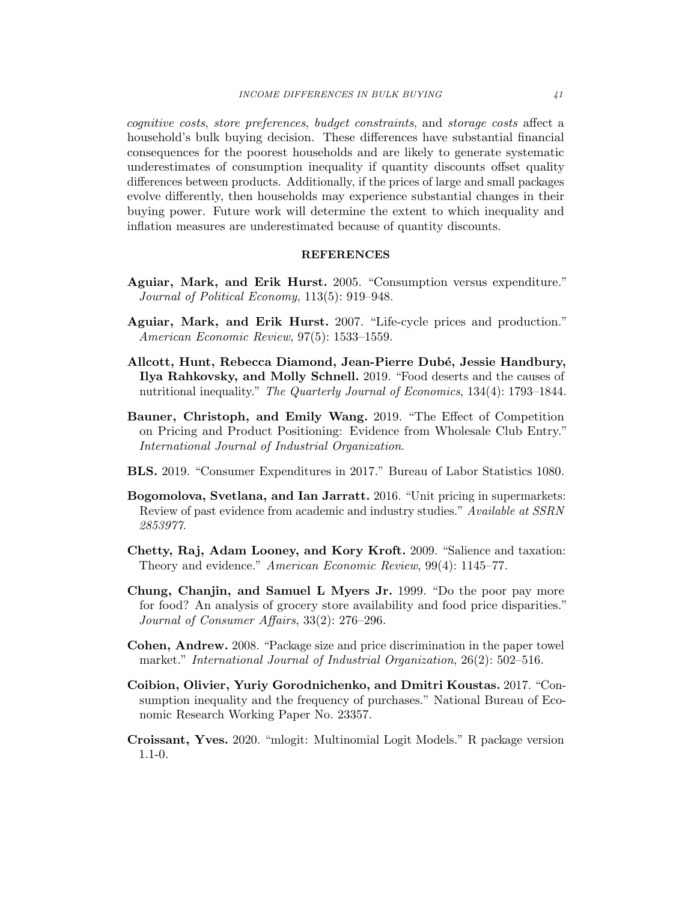*cognitive costs*, *store preferences*, *budget constraints*, and *storage costs* affect a household's bulk buying decision. These differences have substantial financial consequences for the poorest households and are likely to generate systematic underestimates of consumption inequality if quantity discounts offset quality differences between products. Additionally, if the prices of large and small packages evolve differently, then households may experience substantial changes in their buying power. Future work will determine the extent to which inequality and inflation measures are underestimated because of quantity discounts.

## REFERENCES

**Aguiar, Mark, and Erik Hurst.** 2005. "Consumption versus expenditure." *Journal of Political Economy*, 113(5): 919–948.

**Aguiar, Mark, and Erik Hurst.** 2007. "Life-cycle prices and production." *American Economic Review*, 97(5): 1533–1559.

**Allcott, Hunt, Rebecca Diamond, Jean-Pierre Dubé, Jessie Handbury, Ilya Rahkovsky, and Molly Schnell.** 2019. "Food deserts and the causes of nutritional inequality." *The Quarterly Journal of Economics*, 134(4): 1793–1844.

**Bauner, Christoph, and Emily Wang.** 2019. "The Effect of Competition on Pricing and Product Positioning: Evidence from Wholesale Club Entry." *International Journal of Industrial Organization*.

**BLS.** 2019. "Consumer Expenditures in 2017." Bureau of Labor Statistics 1080.

**Bogomolova, Svetlana, and Ian Jarratt.** 2016. "Unit pricing in supermarkets: Review of past evidence from academic and industry studies." *Available at SSRN 2853977*.

**Chetty, Raj, Adam Looney, and Kory Kroft.** 2009. "Salience and taxation: Theory and evidence." *American Economic Review*, 99(4): 1145–77.

**Chung, Chanjin, and Samuel L Myers Jr.** 1999. "Do the poor pay more for food? An analysis of grocery store availability and food price disparities." *Journal of Consumer Affairs*, 33(2): 276–296.

**Cohen, Andrew.** 2008. "Package size and price discrimination in the paper towel market." *International Journal of Industrial Organization*, 26(2): 502–516.

**Coibion, Olivier, Yuriy Gorodnichenko, and Dmitri Koustas.** 2017. "Consumption inequality and the frequency of purchases." National Bureau of Economic Research Working Paper No. 23357.

**Croissant, Yves.** 2020. "mlogit: Multinomial Logit Models." R package version 1.1-0.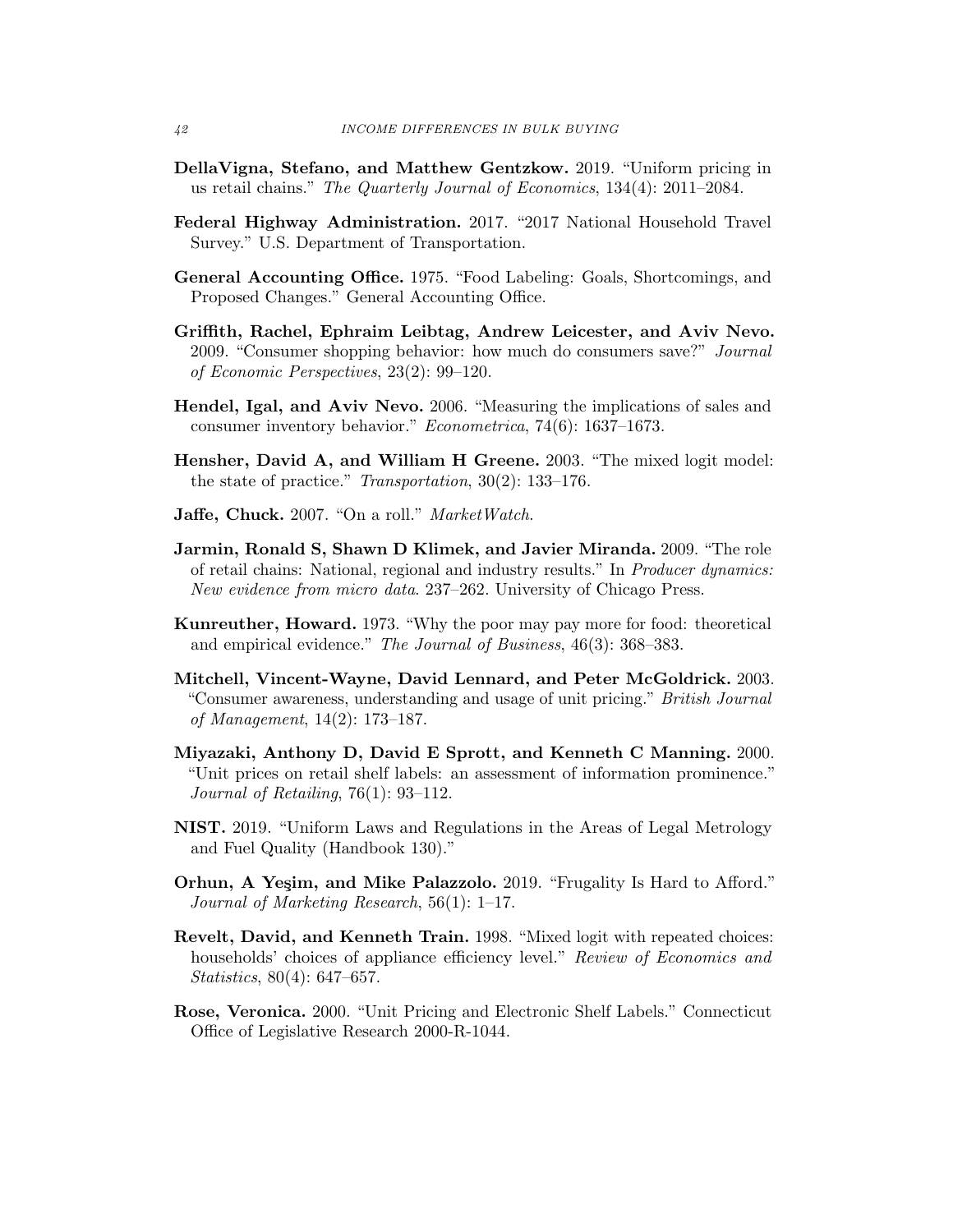**DellaVigna, Stefano, and Matthew Gentzkow.** 2019. "Uniform pricing in us retail chains." *The Quarterly Journal of Economics*, 134(4): 2011–2084.

**Federal Highway Administration.** 2017. "2017 National Household Travel Survey." U.S. Department of Transportation.

**General Accounting Office.** 1975. "Food Labeling: Goals, Shortcomings, and Proposed Changes." General Accounting Office.

**Griffith, Rachel, Ephraim Leibtag, Andrew Leicester, and Aviv Nevo.** 2009. "Consumer shopping behavior: how much do consumers save?" *Journal of Economic Perspectives*, 23(2): 99–120.

**Hendel, Igal, and Aviv Nevo.** 2006. "Measuring the implications of sales and consumer inventory behavior." *Econometrica*, 74(6): 1637–1673.

**Hensher, David A, and William H Greene.** 2003. "The mixed logit model: the state of practice." *Transportation*, 30(2): 133–176.

**Jaffe, Chuck.** 2007. "On a roll." *MarketWatch*.

**Jarmin, Ronald S, Shawn D Klimek, and Javier Miranda.** 2009. "The role of retail chains: National, regional and industry results." In *Producer dynamics: New evidence from micro data*. 237–262. University of Chicago Press.

**Kunreuther, Howard.** 1973. "Why the poor may pay more for food: theoretical and empirical evidence." *The Journal of Business*, 46(3): 368–383.

**Mitchell, Vincent-Wayne, David Lennard, and Peter McGoldrick.** 2003. "Consumer awareness, understanding and usage of unit pricing." *British Journal of Management*, 14(2): 173–187.

**Miyazaki, Anthony D, David E Sprott, and Kenneth C Manning.** 2000. "Unit prices on retail shelf labels: an assessment of information prominence." *Journal of Retailing*, 76(1): 93–112.

**NIST.** 2019. "Uniform Laws and Regulations in the Areas of Legal Metrology and Fuel Quality (Handbook 130)."

**Orhun, A Yeşim, and Mike Palazzolo.** 2019. "Frugality Is Hard to Afford." *Journal of Marketing Research*, 56(1): 1–17.

**Revelt, David, and Kenneth Train.** 1998. "Mixed logit with repeated choices: households' choices of appliance efficiency level." *Review of Economics and Statistics*, 80(4): 647–657.

**Rose, Veronica.** 2000. "Unit Pricing and Electronic Shelf Labels." Connecticut Office of Legislative Research 2000-R-1044.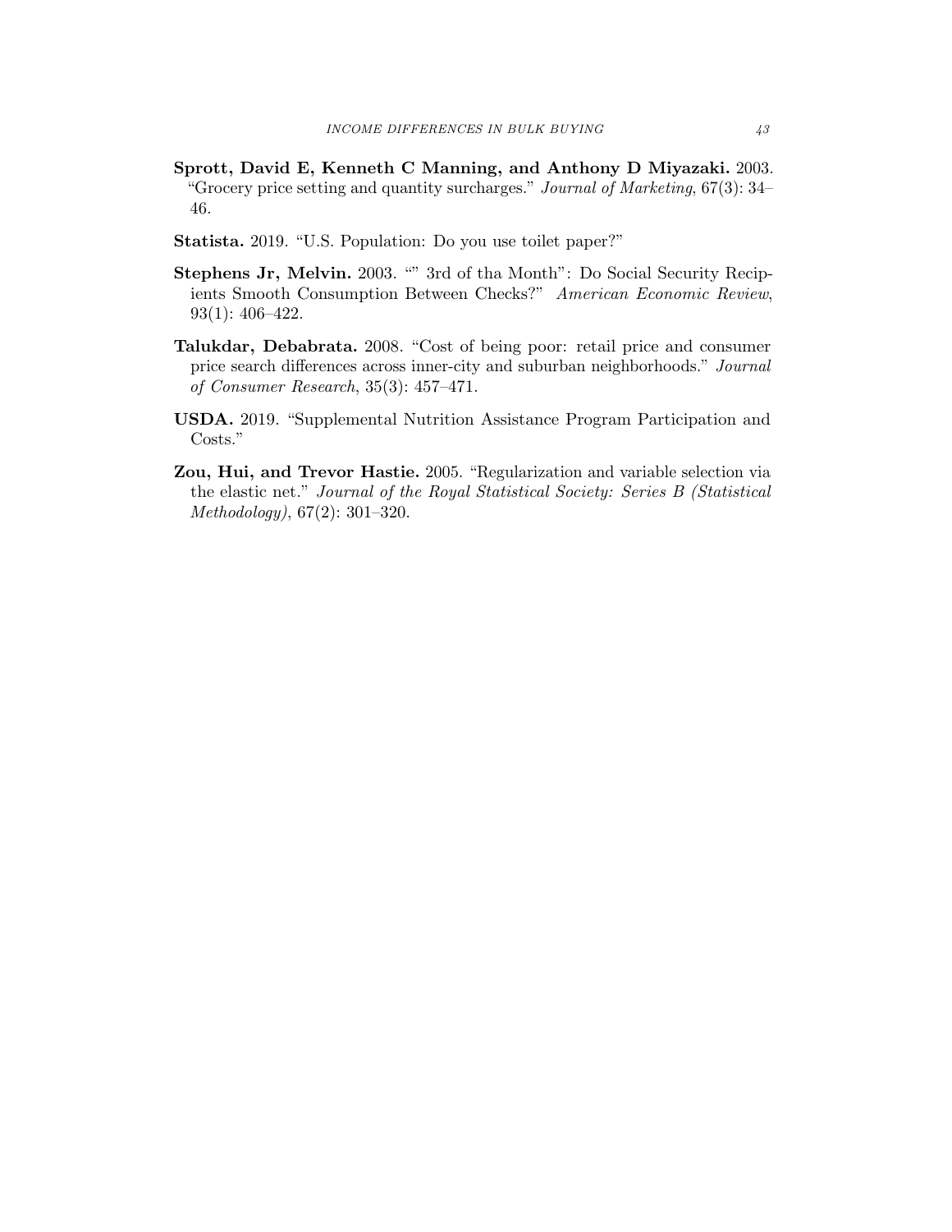**Sprott, David E, Kenneth C Manning, and Anthony D Miyazaki.** 2003. "Grocery price setting and quantity surcharges." *Journal of Marketing*, 67(3): 34–46.

**Statista.** 2019. "U.S. Population: Do you use toilet paper?"

**Stephens Jr, Melvin.** 2003. "" 3rd of tha Month": Do Social Security Recipients Smooth Consumption Between Checks?" *American Economic Review*, 93(1): 406–422.

**Talukdar, Debabrata.** 2008. "Cost of being poor: retail price and consumer price search differences across inner-city and suburban neighborhoods." *Journal of Consumer Research*, 35(3): 457–471.

**USDA.** 2019. "Supplemental Nutrition Assistance Program Participation and Costs."

**Zou, Hui, and Trevor Hastie.** 2005. "Regularization and variable selection via the elastic net." *Journal of the Royal Statistical Society: Series B (Statistical Methodology)*, 67(2): 301–320.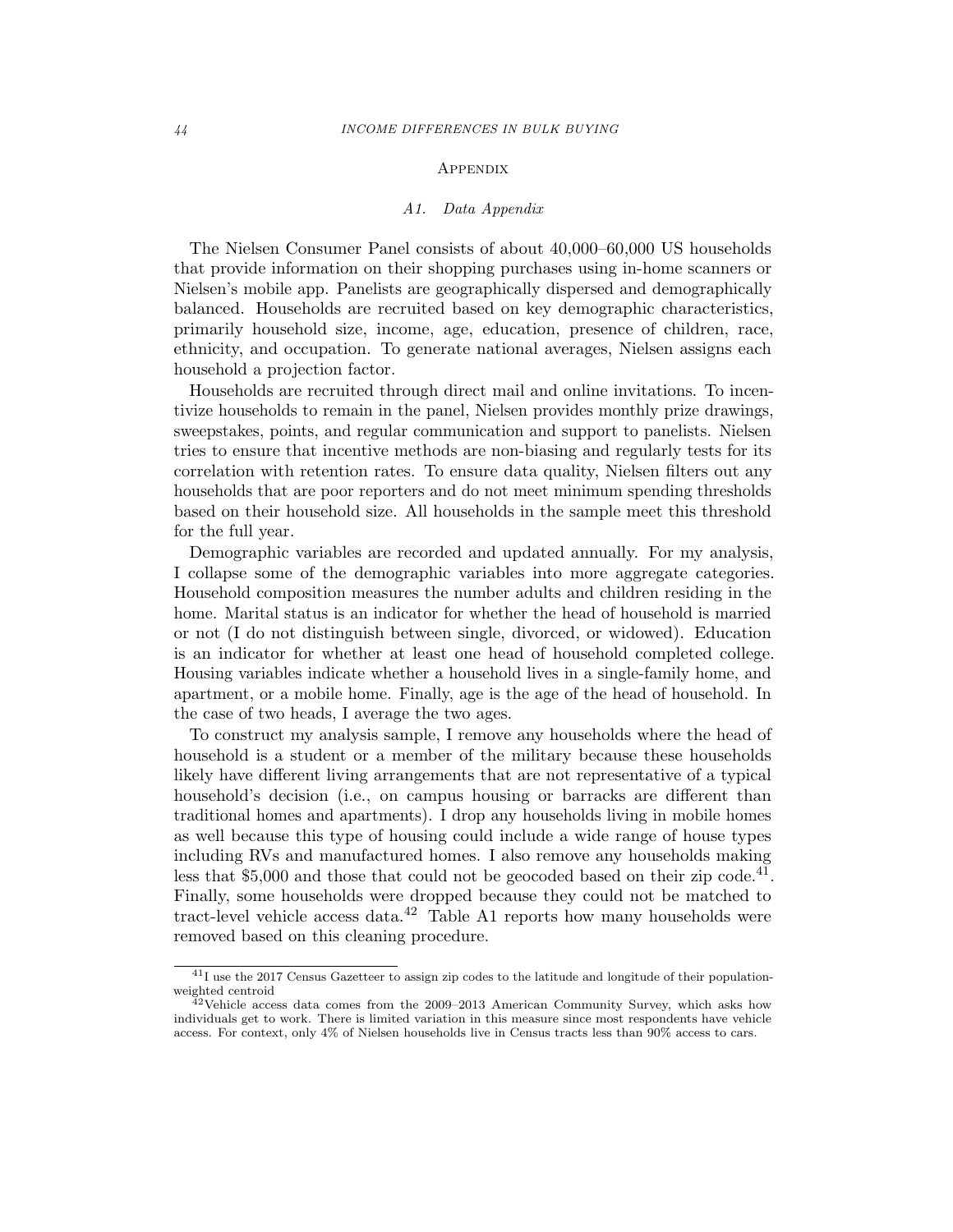# Appendix

## A1. Data Appendix

The Nielsen Consumer Panel consists of about 40,000–60,000 US households that provide information on their shopping purchases using in-home scanners or Nielsen's mobile app. Panelists are geographically dispersed and demographically balanced. Households are recruited based on key demographic characteristics, primarily household size, income, age, education, presence of children, race, ethnicity, and occupation. To generate national averages, Nielsen assigns each household a projection factor.

Households are recruited through direct mail and online invitations. To incentivize households to remain in the panel, Nielsen provides monthly prize drawings, sweepstakes, points, and regular communication and support to panelists. Nielsen tries to ensure that incentive methods are non-biasing and regularly tests for its correlation with retention rates. To ensure data quality, Nielsen filters out any households that are poor reporters and do not meet minimum spending thresholds based on their household size. All households in the sample meet this threshold for the full year.

Demographic variables are recorded and updated annually. For my analysis, I collapse some of the demographic variables into more aggregate categories. Household composition measures the number adults and children residing in the home. Marital status is an indicator for whether the head of household is married or not (I do not distinguish between single, divorced, or widowed). Education is an indicator for whether at least one head of household completed college. Housing variables indicate whether a household lives in a single-family home, and apartment, or a mobile home. Finally, age is the age of the head of household. In the case of two heads, I average the two ages.

To construct my analysis sample, I remove any households where the head of household is a student or a member of the military because these households likely have different living arrangements that are not representative of a typical household's decision (i.e., on campus housing or barracks are different than traditional homes and apartments). I drop any households living in mobile homes as well because this type of housing could include a wide range of house types including RVs and manufactured homes. I also remove any households making less that $5,000 and those that could not be geocoded based on their zip code.[41]. Finally, some households were dropped because they could not be matched to tract-level vehicle access data.[42] Table A1 reports how many households were removed based on this cleaning procedure.

[41] I use the 2017 Census Gazetteer to assign zip codes to the latitude and longitude of their population-weighted centroid

[42] Vehicle access data comes from the 2009–2013 American Community Survey, which asks how individuals get to work. There is limited variation in this measure since most respondents have vehicle access. For context, only 4% of Nielsen households live in Census tracts less than 90% access to cars.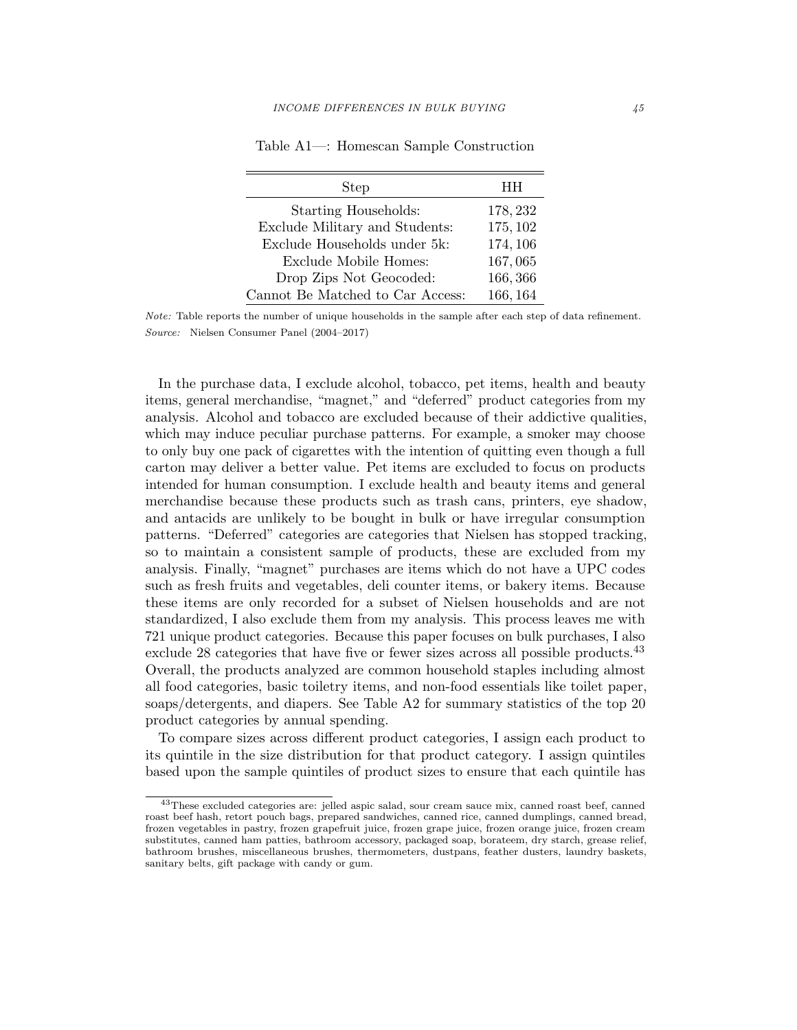Table A1—: Homescan Sample Construction

| Step | HH |
|---|---|
| Starting Households: | 178,232 |
| Exclude Military and Students: | 175,102 |
| Exclude Households under 5k: | 174,106 |
| Exclude Mobile Homes: | 167,065 |
| Drop Zips Not Geocoded: | 166,366 |
| Cannot Be Matched to Car Access: | 166,164 |

*Note:* Table reports the number of unique households in the sample after each step of data refinement.
*Source:* Nielsen Consumer Panel (2004–2017)

In the purchase data, I exclude alcohol, tobacco, pet items, health and beauty items, general merchandise, "magnet," and "deferred" product categories from my analysis. Alcohol and tobacco are excluded because of their addictive qualities, which may induce peculiar purchase patterns. For example, a smoker may choose to only buy one pack of cigarettes with the intention of quitting even though a full carton may deliver a better value. Pet items are excluded to focus on products intended for human consumption. I exclude health and beauty items and general merchandise because these products such as trash cans, printers, eye shadow, and antacids are unlikely to be bought in bulk or have irregular consumption patterns. "Deferred" categories are categories that Nielsen has stopped tracking, so to maintain a consistent sample of products, these are excluded from my analysis. Finally, "magnet" purchases are items which do not have a UPC codes such as fresh fruits and vegetables, deli counter items, or bakery items. Because these items are only recorded for a subset of Nielsen households and are not standardized, I also exclude them from my analysis. This process leaves me with 721 unique product categories. Because this paper focuses on bulk purchases, I also exclude 28 categories that have five or fewer sizes across all possible products.[43] Overall, the products analyzed are common household staples including almost all food categories, basic toiletry items, and non-food essentials like toilet paper, soaps/detergents, and diapers. See Table A2 for summary statistics of the top 20 product categories by annual spending.

To compare sizes across different product categories, I assign each product to its quintile in the size distribution for that product category. I assign quintiles based upon the sample quintiles of product sizes to ensure that each quintile has

[43]These excluded categories are: jelled aspic salad, sour cream sauce mix, canned roast beef, canned roast beef hash, retort pouch bags, prepared sandwiches, canned rice, canned dumplings, canned bread, frozen vegetables in pastry, frozen grapefruit juice, frozen grape juice, frozen orange juice, frozen cream substitutes, canned ham patties, bathroom accessory, packaged soap, borateem, dry starch, grease relief, bathroom brushes, miscellaneous brushes, thermometers, dustpans, feather dusters, laundry baskets, sanitary belts, gift package with candy or gum.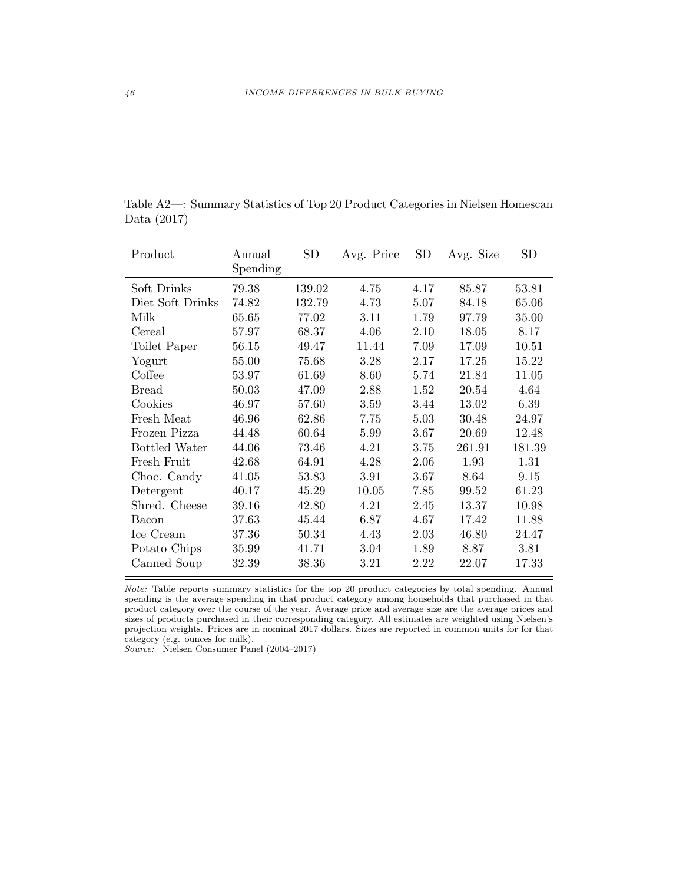Table A2—: Summary Statistics of Top 20 Product Categories in Nielsen Homescan Data (2017)

| Product | Annual Spending | SD | Avg. Price | SD | Avg. Size | SD |
|---|---|---|---|---|---|---|
| Soft Drinks | 79.38 | 139.02 | 4.75 | 4.17 | 85.87 | 53.81 |
| Diet Soft Drinks | 74.82 | 132.79 | 4.73 | 5.07 | 84.18 | 65.06 |
| Milk | 65.65 | 77.02 | 3.11 | 1.79 | 97.79 | 35.00 |
| Cereal | 57.97 | 68.37 | 4.06 | 2.10 | 18.05 | 8.17 |
| Toilet Paper | 56.15 | 49.47 | 11.44 | 7.09 | 17.09 | 10.51 |
| Yogurt | 55.00 | 75.68 | 3.28 | 2.17 | 17.25 | 15.22 |
| Coffee | 53.97 | 61.69 | 8.60 | 5.74 | 21.84 | 11.05 |
| Bread | 50.03 | 47.09 | 2.88 | 1.52 | 20.54 | 4.64 |
| Cookies | 46.97 | 57.60 | 3.59 | 3.44 | 13.02 | 6.39 |
| Fresh Meat | 46.96 | 62.86 | 7.75 | 5.03 | 30.48 | 24.97 |
| Frozen Pizza | 44.48 | 60.64 | 5.99 | 3.67 | 20.69 | 12.48 |
| Bottled Water | 44.06 | 73.46 | 4.21 | 3.75 | 261.91 | 181.39 |
| Fresh Fruit | 42.68 | 64.91 | 4.28 | 2.06 | 1.93 | 1.31 |
| Choc. Candy | 41.05 | 53.83 | 3.91 | 3.67 | 8.64 | 9.15 |
| Detergent | 40.17 | 45.29 | 10.05 | 7.85 | 99.52 | 61.23 |
| Shred. Cheese | 39.16 | 42.80 | 4.21 | 2.45 | 13.37 | 10.98 |
| Bacon | 37.63 | 45.44 | 6.87 | 4.67 | 17.42 | 11.88 |
| Ice Cream | 37.36 | 50.34 | 4.43 | 2.03 | 46.80 | 24.47 |
| Potato Chips | 35.99 | 41.71 | 3.04 | 1.89 | 8.87 | 3.81 |
| Canned Soup | 32.39 | 38.36 | 3.21 | 2.22 | 22.07 | 17.33 |

*Note:* Table reports summary statistics for the top 20 product categories by total spending. Annual spending is the average spending in that product category among households that purchased in that product category over the course of the year. Average price and average size are the average prices and sizes of products purchased in their corresponding category. All estimates are weighted using Nielsen's projection weights. Prices are in nominal 2017 dollars. Sizes are reported in common units for for that category (e.g. ounces for milk).
*Source:* Nielsen Consumer Panel (2004–2017)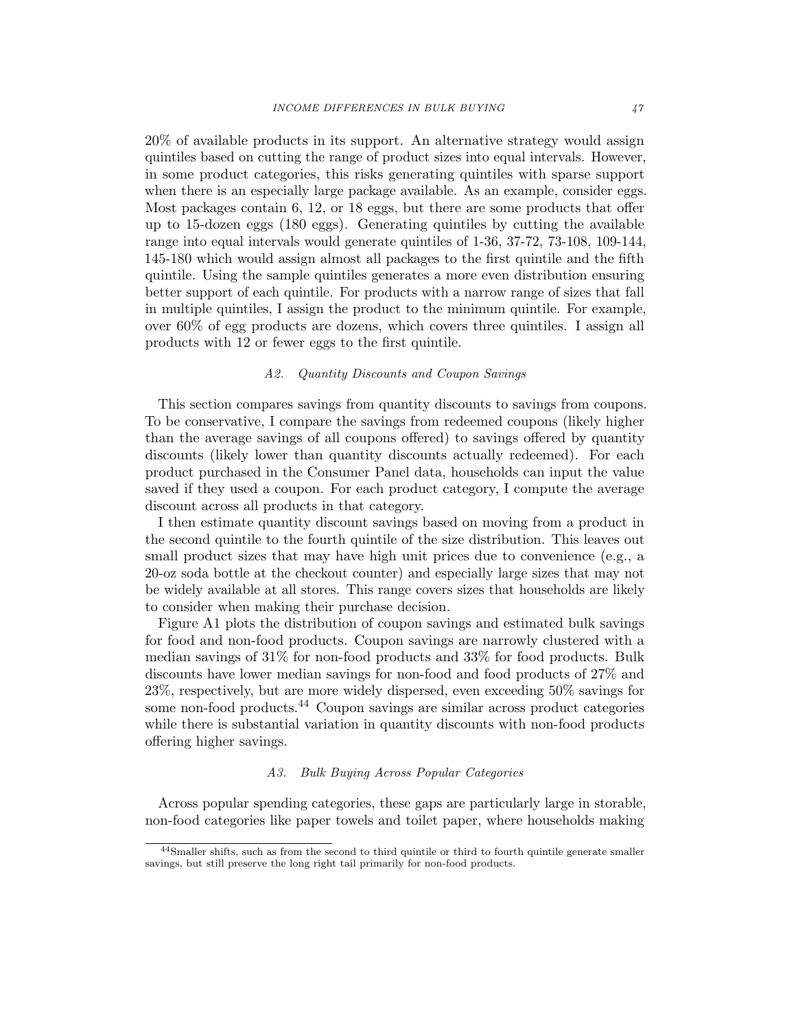20% of available products in its support. An alternative strategy would assign quintiles based on cutting the range of product sizes into equal intervals. However, in some product categories, this risks generating quintiles with sparse support when there is an especially large package available. As an example, consider eggs. Most packages contain 6, 12, or 18 eggs, but there are some products that offer up to 15-dozen eggs (180 eggs). Generating quintiles by cutting the available range into equal intervals would generate quintiles of 1-36, 37-72, 73-108, 109-144, 145-180 which would assign almost all packages to the first quintile and the fifth quintile. Using the sample quintiles generates a more even distribution ensuring better support of each quintile. For products with a narrow range of sizes that fall in multiple quintiles, I assign the product to the minimum quintile. For example, over 60% of egg products are dozens, which covers three quintiles. I assign all products with 12 or fewer eggs to the first quintile.

### *A2. Quantity Discounts and Coupon Savings*

This section compares savings from quantity discounts to savings from coupons. To be conservative, I compare the savings from redeemed coupons (likely higher than the average savings of all coupons offered) to savings offered by quantity discounts (likely lower than quantity discounts actually redeemed). For each product purchased in the Consumer Panel data, households can input the value saved if they used a coupon. For each product category, I compute the average discount across all products in that category.

I then estimate quantity discount savings based on moving from a product in the second quintile to the fourth quintile of the size distribution. This leaves out small product sizes that may have high unit prices due to convenience (e.g., a 20-oz soda bottle at the checkout counter) and especially large sizes that may not be widely available at all stores. This range covers sizes that households are likely to consider when making their purchase decision.

Figure A1 plots the distribution of coupon savings and estimated bulk savings for food and non-food products. Coupon savings are narrowly clustered with a median savings of 31% for non-food products and 33% for food products. Bulk discounts have lower median savings for non-food and food products of 27% and 23%, respectively, but are more widely dispersed, even exceeding 50% savings for some non-food products.[44] Coupon savings are similar across product categories while there is substantial variation in quantity discounts with non-food products offering higher savings.

### *A3. Bulk Buying Across Popular Categories*

Across popular spending categories, these gaps are particularly large in storable, non-food categories like paper towels and toilet paper, where households making

[44] Smaller shifts, such as from the second to third quintile or third to fourth quintile generate smaller savings, but still preserve the long right tail primarily for non-food products.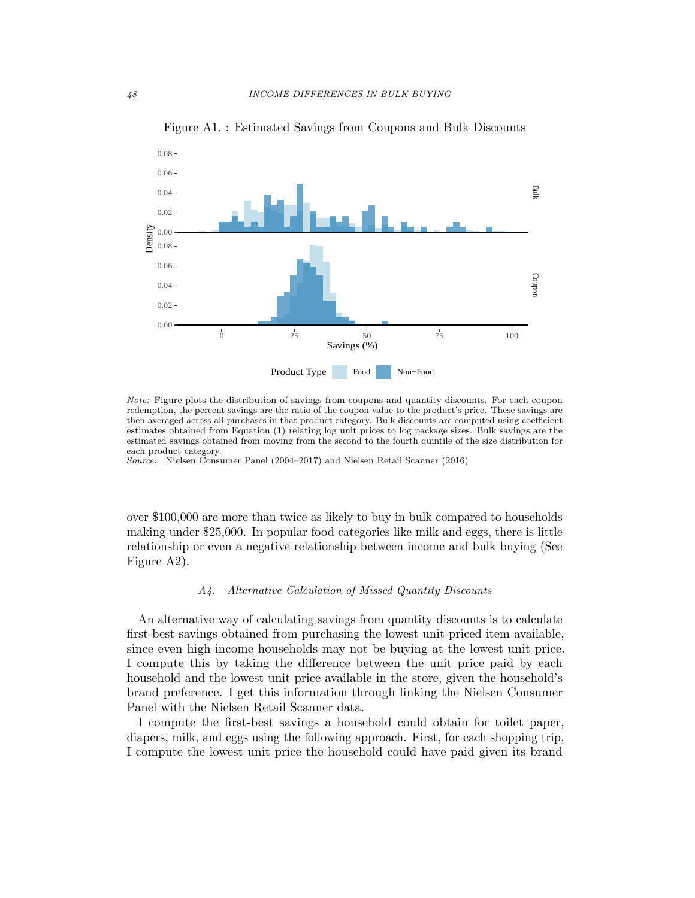Figure A1. : Estimated Savings from Coupons and Bulk Discounts

*Note:* Figure plots the distribution of savings from coupons and quantity discounts. For each coupon redemption, the percent savings are the ratio of the coupon value to the product's price. These savings are then averaged across all purchases in that product category. Bulk discounts are computed using coefficient estimates obtained from Equation (1) relating log unit prices to log package sizes. Bulk savings are the estimated savings obtained from moving from the second to the fourth quintile of the size distribution for each product category.
*Source:* Nielsen Consumer Panel (2004–2017) and Nielsen Retail Scanner (2016)

over \$100,000 are more than twice as likely to buy in bulk compared to households making under \$25,000. In popular food categories like milk and eggs, there is little relationship or even a negative relationship between income and bulk buying (See Figure A2).

### *A4. Alternative Calculation of Missed Quantity Discounts*

An alternative way of calculating savings from quantity discounts is to calculate first-best savings obtained from purchasing the lowest unit-priced item available, since even high-income households may not be buying at the lowest unit price. I compute this by taking the difference between the unit price paid by each household and the lowest unit price available in the store, given the household's brand preference. I get this information through linking the Nielsen Consumer Panel with the Nielsen Retail Scanner data.

I compute the first-best savings a household could obtain for toilet paper, diapers, milk, and eggs using the following approach. First, for each shopping trip, I compute the lowest unit price the household could have paid given its brand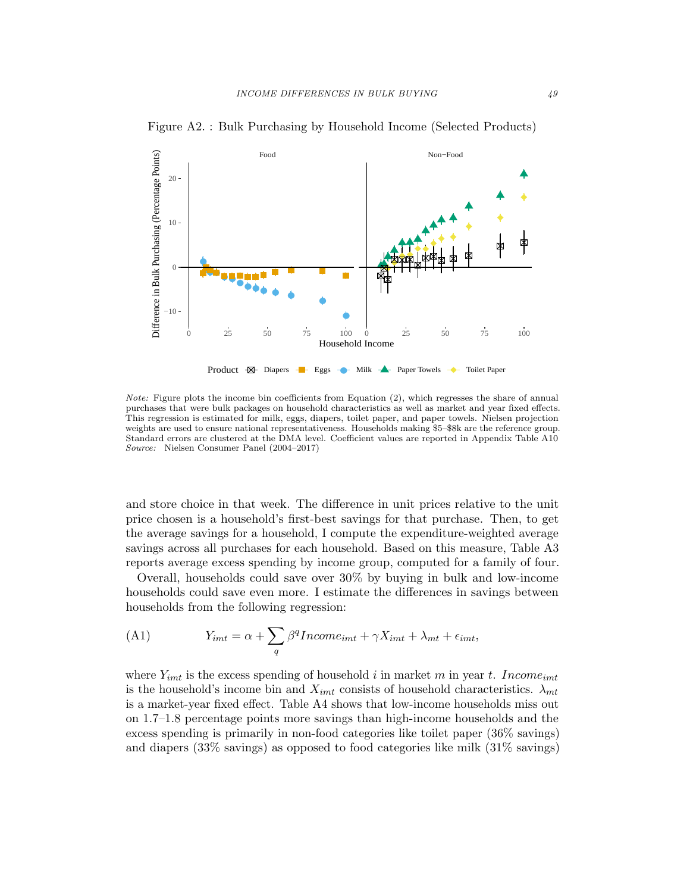Figure A2. : Bulk Purchasing by Household Income (Selected Products)

*Note:* Figure plots the income bin coefficients from Equation (2), which regresses the share of annual purchases that were bulk packages on household characteristics as well as market and year fixed effects. This regression is estimated for milk, eggs, diapers, toilet paper, and paper towels. Nielsen projection weights are used to ensure national representativeness. Households making \$5–\$8k are the reference group. Standard errors are clustered at the DMA level. Coefficient values are reported in Appendix Table A10
*Source:* Nielsen Consumer Panel (2004–2017)

and store choice in that week. The difference in unit prices relative to the unit price chosen is a household's first-best savings for that purchase. Then, to get the average savings for a household, I compute the expenditure-weighted average savings across all purchases for each household. Based on this measure, Table A3 reports average excess spending by income group, computed for a family of four.

Overall, households could save over 30% by buying in bulk and low-income households could save even more. I estimate the differences in savings between households from the following regression:

$$Y_{imt} = \alpha + \sum_q \beta^q Income_{imt} + \gamma X_{imt} + \lambda_{mt} + \epsilon_{imt}, \tag{A1}$$

where $Y_{imt}$ is the excess spending of household $i$ in market $m$ in year $t$. $Income_{imt}$ is the household's income bin and $X_{imt}$ consists of household characteristics. $\lambda_{mt}$ is a market-year fixed effect. Table A4 shows that low-income households miss out on 1.7–1.8 percentage points more savings than high-income households and the excess spending is primarily in non-food categories like toilet paper (36% savings) and diapers (33% savings) as opposed to food categories like milk (31% savings)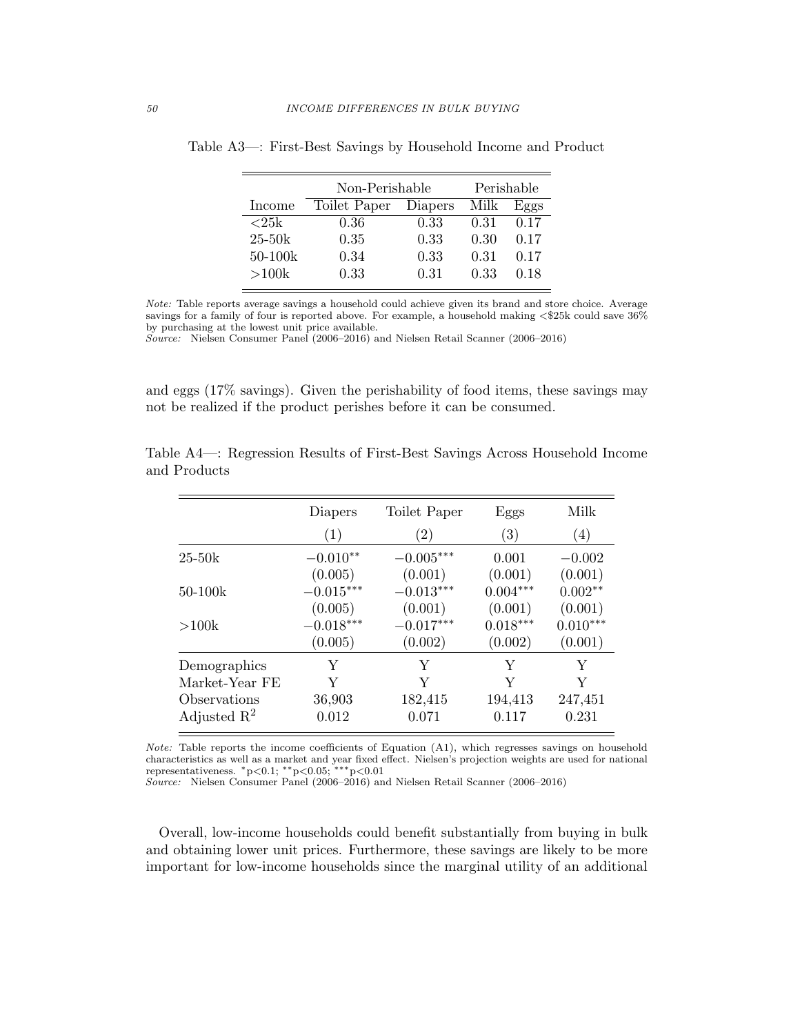Table A3—: First-Best Savings by Household Income and Product

| | Non-Perishable | | Perishable | |
|---|---|---|---|---|
| Income | Toilet Paper | Diapers | Milk | Eggs |
| <25k | 0.36 | 0.33 | 0.31 | 0.17 |
| 25-50k | 0.35 | 0.33 | 0.30 | 0.17 |
| 50-100k | 0.34 | 0.33 | 0.31 | 0.17 |
| >100k | 0.33 | 0.31 | 0.33 | 0.18 |

*Note:* Table reports average savings a household could achieve given its brand and store choice. Average savings for a family of four is reported above. For example, a household making <$25k could save 36% by purchasing at the lowest unit price available.
*Source:* Nielsen Consumer Panel (2006–2016) and Nielsen Retail Scanner (2006–2016)

and eggs (17% savings). Given the perishability of food items, these savings may not be realized if the product perishes before it can be consumed.

Table A4—: Regression Results of First-Best Savings Across Household Income and Products

| | Diapers | Toilet Paper | Eggs | Milk |
|---|---|---|---|---|
| | (1) | (2) | (3) | (4) |
| 25-50k | $-0.010^{**}$ | $-0.005^{***}$ | 0.001 | $-0.002$ |
| | (0.005) | (0.001) | (0.001) | (0.001) |
| 50-100k | $-0.015^{***}$ | $-0.013^{***}$ | $0.004^{***}$ | $0.002^{**}$ |
| | (0.005) | (0.001) | (0.001) | (0.001) |
| >100k | $-0.018^{***}$ | $-0.017^{***}$ | $0.018^{***}$ | $0.010^{***}$ |
| | (0.005) | (0.002) | (0.002) | (0.001) |
| Demographics | Y | Y | Y | Y |
| Market-Year FE | Y | Y | Y | Y |
| Observations | 36,903 | 182,415 | 194,413 | 247,451 |
| Adjusted $R^2$ | 0.012 | 0.071 | 0.117 | 0.231 |

*Note:* Table reports the income coefficients of Equation (A1), which regresses savings on household characteristics as well as a market and year fixed effect. Nielsen's projection weights are used for national representativeness. $^{*}$p<0.1; $^{**}$p<0.05; $^{***}$p<0.01
*Source:* Nielsen Consumer Panel (2006–2016) and Nielsen Retail Scanner (2006–2016)

Overall, low-income households could benefit substantially from buying in bulk and obtaining lower unit prices. Furthermore, these savings are likely to be more important for low-income households since the marginal utility of an additional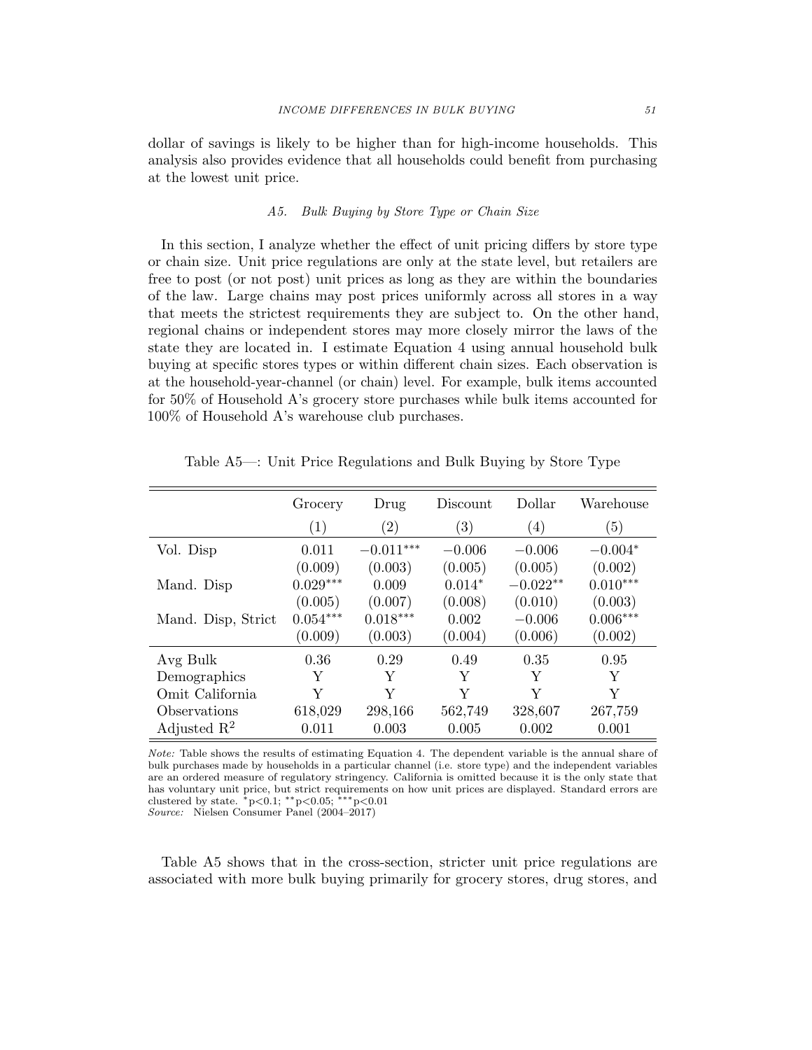dollar of savings is likely to be higher than for high-income households. This analysis also provides evidence that all households could benefit from purchasing at the lowest unit price.

### A5. *Bulk Buying by Store Type or Chain Size*

In this section, I analyze whether the effect of unit pricing differs by store type or chain size. Unit price regulations are only at the state level, but retailers are free to post (or not post) unit prices as long as they are within the boundaries of the law. Large chains may post prices uniformly across all stores in a way that meets the strictest requirements they are subject to. On the other hand, regional chains or independent stores may more closely mirror the laws of the state they are located in. I estimate Equation 4 using annual household bulk buying at specific stores types or within different chain sizes. Each observation is at the household-year-channel (or chain) level. For example, bulk items accounted for 50% of Household A's grocery store purchases while bulk items accounted for 100% of Household A's warehouse club purchases.

Table A5—: Unit Price Regulations and Bulk Buying by Store Type

| | Grocery | Drug | Discount | Dollar | Warehouse |
|---|---|---|---|---|---|
| | (1) | (2) | (3) | (4) | (5) |
| Vol. Disp | 0.011 | $-0.011^{***}$ | $-0.006$ | $-0.006$ | $-0.004^{*}$ |
| | (0.009) | (0.003) | (0.005) | (0.005) | (0.002) |
| Mand. Disp | $0.029^{***}$ | 0.009 | $0.014^{*}$ | $-0.022^{**}$ | $0.010^{***}$ |
| | (0.005) | (0.007) | (0.008) | (0.010) | (0.003) |
| Mand. Disp, Strict | $0.054^{***}$ | $0.018^{***}$ | 0.002 | $-0.006$ | $0.006^{***}$ |
| | (0.009) | (0.003) | (0.004) | (0.006) | (0.002) |
| Avg Bulk | 0.36 | 0.29 | 0.49 | 0.35 | 0.95 |
| Demographics | Y | Y | Y | Y | Y |
| Omit California | Y | Y | Y | Y | Y |
| Observations | 618,029 | 298,166 | 562,749 | 328,607 | 267,759 |
| Adjusted $R^2$ | 0.011 | 0.003 | 0.005 | 0.002 | 0.001 |

*Note:* Table shows the results of estimating Equation 4. The dependent variable is the annual share of bulk purchases made by households in a particular channel (i.e. store type) and the independent variables are an ordered measure of regulatory stringency. California is omitted because it is the only state that has voluntary unit price, but strict requirements on how unit prices are displayed. Standard errors are clustered by state. $^{*}$p<0.1; $^{**}$p<0.05; $^{***}$p<0.01
*Source:* Nielsen Consumer Panel (2004–2017)

Table A5 shows that in the cross-section, stricter unit price regulations are associated with more bulk buying primarily for grocery stores, drug stores, and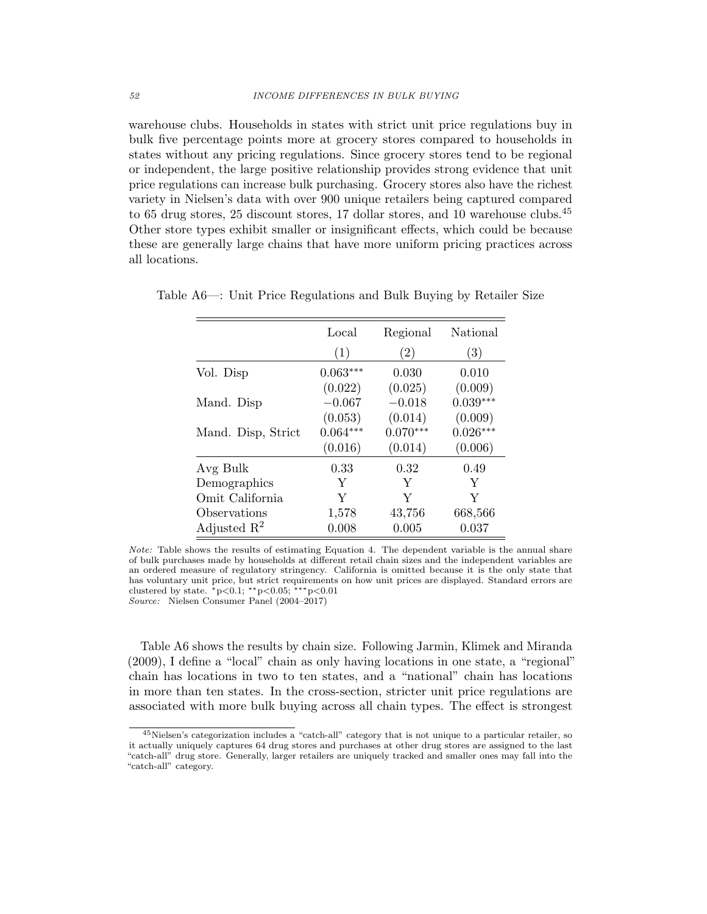warehouse clubs. Households in states with strict unit price regulations buy in bulk five percentage points more at grocery stores compared to households in states without any pricing regulations. Since grocery stores tend to be regional or independent, the large positive relationship provides strong evidence that unit price regulations can increase bulk purchasing. Grocery stores also have the richest variety in Nielsen's data with over 900 unique retailers being captured compared to 65 drug stores, 25 discount stores, 17 dollar stores, and 10 warehouse clubs.[45] Other store types exhibit smaller or insignificant effects, which could be because these are generally large chains that have more uniform pricing practices across all locations.

Table A6—: Unit Price Regulations and Bulk Buying by Retailer Size

| | Local | Regional | National |
|---|---|---|---|
| | (1) | (2) | (3) |
| Vol. Disp | 0.063*** | 0.030 | 0.010 |
| | (0.022) | (0.025) | (0.009) |
| Mand. Disp | −0.067 | −0.018 | 0.039*** |
| | (0.053) | (0.014) | (0.009) |
| Mand. Disp, Strict | 0.064*** | 0.070*** | 0.026*** |
| | (0.016) | (0.014) | (0.006) |
| Avg Bulk | 0.33 | 0.32 | 0.49 |
| Demographics | Y | Y | Y |
| Omit California | Y | Y | Y |
| Observations | 1,578 | 43,756 | 668,566 |
| Adjusted $R^2$ | 0.008 | 0.005 | 0.037 |

*Note:* Table shows the results of estimating Equation 4. The dependent variable is the annual share of bulk purchases made by households at different retail chain sizes and the independent variables are an ordered measure of regulatory stringency. California is omitted because it is the only state that has voluntary unit price, but strict requirements on how unit prices are displayed. Standard errors are clustered by state. *p<0.1; **p<0.05; ***p<0.01
*Source:* Nielsen Consumer Panel (2004–2017)

Table A6 shows the results by chain size. Following Jarmin, Klimek and Miranda (2009), I define a "local" chain as only having locations in one state, a "regional" chain has locations in two to ten states, and a "national" chain has locations in more than ten states. In the cross-section, stricter unit price regulations are associated with more bulk buying across all chain types. The effect is strongest

[45] Nielsen's categorization includes a "catch-all" category that is not unique to a particular retailer, so it actually uniquely captures 64 drug stores and purchases at other drug stores are assigned to the last "catch-all" drug store. Generally, larger retailers are uniquely tracked and smaller ones may fall into the "catch-all" category.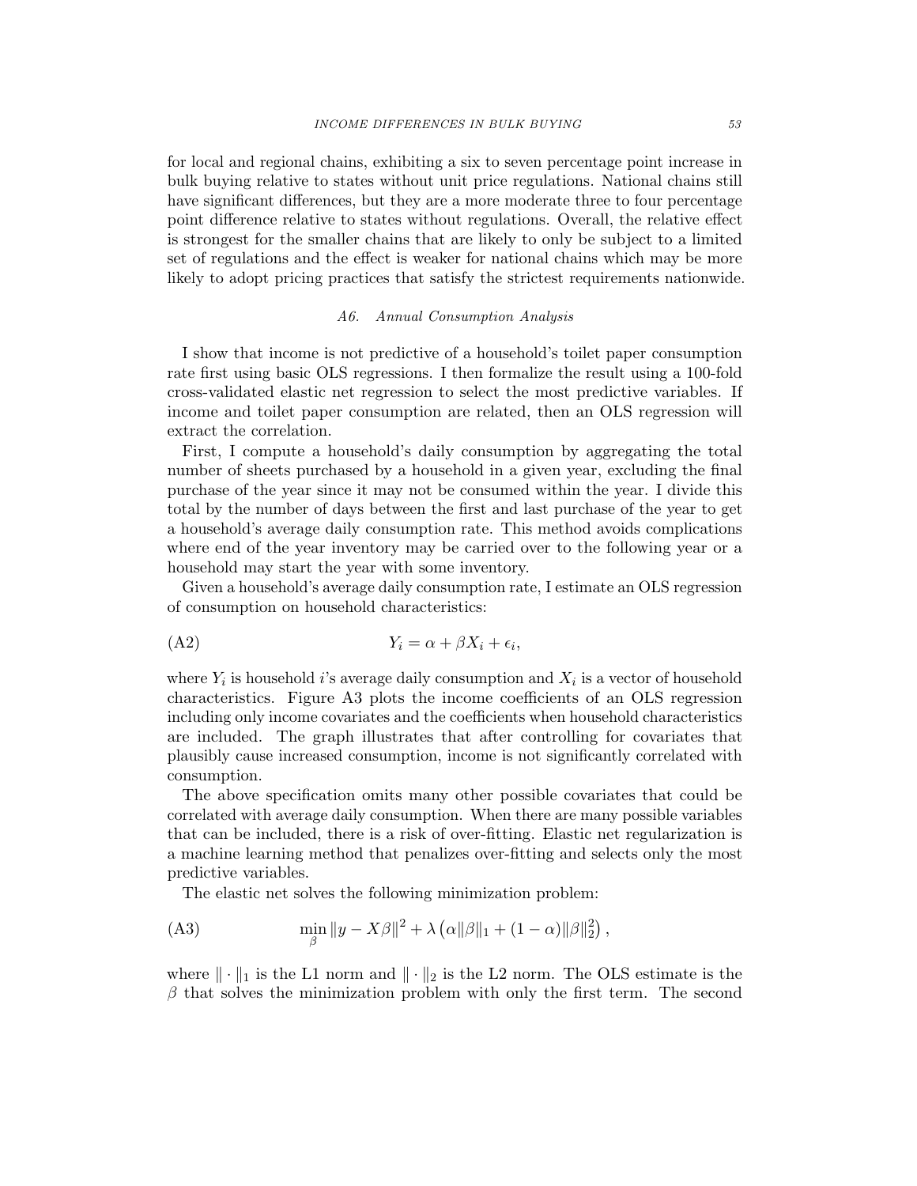for local and regional chains, exhibiting a six to seven percentage point increase in bulk buying relative to states without unit price regulations. National chains still have significant differences, but they are a more moderate three to four percentage point difference relative to states without regulations. Overall, the relative effect is strongest for the smaller chains that are likely to only be subject to a limited set of regulations and the effect is weaker for national chains which may be more likely to adopt pricing practices that satisfy the strictest requirements nationwide.

### *A6. Annual Consumption Analysis*

I show that income is not predictive of a household's toilet paper consumption rate first using basic OLS regressions. I then formalize the result using a 100-fold cross-validated elastic net regression to select the most predictive variables. If income and toilet paper consumption are related, then an OLS regression will extract the correlation.

First, I compute a household's daily consumption by aggregating the total number of sheets purchased by a household in a given year, excluding the final purchase of the year since it may not be consumed within the year. I divide this total by the number of days between the first and last purchase of the year to get a household's average daily consumption rate. This method avoids complications where end of the year inventory may be carried over to the following year or a household may start the year with some inventory.

Given a household's average daily consumption rate, I estimate an OLS regression of consumption on household characteristics:

$$Y_i = \alpha + \beta X_i + \epsilon_i, \tag{A2}$$

where $Y_i$ is household $i$'s average daily consumption and $X_i$ is a vector of household characteristics. Figure A3 plots the income coefficients of an OLS regression including only income covariates and the coefficients when household characteristics are included. The graph illustrates that after controlling for covariates that plausibly cause increased consumption, income is not significantly correlated with consumption.

The above specification omits many other possible covariates that could be correlated with average daily consumption. When there are many possible variables that can be included, there is a risk of over-fitting. Elastic net regularization is a machine learning method that penalizes over-fitting and selects only the most predictive variables.

The elastic net solves the following minimization problem:

$$\min_{\beta} \|y - X\beta\|^2 + \lambda \left(\alpha \|\beta\|_1 + (1-\alpha)\|\beta\|_2^2\right), \tag{A3}$$

where $\|\cdot\|_1$ is the L1 norm and $\|\cdot\|_2$ is the L2 norm. The OLS estimate is the $\beta$ that solves the minimization problem with only the first term. The second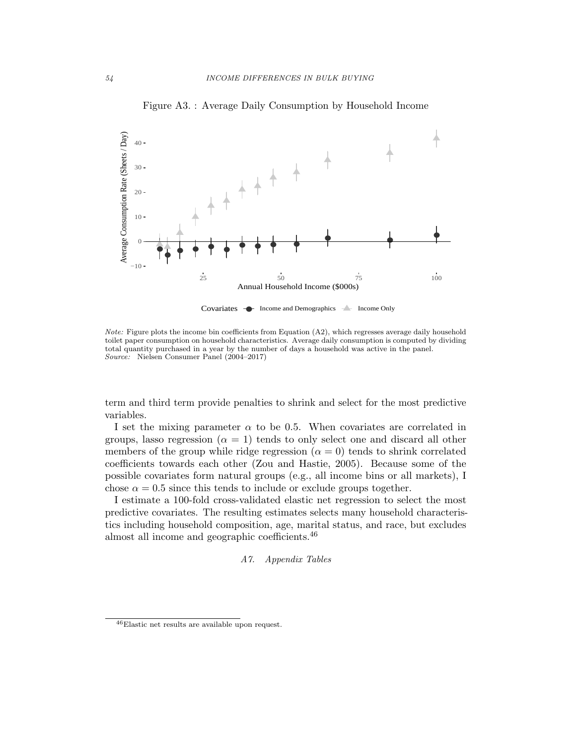Figure A3. : Average Daily Consumption by Household Income

*Note:* Figure plots the income bin coefficients from Equation (A2), which regresses average daily household toilet paper consumption on household characteristics. Average daily consumption is computed by dividing total quantity purchased in a year by the number of days a household was active in the panel.
*Source:* Nielsen Consumer Panel (2004–2017)

term and third term provide penalties to shrink and select for the most predictive variables.

I set the mixing parameter $\alpha$ to be 0.5. When covariates are correlated in groups, lasso regression ($\alpha = 1$) tends to only select one and discard all other members of the group while ridge regression ($\alpha = 0$) tends to shrink correlated coefficients towards each other (Zou and Hastie, 2005). Because some of the possible covariates form natural groups (e.g., all income bins or all markets), I chose $\alpha = 0.5$ since this tends to include or exclude groups together.

I estimate a 100-fold cross-validated elastic net regression to select the most predictive covariates. The resulting estimates selects many household characteristics including household composition, age, marital status, and race, but excludes almost all income and geographic coefficients.[46]

### *A7. Appendix Tables*

[46]Elastic net results are available upon request.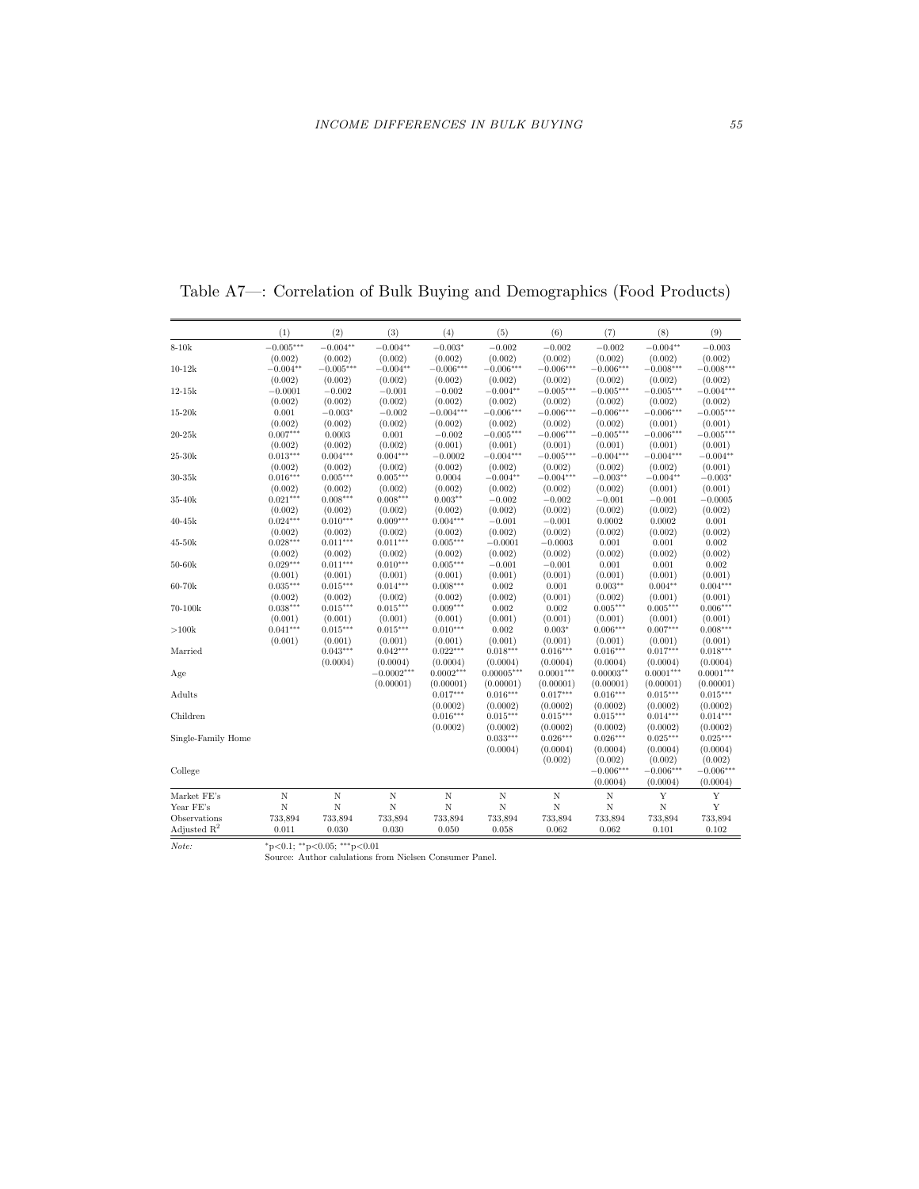Table A7—: Correlation of Bulk Buying and Demographics (Food Products)

| | (1) | (2) | (3) | (4) | (5) | (6) | (7) | (8) | (9) |
|---|---|---|---|---|---|---|---|---|---|
| 8-10k | −0.005*** | −0.004** | −0.004** | −0.003* | −0.002 | −0.002 | −0.002 | −0.004** | −0.003 |
| | (0.002) | (0.002) | (0.002) | (0.002) | (0.002) | (0.002) | (0.002) | (0.002) | (0.002) |
| 10-12k | −0.004** | −0.005*** | −0.004** | −0.006*** | −0.006*** | −0.006*** | −0.006*** | −0.008*** | −0.008*** |
| | (0.002) | (0.002) | (0.002) | (0.002) | (0.002) | (0.002) | (0.002) | (0.002) | (0.002) |
| 12-15k | −0.0001 | −0.002 | −0.001 | −0.002 | −0.004** | −0.005*** | −0.005*** | −0.005*** | −0.004*** |
| | (0.002) | (0.002) | (0.002) | (0.002) | (0.002) | (0.002) | (0.002) | (0.002) | (0.002) |
| 15-20k | 0.001 | −0.003* | −0.002 | −0.004*** | −0.006*** | −0.006*** | −0.006*** | −0.006*** | −0.005*** |
| | (0.002) | (0.002) | (0.002) | (0.002) | (0.002) | (0.002) | (0.002) | (0.001) | (0.001) |
| 20-25k | 0.007*** | 0.0003 | 0.001 | −0.002 | −0.005*** | −0.006*** | −0.005*** | −0.006*** | −0.005*** |
| | (0.002) | (0.002) | (0.002) | (0.001) | (0.001) | (0.001) | (0.001) | (0.001) | (0.001) |
| 25-30k | 0.013*** | 0.004*** | 0.004*** | −0.0002 | −0.004*** | −0.005*** | −0.004*** | −0.004*** | −0.004** |
| | (0.002) | (0.002) | (0.002) | (0.002) | (0.002) | (0.002) | (0.002) | (0.002) | (0.001) |
| 30-35k | 0.016*** | 0.005*** | 0.005*** | 0.0004 | −0.004** | −0.004*** | −0.003** | −0.004** | −0.003* |
| | (0.002) | (0.002) | (0.002) | (0.002) | (0.002) | (0.002) | (0.002) | (0.001) | (0.001) |
| 35-40k | 0.021*** | 0.008*** | 0.008*** | 0.003** | −0.002 | −0.002 | −0.001 | −0.001 | −0.0005 |
| | (0.002) | (0.002) | (0.002) | (0.002) | (0.002) | (0.002) | (0.002) | (0.002) | (0.002) |
| 40-45k | 0.024*** | 0.010*** | 0.009*** | 0.004*** | −0.001 | −0.001 | 0.0002 | 0.0002 | 0.001 |
| | (0.002) | (0.002) | (0.002) | (0.002) | (0.002) | (0.002) | (0.002) | (0.002) | (0.002) |
| 45-50k | 0.028*** | 0.011*** | 0.011*** | 0.005*** | −0.0001 | −0.0003 | 0.001 | 0.001 | 0.002 |
| | (0.002) | (0.002) | (0.002) | (0.002) | (0.002) | (0.002) | (0.002) | (0.002) | (0.002) |
| 50-60k | 0.029*** | 0.011*** | 0.010*** | 0.005*** | −0.001 | −0.001 | 0.001 | 0.001 | 0.002 |
| | (0.001) | (0.001) | (0.001) | (0.001) | (0.001) | (0.001) | (0.001) | (0.001) | (0.001) |
| 60-70k | 0.035*** | 0.015*** | 0.014*** | 0.008*** | 0.002 | 0.001 | 0.003** | 0.004** | 0.004*** |
| | (0.002) | (0.002) | (0.002) | (0.002) | (0.002) | (0.001) | (0.002) | (0.001) | (0.001) |
| 70-100k | 0.038*** | 0.015*** | 0.015*** | 0.009*** | 0.002 | 0.002 | 0.005*** | 0.005*** | 0.006*** |
| | (0.001) | (0.001) | (0.001) | (0.001) | (0.001) | (0.001) | (0.001) | (0.001) | (0.001) |
| >100k | 0.041*** | 0.015*** | 0.015*** | 0.010*** | 0.002 | 0.003* | 0.006*** | 0.007*** | 0.008*** |
| | (0.001) | (0.001) | (0.001) | (0.001) | (0.001) | (0.001) | (0.001) | (0.001) | (0.001) |
| Married | | 0.043*** | 0.042*** | 0.022*** | 0.018*** | 0.016*** | 0.016*** | 0.017*** | 0.018*** |
| | | (0.0004) | (0.0004) | (0.0004) | (0.0004) | (0.0004) | (0.0004) | (0.0004) | (0.0004) |
| Age | | | −0.0002*** | 0.0002*** | 0.00005*** | 0.0001*** | 0.00003** | 0.0001*** | 0.0001*** |
| | | | (0.00001) | (0.00001) | (0.00001) | (0.00001) | (0.00001) | (0.00001) | (0.00001) |
| Adults | | | | 0.017*** | 0.016*** | 0.017*** | 0.016*** | 0.015*** | 0.015*** |
| | | | | (0.0002) | (0.0002) | (0.0002) | (0.0002) | (0.0002) | (0.0002) |
| Children | | | | 0.016*** | 0.015*** | 0.015*** | 0.015*** | 0.014*** | 0.014*** |
| | | | | (0.0002) | (0.0002) | (0.0002) | (0.0002) | (0.0002) | (0.0002) |
| Single-Family Home | | | | | 0.033*** | 0.026*** | 0.026*** | 0.025*** | 0.025*** |
| | | | | | (0.0004) | (0.0004) | (0.0004) | (0.0004) | (0.0004) |
| | | | | | | (0.002) | (0.002) | (0.002) | (0.002) |
| College | | | | | | | −0.006*** | −0.006*** | −0.006*** |
| | | | | | | | (0.0004) | (0.0004) | (0.0004) |
| Market FE's | N | N | N | N | N | N | N | Y | Y |
| Year FE's | N | N | N | N | N | N | N | N | Y |
| Observations | 733,894 | 733,894 | 733,894 | 733,894 | 733,894 | 733,894 | 733,894 | 733,894 | 733,894 |
| Adjusted $R^2$ | 0.011 | 0.030 | 0.030 | 0.050 | 0.058 | 0.062 | 0.062 | 0.101 | 0.102 |

*Note:* *p<0.1; **p<0.05; ***p<0.01

Source: Author calulations from Nielsen Consumer Panel.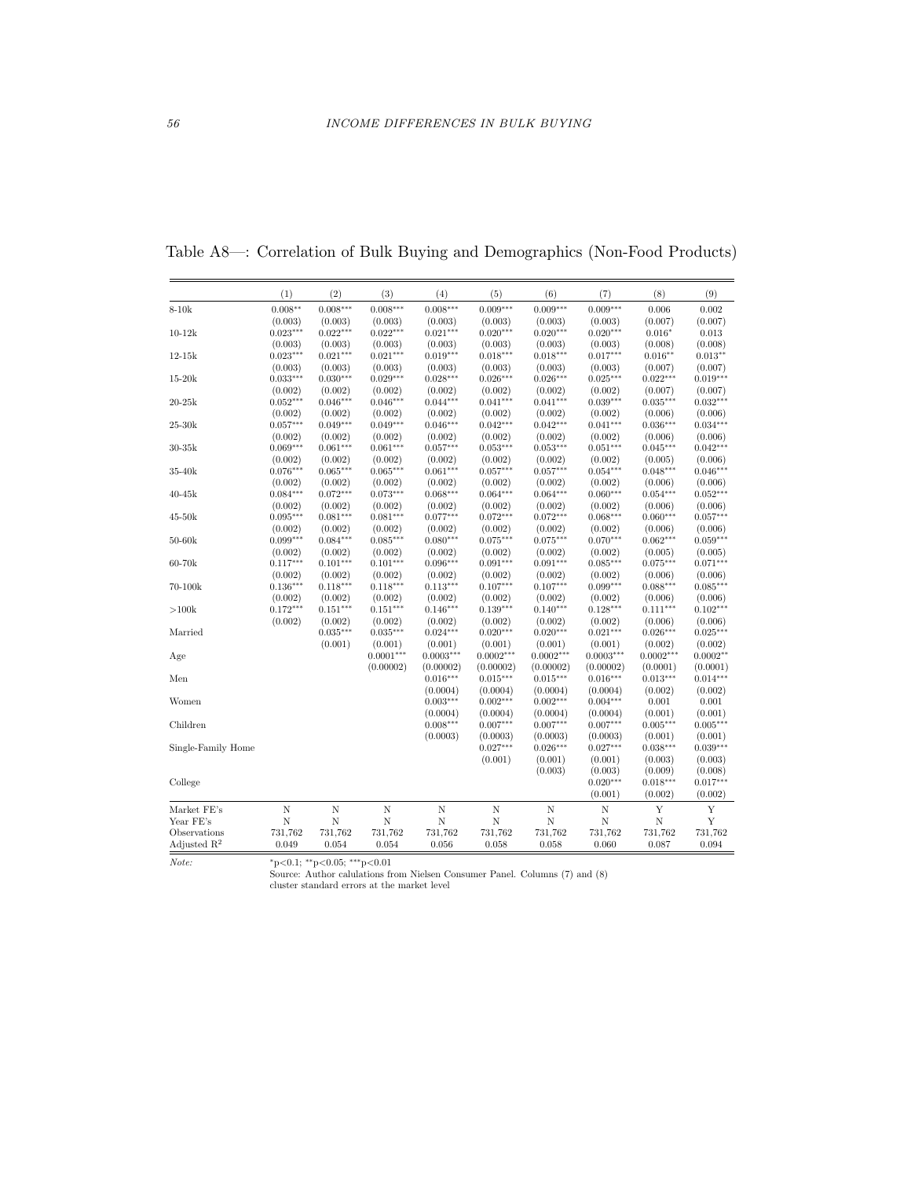Table A8—: Correlation of Bulk Buying and Demographics (Non-Food Products)

| | (1) | (2) | (3) | (4) | (5) | (6) | (7) | (8) | (9) |
|---|---|---|---|---|---|---|---|---|---|
| 8-10k | 0.008** | 0.008*** | 0.008*** | 0.008*** | 0.009*** | 0.009*** | 0.009*** | 0.006 | 0.002 |
| | (0.003) | (0.003) | (0.003) | (0.003) | (0.003) | (0.003) | (0.003) | (0.007) | (0.007) |
| 10-12k | 0.023*** | 0.022*** | 0.022*** | 0.021*** | 0.020*** | 0.020*** | 0.020*** | 0.016* | 0.013 |
| | (0.003) | (0.003) | (0.003) | (0.003) | (0.003) | (0.003) | (0.003) | (0.008) | (0.008) |
| 12-15k | 0.023*** | 0.021*** | 0.021*** | 0.019*** | 0.018*** | 0.018*** | 0.017*** | 0.016** | 0.013** |
| | (0.003) | (0.003) | (0.003) | (0.003) | (0.003) | (0.003) | (0.003) | (0.007) | (0.007) |
| 15-20k | 0.033*** | 0.030*** | 0.029*** | 0.028*** | 0.026*** | 0.026*** | 0.025*** | 0.022*** | 0.019*** |
| | (0.002) | (0.002) | (0.002) | (0.002) | (0.002) | (0.002) | (0.002) | (0.007) | (0.007) |
| 20-25k | 0.052*** | 0.046*** | 0.046*** | 0.044*** | 0.041*** | 0.041*** | 0.039*** | 0.035*** | 0.032*** |
| | (0.002) | (0.002) | (0.002) | (0.002) | (0.002) | (0.002) | (0.002) | (0.006) | (0.006) |
| 25-30k | 0.057*** | 0.049*** | 0.049*** | 0.046*** | 0.042*** | 0.042*** | 0.041*** | 0.036*** | 0.034*** |
| | (0.002) | (0.002) | (0.002) | (0.002) | (0.002) | (0.002) | (0.002) | (0.006) | (0.006) |
| 30-35k | 0.069*** | 0.061*** | 0.061*** | 0.057*** | 0.053*** | 0.053*** | 0.051*** | 0.045*** | 0.042*** |
| | (0.002) | (0.002) | (0.002) | (0.002) | (0.002) | (0.002) | (0.002) | (0.005) | (0.006) |
| 35-40k | 0.076*** | 0.065*** | 0.065*** | 0.061*** | 0.057*** | 0.057*** | 0.054*** | 0.048*** | 0.046*** |
| | (0.002) | (0.002) | (0.002) | (0.002) | (0.002) | (0.002) | (0.002) | (0.006) | (0.006) |
| 40-45k | 0.084*** | 0.072*** | 0.073*** | 0.068*** | 0.064*** | 0.064*** | 0.060*** | 0.054*** | 0.052*** |
| | (0.002) | (0.002) | (0.002) | (0.002) | (0.002) | (0.002) | (0.002) | (0.006) | (0.006) |
| 45-50k | 0.095*** | 0.081*** | 0.081*** | 0.077*** | 0.072*** | 0.072*** | 0.068*** | 0.060*** | 0.057*** |
| | (0.002) | (0.002) | (0.002) | (0.002) | (0.002) | (0.002) | (0.002) | (0.006) | (0.006) |
| 50-60k | 0.099*** | 0.084*** | 0.085*** | 0.080*** | 0.075*** | 0.075*** | 0.070*** | 0.062*** | 0.059*** |
| | (0.002) | (0.002) | (0.002) | (0.002) | (0.002) | (0.002) | (0.002) | (0.005) | (0.005) |
| 60-70k | 0.117*** | 0.101*** | 0.101*** | 0.096*** | 0.091*** | 0.091*** | 0.085*** | 0.075*** | 0.071*** |
| | (0.002) | (0.002) | (0.002) | (0.002) | (0.002) | (0.002) | (0.002) | (0.006) | (0.006) |
| 70-100k | 0.136*** | 0.118*** | 0.118*** | 0.113*** | 0.107*** | 0.107*** | 0.099*** | 0.088*** | 0.085*** |
| | (0.002) | (0.002) | (0.002) | (0.002) | (0.002) | (0.002) | (0.002) | (0.006) | (0.006) |
| >100k | 0.172*** | 0.151*** | 0.151*** | 0.146*** | 0.139*** | 0.140*** | 0.128*** | 0.111*** | 0.102*** |
| | (0.002) | (0.002) | (0.002) | (0.002) | (0.002) | (0.002) | (0.002) | (0.006) | (0.006) |
| Married | | 0.035*** | 0.035*** | 0.024*** | 0.020*** | 0.020*** | 0.021*** | 0.026*** | 0.025*** |
| | | (0.001) | (0.001) | (0.001) | (0.001) | (0.001) | (0.001) | (0.002) | (0.002) |
| Age | | | 0.0001*** | 0.0003*** | 0.0002*** | 0.0002*** | 0.0003*** | 0.0002*** | 0.0002** |
| | | | (0.00002) | (0.00002) | (0.00002) | (0.00002) | (0.00002) | (0.0001) | (0.0001) |
| Men | | | | 0.016*** | 0.015*** | 0.015*** | 0.016*** | 0.013*** | 0.014*** |
| | | | | (0.0004) | (0.0004) | (0.0004) | (0.0004) | (0.002) | (0.002) |
| Women | | | | 0.003*** | 0.002*** | 0.002*** | 0.004*** | 0.001 | 0.001 |
| | | | | (0.0004) | (0.0004) | (0.0004) | (0.0004) | (0.001) | (0.001) |
| Children | | | | 0.008*** | 0.007*** | 0.007*** | 0.007*** | 0.005*** | 0.005*** |
| | | | | (0.0003) | (0.0003) | (0.0003) | (0.0003) | (0.001) | (0.001) |
| Single-Family Home | | | | | 0.027*** | 0.026*** | 0.027*** | 0.038*** | 0.039*** |
| | | | | | (0.001) | (0.001) | (0.001) | (0.003) | (0.003) |
| | | | | | | (0.003) | (0.003) | (0.009) | (0.008) |
| College | | | | | | | 0.020*** | 0.018*** | 0.017*** |
| | | | | | | | (0.001) | (0.002) | (0.002) |
| Market FE's | N | N | N | N | N | N | N | Y | Y |
| Year FE's | N | N | N | N | N | N | N | N | Y |
| Observations | 731,762 | 731,762 | 731,762 | 731,762 | 731,762 | 731,762 | 731,762 | 731,762 | 731,762 |
| Adjusted $R^2$ | 0.049 | 0.054 | 0.054 | 0.056 | 0.058 | 0.058 | 0.060 | 0.087 | 0.094 |

*Note:* *p<0.1; **p<0.05; ***p<0.01

Source: Author calulations from Nielsen Consumer Panel. Columns (7) and (8) cluster standard errors at the market level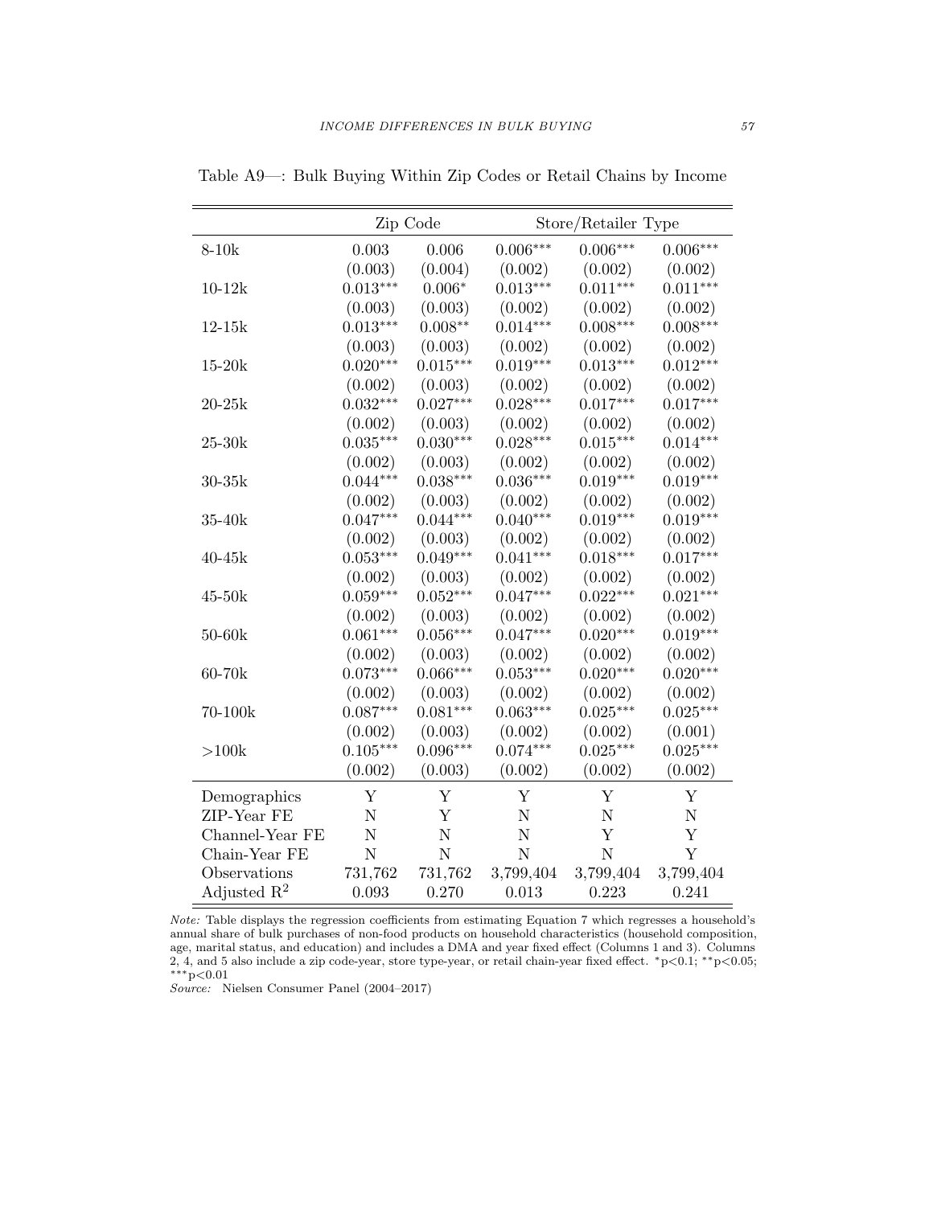Table A9—: Bulk Buying Within Zip Codes or Retail Chains by Income

| | Zip Code | | Store/Retailer Type | | |
|---|---|---|---|---|---|
| 8-10k | 0.003 | 0.006 | 0.006*** | 0.006*** | 0.006*** |
| | (0.003) | (0.004) | (0.002) | (0.002) | (0.002) |
| 10-12k | 0.013*** | 0.006* | 0.013*** | 0.011*** | 0.011*** |
| | (0.003) | (0.003) | (0.002) | (0.002) | (0.002) |
| 12-15k | 0.013*** | 0.008** | 0.014*** | 0.008*** | 0.008*** |
| | (0.003) | (0.003) | (0.002) | (0.002) | (0.002) |
| 15-20k | 0.020*** | 0.015*** | 0.019*** | 0.013*** | 0.012*** |
| | (0.002) | (0.003) | (0.002) | (0.002) | (0.002) |
| 20-25k | 0.032*** | 0.027*** | 0.028*** | 0.017*** | 0.017*** |
| | (0.002) | (0.003) | (0.002) | (0.002) | (0.002) |
| 25-30k | 0.035*** | 0.030*** | 0.028*** | 0.015*** | 0.014*** |
| | (0.002) | (0.003) | (0.002) | (0.002) | (0.002) |
| 30-35k | 0.044*** | 0.038*** | 0.036*** | 0.019*** | 0.019*** |
| | (0.002) | (0.003) | (0.002) | (0.002) | (0.002) |
| 35-40k | 0.047*** | 0.044*** | 0.040*** | 0.019*** | 0.019*** |
| | (0.002) | (0.003) | (0.002) | (0.002) | (0.002) |
| 40-45k | 0.053*** | 0.049*** | 0.041*** | 0.018*** | 0.017*** |
| | (0.002) | (0.003) | (0.002) | (0.002) | (0.002) |
| 45-50k | 0.059*** | 0.052*** | 0.047*** | 0.022*** | 0.021*** |
| | (0.002) | (0.003) | (0.002) | (0.002) | (0.002) |
| 50-60k | 0.061*** | 0.056*** | 0.047*** | 0.020*** | 0.019*** |
| | (0.002) | (0.003) | (0.002) | (0.002) | (0.002) |
| 60-70k | 0.073*** | 0.066*** | 0.053*** | 0.020*** | 0.020*** |
| | (0.002) | (0.003) | (0.002) | (0.002) | (0.002) |
| 70-100k | 0.087*** | 0.081*** | 0.063*** | 0.025*** | 0.025*** |
| | (0.002) | (0.003) | (0.002) | (0.002) | (0.001) |
| >100k | 0.105*** | 0.096*** | 0.074*** | 0.025*** | 0.025*** |
| | (0.002) | (0.003) | (0.002) | (0.002) | (0.002) |
| Demographics | Y | Y | Y | Y | Y |
| ZIP-Year FE | N | Y | N | N | N |
| Channel-Year FE | N | N | N | Y | Y |
| Chain-Year FE | N | N | N | N | Y |
| Observations | 731,762 | 731,762 | 3,799,404 | 3,799,404 | 3,799,404 |
| Adjusted $R^2$ | 0.093 | 0.270 | 0.013 | 0.223 | 0.241 |

*Note:* Table displays the regression coefficients from estimating Equation 7 which regresses a household's annual share of bulk purchases of non-food products on household characteristics (household composition, age, marital status, and education) and includes a DMA and year fixed effect (Columns 1 and 3). Columns 2, 4, and 5 also include a zip code-year, store type-year, or retail chain-year fixed effect. *p<0.1; **p<0.05; ***p<0.01

*Source:* Nielsen Consumer Panel (2004–2017)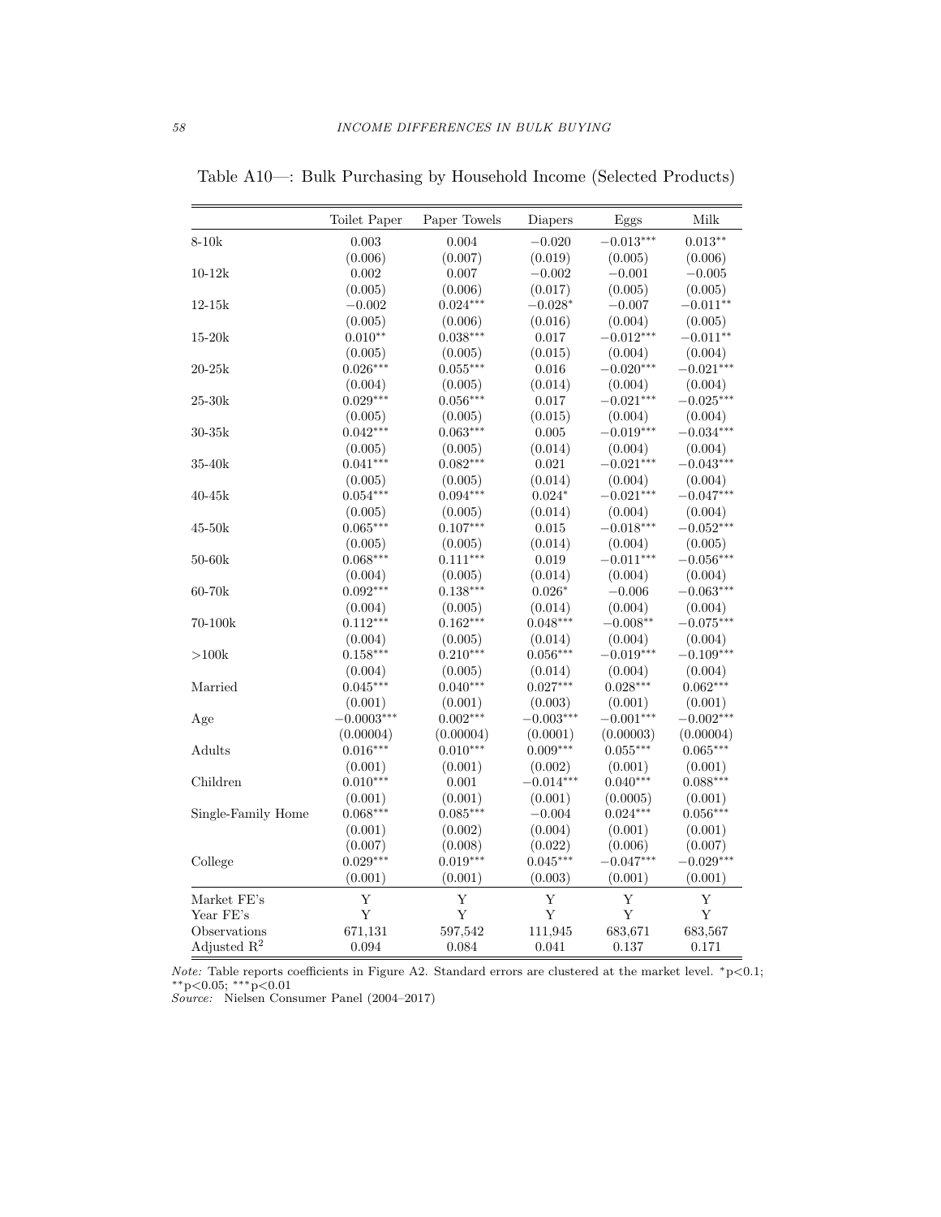Table A10—: Bulk Purchasing by Household Income (Selected Products)

| | Toilet Paper | Paper Towels | Diapers | Eggs | Milk |
|---|---|---|---|---|---|
| 8-10k | 0.003 | 0.004 | −0.020 | −0.013*** | 0.013** |
| | (0.006) | (0.007) | (0.019) | (0.005) | (0.006) |
| 10-12k | 0.002 | 0.007 | −0.002 | −0.001 | −0.005 |
| | (0.005) | (0.006) | (0.017) | (0.005) | (0.005) |
| 12-15k | −0.002 | 0.024*** | −0.028* | −0.007 | −0.011** |
| | (0.005) | (0.006) | (0.016) | (0.004) | (0.005) |
| 15-20k | 0.010** | 0.038*** | 0.017 | −0.012*** | −0.011** |
| | (0.005) | (0.005) | (0.015) | (0.004) | (0.004) |
| 20-25k | 0.026*** | 0.055*** | 0.016 | −0.020*** | −0.021*** |
| | (0.004) | (0.005) | (0.014) | (0.004) | (0.004) |
| 25-30k | 0.029*** | 0.056*** | 0.017 | −0.021*** | −0.025*** |
| | (0.005) | (0.005) | (0.015) | (0.004) | (0.004) |
| 30-35k | 0.042*** | 0.063*** | 0.005 | −0.019*** | −0.034*** |
| | (0.005) | (0.005) | (0.014) | (0.004) | (0.004) |
| 35-40k | 0.041*** | 0.082*** | 0.021 | −0.021*** | −0.043*** |
| | (0.005) | (0.005) | (0.014) | (0.004) | (0.004) |
| 40-45k | 0.054*** | 0.094*** | 0.024* | −0.021*** | −0.047*** |
| | (0.005) | (0.005) | (0.014) | (0.004) | (0.004) |
| 45-50k | 0.065*** | 0.107*** | 0.015 | −0.018*** | −0.052*** |
| | (0.005) | (0.005) | (0.014) | (0.004) | (0.005) |
| 50-60k | 0.068*** | 0.111*** | 0.019 | −0.011*** | −0.056*** |
| | (0.004) | (0.005) | (0.014) | (0.004) | (0.004) |
| 60-70k | 0.092*** | 0.138*** | 0.026* | −0.006 | −0.063*** |
| | (0.004) | (0.005) | (0.014) | (0.004) | (0.004) |
| 70-100k | 0.112*** | 0.162*** | 0.048*** | −0.008** | −0.075*** |
| | (0.004) | (0.005) | (0.014) | (0.004) | (0.004) |
| >100k | 0.158*** | 0.210*** | 0.056*** | −0.019*** | −0.109*** |
| | (0.004) | (0.005) | (0.014) | (0.004) | (0.004) |
| Married | 0.045*** | 0.040*** | 0.027*** | 0.028*** | 0.062*** |
| | (0.001) | (0.001) | (0.003) | (0.001) | (0.001) |
| Age | −0.0003*** | 0.002*** | −0.003*** | −0.001*** | −0.002*** |
| | (0.00004) | (0.00004) | (0.0001) | (0.00003) | (0.00004) |
| Adults | 0.016*** | 0.010*** | 0.009*** | 0.055*** | 0.065*** |
| | (0.001) | (0.001) | (0.002) | (0.001) | (0.001) |
| Children | 0.010*** | 0.001 | −0.014*** | 0.040*** | 0.088*** |
| | (0.001) | (0.001) | (0.001) | (0.0005) | (0.001) |
| Single-Family Home | 0.068*** | 0.085*** | −0.004 | 0.024*** | 0.056*** |
| | (0.001) | (0.002) | (0.004) | (0.001) | (0.001) |
| | (0.007) | (0.008) | (0.022) | (0.006) | (0.007) |
| College | 0.029*** | 0.019*** | 0.045*** | −0.047*** | −0.029*** |
| | (0.001) | (0.001) | (0.003) | (0.001) | (0.001) |
| Market FE's | Y | Y | Y | Y | Y |
| Year FE's | Y | Y | Y | Y | Y |
| Observations | 671,131 | 597,542 | 111,945 | 683,671 | 683,567 |
| Adjusted $R^2$ | 0.094 | 0.084 | 0.041 | 0.137 | 0.171 |

*Note:* Table reports coefficients in Figure A2. Standard errors are clustered at the market level. *p<0.1; **p<0.05; ***p<0.01

*Source:* Nielsen Consumer Panel (2004–2017)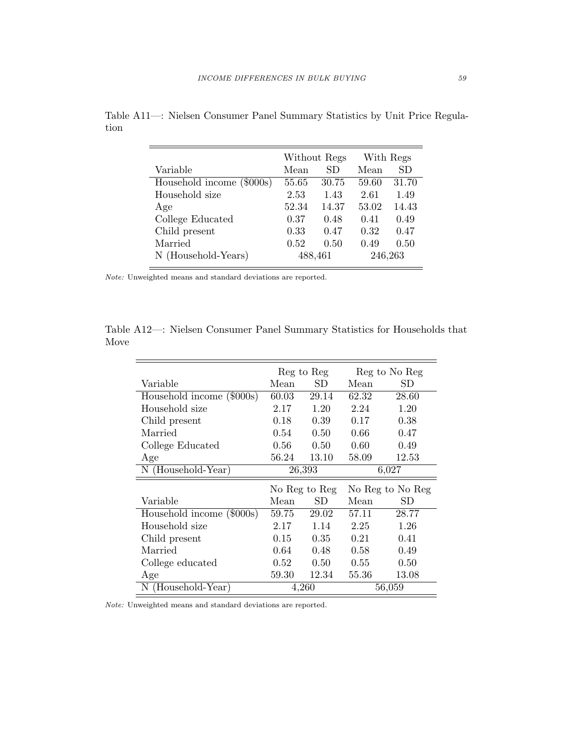Table A11—: Nielsen Consumer Panel Summary Statistics by Unit Price Regulation

| | Without Regs | | With Regs | |
|---|---|---|---|---|
| Variable | Mean | SD | Mean | SD |
| Household income ($000s) | 55.65 | 30.75 | 59.60 | 31.70 |
| Household size | 2.53 | 1.43 | 2.61 | 1.49 |
| Age | 52.34 | 14.37 | 53.02 | 14.43 |
| College Educated | 0.37 | 0.48 | 0.41 | 0.49 |
| Child present | 0.33 | 0.47 | 0.32 | 0.47 |
| Married | 0.52 | 0.50 | 0.49 | 0.50 |
| N (Household-Years) | 488,461 | | 246,263 | |

*Note:* Unweighted means and standard deviations are reported.

Table A12—: Nielsen Consumer Panel Summary Statistics for Households that Move

| | Reg to Reg | | Reg to No Reg | |
|---|---|---|---|---|
| Variable | Mean | SD | Mean | SD |
| Household income ($000s) | 60.03 | 29.14 | 62.32 | 28.60 |
| Household size | 2.17 | 1.20 | 2.24 | 1.20 |
| Child present | 0.18 | 0.39 | 0.17 | 0.38 |
| Married | 0.54 | 0.50 | 0.66 | 0.47 |
| College Educated | 0.56 | 0.50 | 0.60 | 0.49 |
| Age | 56.24 | 13.10 | 58.09 | 12.53 |
| N (Household-Year) | 26,393 | | 6,027 | |
| | **No Reg to Reg** | | **No Reg to No Reg** | |
| Variable | Mean | SD | Mean | SD |
| Household income ($000s) | 59.75 | 29.02 | 57.11 | 28.77 |
| Household size | 2.17 | 1.14 | 2.25 | 1.26 |
| Child present | 0.15 | 0.35 | 0.21 | 0.41 |
| Married | 0.64 | 0.48 | 0.58 | 0.49 |
| College educated | 0.52 | 0.50 | 0.55 | 0.50 |
| Age | 59.30 | 12.34 | 55.36 | 13.08 |
| N (Household-Year) | 4,260 | | 56,059 | |

*Note:* Unweighted means and standard deviations are reported.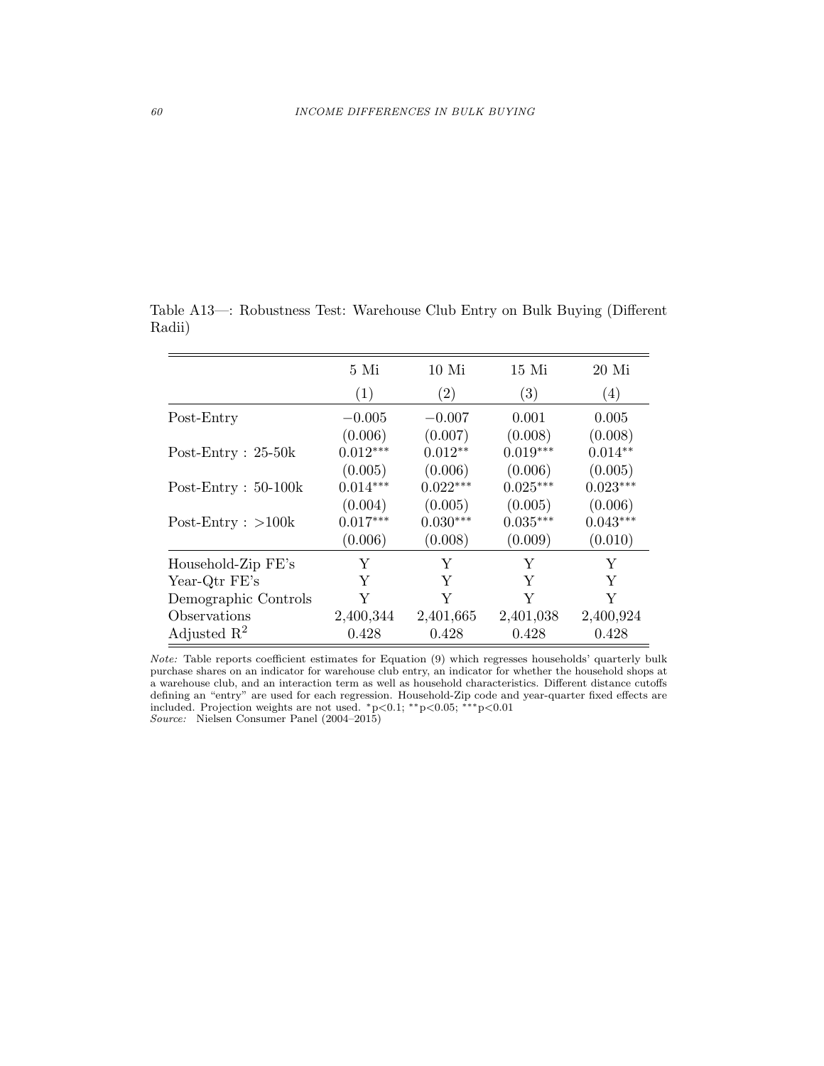Table A13—: Robustness Test: Warehouse Club Entry on Bulk Buying (Different Radii)

| | 5 Mi | 10 Mi | 15 Mi | 20 Mi |
|---|---|---|---|---|
| | (1) | (2) | (3) | (4) |
| Post-Entry | −0.005 | −0.007 | 0.001 | 0.005 |
| | (0.006) | (0.007) | (0.008) | (0.008) |
| Post-Entry : 25-50k | 0.012*** | 0.012** | 0.019*** | 0.014** |
| | (0.005) | (0.006) | (0.006) | (0.005) |
| Post-Entry : 50-100k | 0.014*** | 0.022*** | 0.025*** | 0.023*** |
| | (0.004) | (0.005) | (0.005) | (0.006) |
| Post-Entry : >100k | 0.017*** | 0.030*** | 0.035*** | 0.043*** |
| | (0.006) | (0.008) | (0.009) | (0.010) |
| Household-Zip FE's | Y | Y | Y | Y |
| Year-Qtr FE's | Y | Y | Y | Y |
| Demographic Controls | Y | Y | Y | Y |
| Observations | 2,400,344 | 2,401,665 | 2,401,038 | 2,400,924 |
| Adjusted $R^2$ | 0.428 | 0.428 | 0.428 | 0.428 |

*Note:* Table reports coefficient estimates for Equation (9) which regresses households' quarterly bulk purchase shares on an indicator for warehouse club entry, an indicator for whether the household shops at a warehouse club, and an interaction term as well as household characteristics. Different distance cutoffs defining an "entry" are used for each regression. Household-Zip code and year-quarter fixed effects are included. Projection weights are not used. *p<0.1; **p<0.05; ***p<0.01
*Source:* Nielsen Consumer Panel (2004–2015)